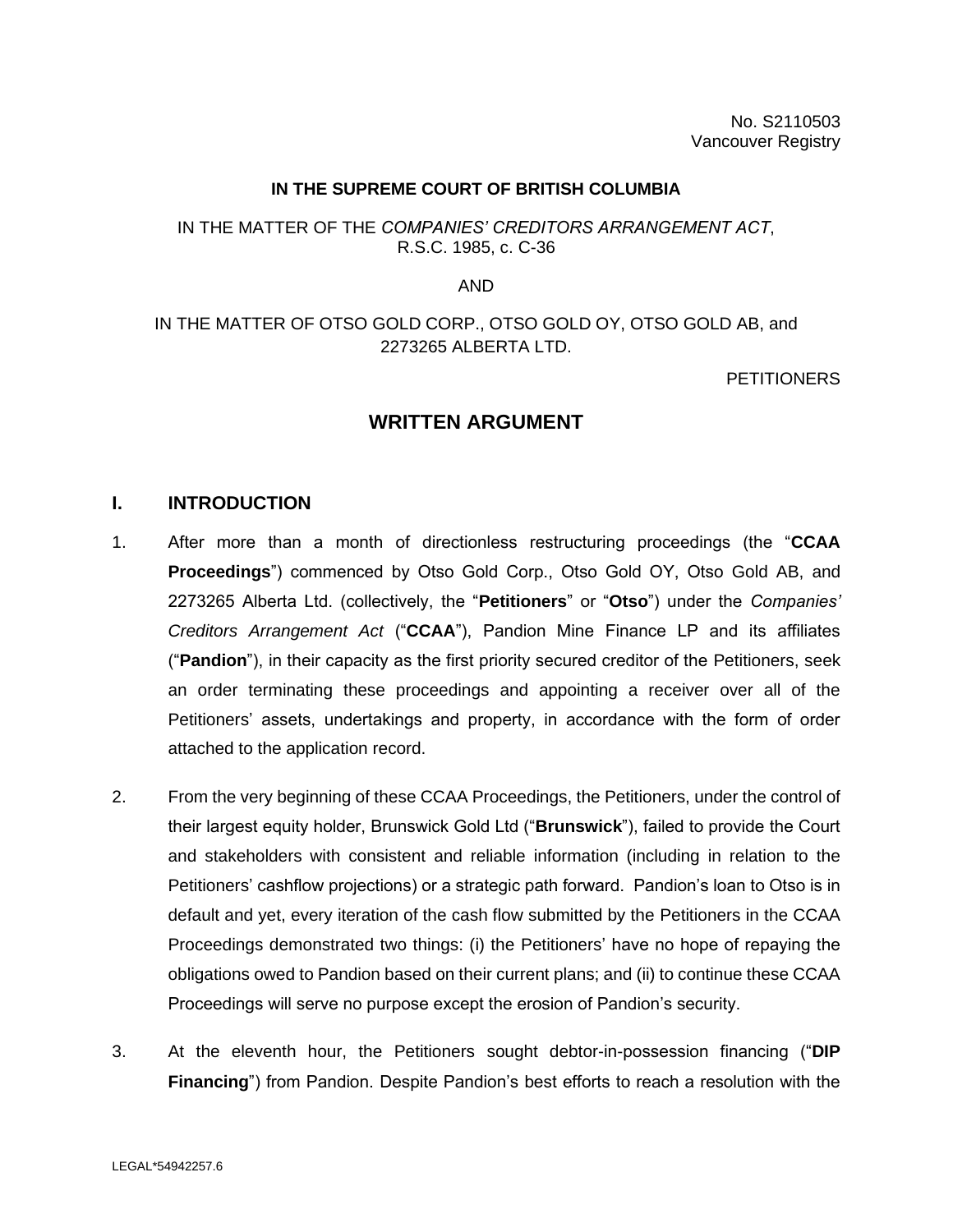No. S2110503
Vancouver Registry

**IN THE SUPREME COURT OF BRITISH COLUMBIA**

IN THE MATTER OF THE *COMPANIES' CREDITORS ARRANGEMENT ACT*,
R.S.C. 1985, c. C-36

AND

IN THE MATTER OF OTSO GOLD CORP., OTSO GOLD OY, OTSO GOLD AB, and
2273265 ALBERTA LTD.

PETITIONERS

# WRITTEN ARGUMENT

## I. INTRODUCTION

1. After more than a month of directionless restructuring proceedings (the "**CCAA Proceedings**") commenced by Otso Gold Corp., Otso Gold OY, Otso Gold AB, and 2273265 Alberta Ltd. (collectively, the "**Petitioners**" or "**Otso**") under the *Companies' Creditors Arrangement Act* ("**CCAA**"), Pandion Mine Finance LP and its affiliates ("**Pandion**"), in their capacity as the first priority secured creditor of the Petitioners, seek an order terminating these proceedings and appointing a receiver over all of the Petitioners' assets, undertakings and property, in accordance with the form of order attached to the application record.

2. From the very beginning of these CCAA Proceedings, the Petitioners, under the control of their largest equity holder, Brunswick Gold Ltd ("**Brunswick**"), failed to provide the Court and stakeholders with consistent and reliable information (including in relation to the Petitioners' cashflow projections) or a strategic path forward. Pandion's loan to Otso is in default and yet, every iteration of the cash flow submitted by the Petitioners in the CCAA Proceedings demonstrated two things: (i) the Petitioners' have no hope of repaying the obligations owed to Pandion based on their current plans; and (ii) to continue these CCAA Proceedings will serve no purpose except the erosion of Pandion's security.

3. At the eleventh hour, the Petitioners sought debtor-in-possession financing ("**DIP Financing**") from Pandion. Despite Pandion's best efforts to reach a resolution with the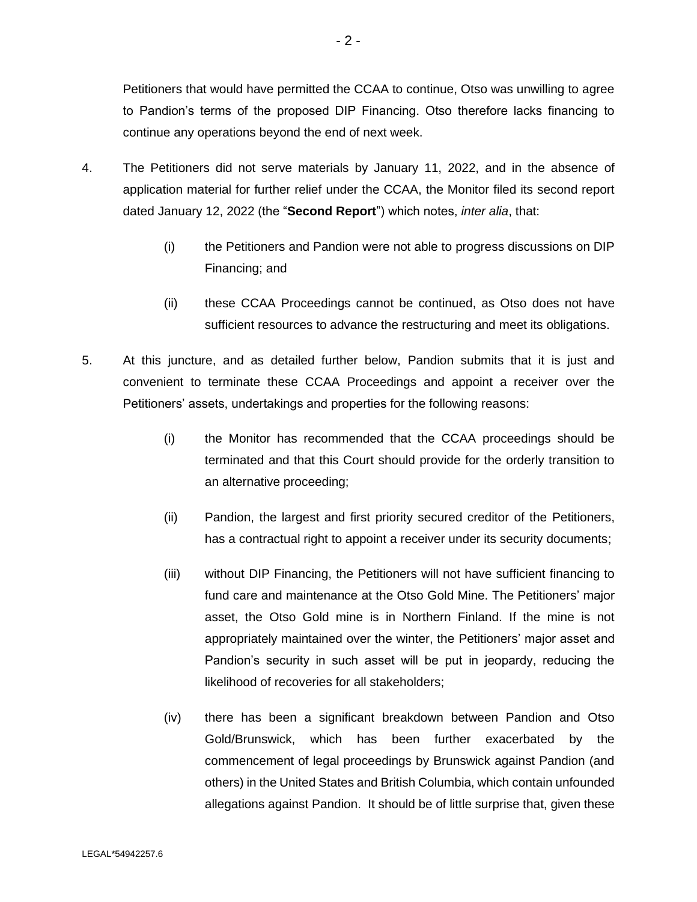Petitioners that would have permitted the CCAA to continue, Otso was unwilling to agree to Pandion's terms of the proposed DIP Financing. Otso therefore lacks financing to continue any operations beyond the end of next week.

4. The Petitioners did not serve materials by January 11, 2022, and in the absence of application material for further relief under the CCAA, the Monitor filed its second report dated January 12, 2022 (the "**Second Report**") which notes, *inter alia*, that:

   (i) the Petitioners and Pandion were not able to progress discussions on DIP Financing; and

   (ii) these CCAA Proceedings cannot be continued, as Otso does not have sufficient resources to advance the restructuring and meet its obligations.

5. At this juncture, and as detailed further below, Pandion submits that it is just and convenient to terminate these CCAA Proceedings and appoint a receiver over the Petitioners' assets, undertakings and properties for the following reasons:

   (i) the Monitor has recommended that the CCAA proceedings should be terminated and that this Court should provide for the orderly transition to an alternative proceeding;

   (ii) Pandion, the largest and first priority secured creditor of the Petitioners, has a contractual right to appoint a receiver under its security documents;

   (iii) without DIP Financing, the Petitioners will not have sufficient financing to fund care and maintenance at the Otso Gold Mine. The Petitioners' major asset, the Otso Gold mine is in Northern Finland. If the mine is not appropriately maintained over the winter, the Petitioners' major asset and Pandion's security in such asset will be put in jeopardy, reducing the likelihood of recoveries for all stakeholders;

   (iv) there has been a significant breakdown between Pandion and Otso Gold/Brunswick, which has been further exacerbated by the commencement of legal proceedings by Brunswick against Pandion (and others) in the United States and British Columbia, which contain unfounded allegations against Pandion. It should be of little surprise that, given these

LEGAL*54942257.6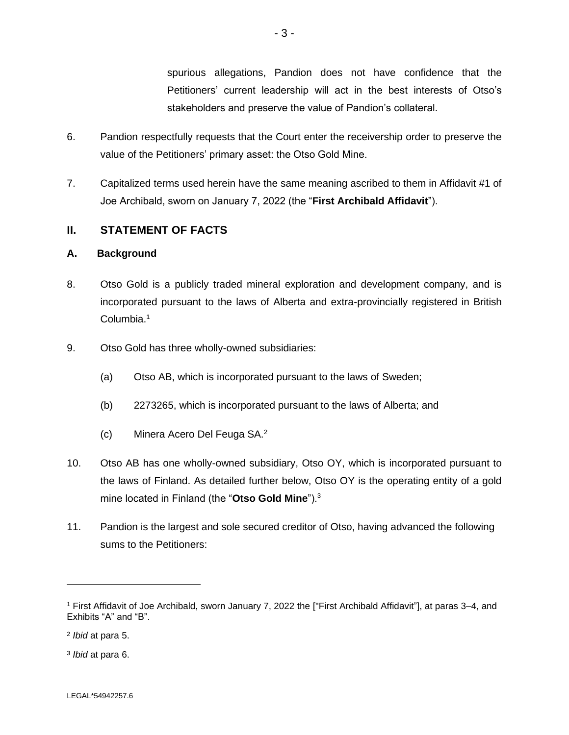spurious allegations, Pandion does not have confidence that the Petitioners' current leadership will act in the best interests of Otso's stakeholders and preserve the value of Pandion's collateral.

6. Pandion respectfully requests that the Court enter the receivership order to preserve the value of the Petitioners' primary asset: the Otso Gold Mine.

7. Capitalized terms used herein have the same meaning ascribed to them in Affidavit #1 of Joe Archibald, sworn on January 7, 2022 (the "**First Archibald Affidavit**").

## II. STATEMENT OF FACTS

### A. Background

8. Otso Gold is a publicly traded mineral exploration and development company, and is incorporated pursuant to the laws of Alberta and extra-provincially registered in British Columbia.[1]

9. Otso Gold has three wholly-owned subsidiaries:

   (a) Otso AB, which is incorporated pursuant to the laws of Sweden;

   (b) 2273265, which is incorporated pursuant to the laws of Alberta; and

   (c) Minera Acero Del Feuga SA.[2]

10. Otso AB has one wholly-owned subsidiary, Otso OY, which is incorporated pursuant to the laws of Finland. As detailed further below, Otso OY is the operating entity of a gold mine located in Finland (the "**Otso Gold Mine**").[3]

11. Pandion is the largest and sole secured creditor of Otso, having advanced the following sums to the Petitioners:

---

[1] First Affidavit of Joe Archibald, sworn January 7, 2022 the ["First Archibald Affidavit"], at paras 3–4, and Exhibits "A" and "B".

[2] *Ibid* at para 5.

[3] *Ibid* at para 6.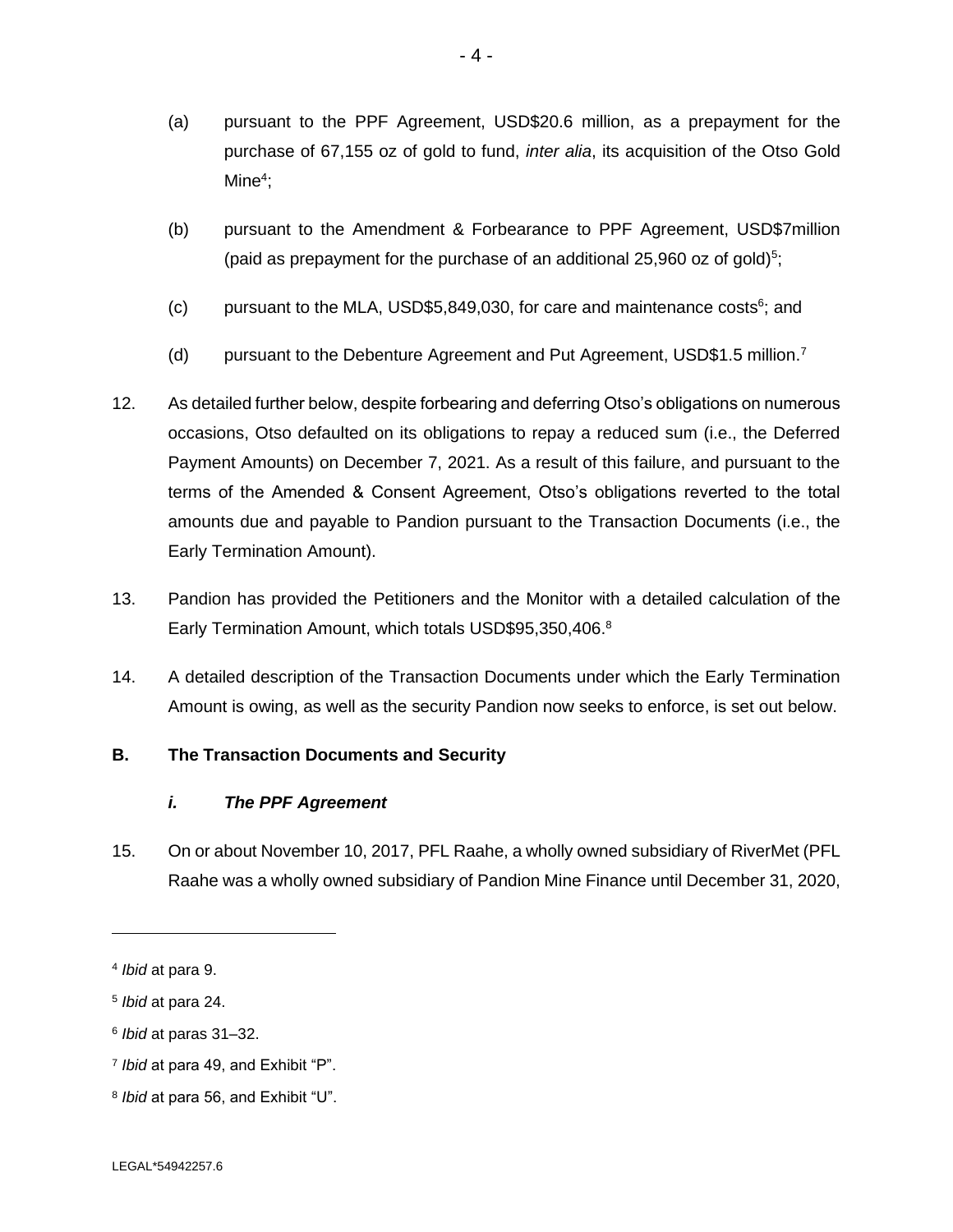(a) pursuant to the PPF Agreement, USD$20.6 million, as a prepayment for the purchase of 67,155 oz of gold to fund, *inter alia*, its acquisition of the Otso Gold Mine[4];

(b) pursuant to the Amendment & Forbearance to PPF Agreement, USD$7million (paid as prepayment for the purchase of an additional 25,960 oz of gold)[5];

(c) pursuant to the MLA, USD$5,849,030, for care and maintenance costs[6]; and

(d) pursuant to the Debenture Agreement and Put Agreement, USD$1.5 million.[7]

12. As detailed further below, despite forbearing and deferring Otso's obligations on numerous occasions, Otso defaulted on its obligations to repay a reduced sum (i.e., the Deferred Payment Amounts) on December 7, 2021. As a result of this failure, and pursuant to the terms of the Amended & Consent Agreement, Otso's obligations reverted to the total amounts due and payable to Pandion pursuant to the Transaction Documents (i.e., the Early Termination Amount).

13. Pandion has provided the Petitioners and the Monitor with a detailed calculation of the Early Termination Amount, which totals USD$95,350,406.[8]

14. A detailed description of the Transaction Documents under which the Early Termination Amount is owing, as well as the security Pandion now seeks to enforce, is set out below.

### B. The Transaction Documents and Security

#### *i. The PPF Agreement*

15. On or about November 10, 2017, PFL Raahe, a wholly owned subsidiary of RiverMet (PFL Raahe was a wholly owned subsidiary of Pandion Mine Finance until December 31, 2020,

---

[4] *Ibid* at para 9.

[5] *Ibid* at para 24.

[6] *Ibid* at paras 31–32.

[7] *Ibid* at para 49, and Exhibit "P".

[8] *Ibid* at para 56, and Exhibit "U".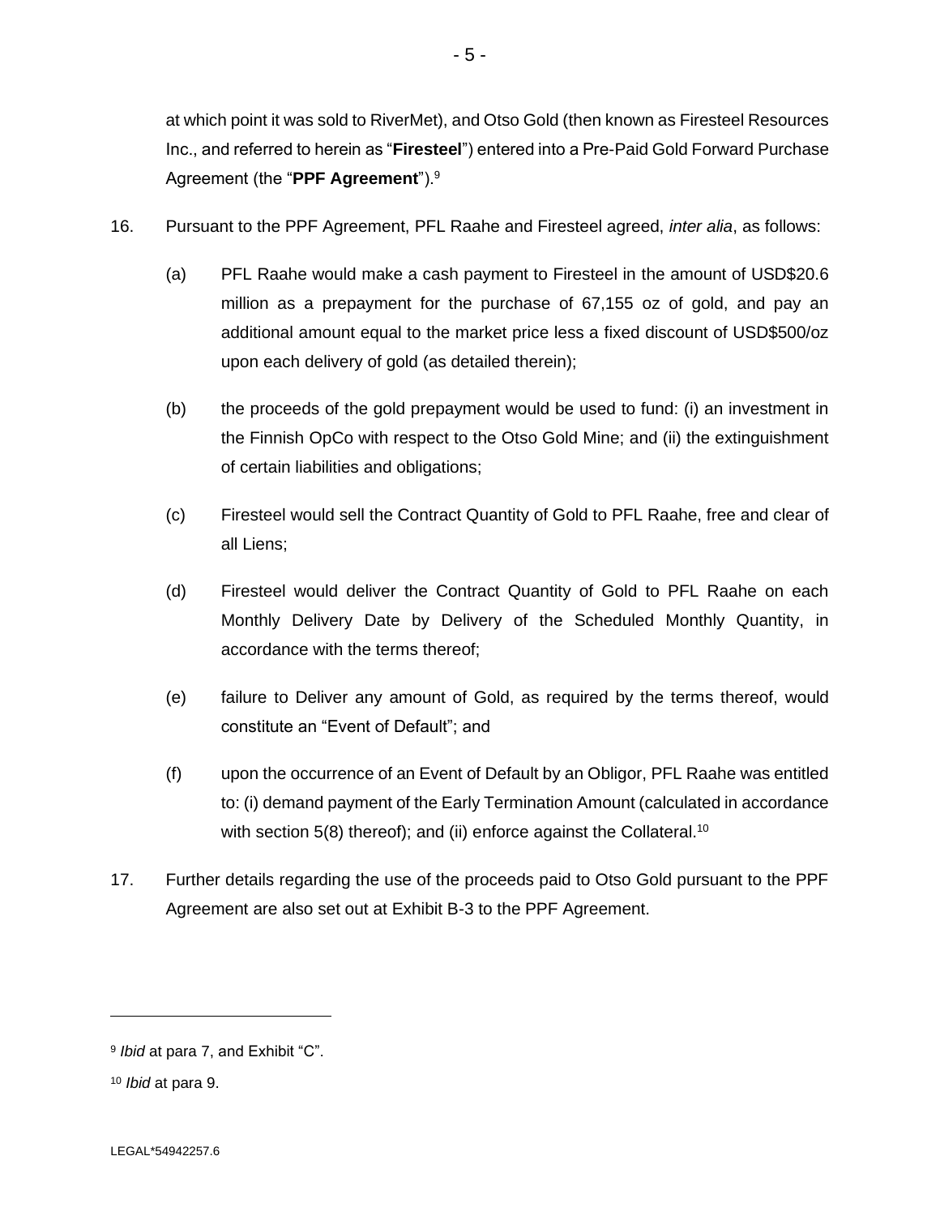at which point it was sold to RiverMet), and Otso Gold (then known as Firesteel Resources Inc., and referred to herein as "**Firesteel**") entered into a Pre-Paid Gold Forward Purchase Agreement (the "**PPF Agreement**").[9]

16. Pursuant to the PPF Agreement, PFL Raahe and Firesteel agreed, *inter alia*, as follows:

    (a) PFL Raahe would make a cash payment to Firesteel in the amount of USD$20.6 million as a prepayment for the purchase of 67,155 oz of gold, and pay an additional amount equal to the market price less a fixed discount of USD$500/oz upon each delivery of gold (as detailed therein);

    (b) the proceeds of the gold prepayment would be used to fund: (i) an investment in the Finnish OpCo with respect to the Otso Gold Mine; and (ii) the extinguishment of certain liabilities and obligations;

    (c) Firesteel would sell the Contract Quantity of Gold to PFL Raahe, free and clear of all Liens;

    (d) Firesteel would deliver the Contract Quantity of Gold to PFL Raahe on each Monthly Delivery Date by Delivery of the Scheduled Monthly Quantity, in accordance with the terms thereof;

    (e) failure to Deliver any amount of Gold, as required by the terms thereof, would constitute an "Event of Default"; and

    (f) upon the occurrence of an Event of Default by an Obligor, PFL Raahe was entitled to: (i) demand payment of the Early Termination Amount (calculated in accordance with section 5(8) thereof); and (ii) enforce against the Collateral.[10]

17. Further details regarding the use of the proceeds paid to Otso Gold pursuant to the PPF Agreement are also set out at Exhibit B-3 to the PPF Agreement.

---

[9] *Ibid* at para 7, and Exhibit "C".

[10] *Ibid* at para 9.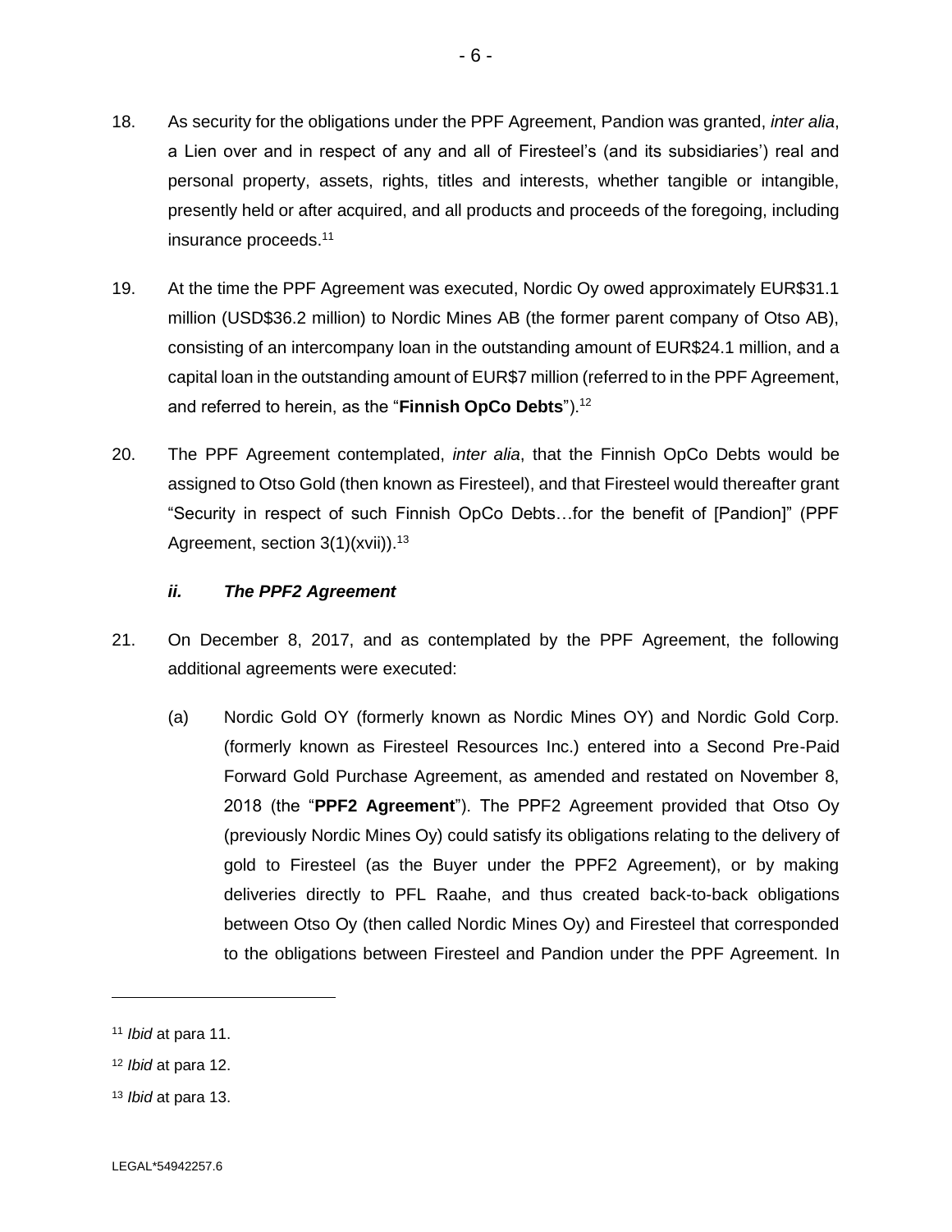18. As security for the obligations under the PPF Agreement, Pandion was granted, *inter alia*, a Lien over and in respect of any and all of Firesteel's (and its subsidiaries') real and personal property, assets, rights, titles and interests, whether tangible or intangible, presently held or after acquired, and all products and proceeds of the foregoing, including insurance proceeds.[11]

19. At the time the PPF Agreement was executed, Nordic Oy owed approximately EUR$31.1 million (USD$36.2 million) to Nordic Mines AB (the former parent company of Otso AB), consisting of an intercompany loan in the outstanding amount of EUR$24.1 million, and a capital loan in the outstanding amount of EUR$7 million (referred to in the PPF Agreement, and referred to herein, as the "**Finnish OpCo Debts**").[12]

20. The PPF Agreement contemplated, *inter alia*, that the Finnish OpCo Debts would be assigned to Otso Gold (then known as Firesteel), and that Firesteel would thereafter grant "Security in respect of such Finnish OpCo Debts…for the benefit of [Pandion]" (PPF Agreement, section 3(1)(xvii)).[13]

### *ii. The PPF2 Agreement*

21. On December 8, 2017, and as contemplated by the PPF Agreement, the following additional agreements were executed:

    (a) Nordic Gold OY (formerly known as Nordic Mines OY) and Nordic Gold Corp. (formerly known as Firesteel Resources Inc.) entered into a Second Pre-Paid Forward Gold Purchase Agreement, as amended and restated on November 8, 2018 (the "**PPF2 Agreement**"). The PPF2 Agreement provided that Otso Oy (previously Nordic Mines Oy) could satisfy its obligations relating to the delivery of gold to Firesteel (as the Buyer under the PPF2 Agreement), or by making deliveries directly to PFL Raahe, and thus created back-to-back obligations between Otso Oy (then called Nordic Mines Oy) and Firesteel that corresponded to the obligations between Firesteel and Pandion under the PPF Agreement. In

---

[11] *Ibid* at para 11.

[12] *Ibid* at para 12.

[13] *Ibid* at para 13.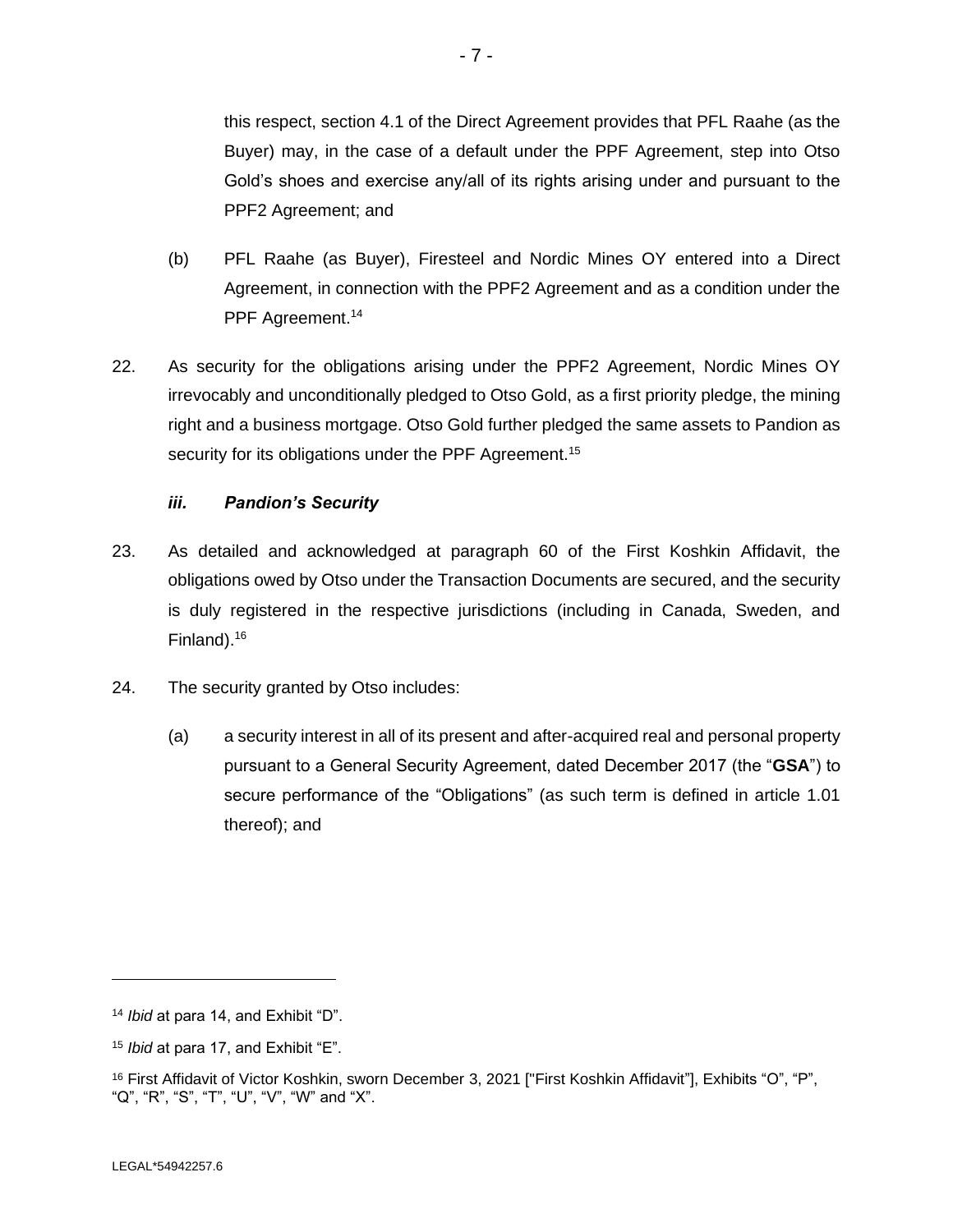this respect, section 4.1 of the Direct Agreement provides that PFL Raahe (as the Buyer) may, in the case of a default under the PPF Agreement, step into Otso Gold's shoes and exercise any/all of its rights arising under and pursuant to the PPF2 Agreement; and

(b) PFL Raahe (as Buyer), Firesteel and Nordic Mines OY entered into a Direct Agreement, in connection with the PPF2 Agreement and as a condition under the PPF Agreement.[14]

22. As security for the obligations arising under the PPF2 Agreement, Nordic Mines OY irrevocably and unconditionally pledged to Otso Gold, as a first priority pledge, the mining right and a business mortgage. Otso Gold further pledged the same assets to Pandion as security for its obligations under the PPF Agreement.[15]

### *iii. Pandion's Security*

23. As detailed and acknowledged at paragraph 60 of the First Koshkin Affidavit, the obligations owed by Otso under the Transaction Documents are secured, and the security is duly registered in the respective jurisdictions (including in Canada, Sweden, and Finland).[16]

24. The security granted by Otso includes:

(a) a security interest in all of its present and after-acquired real and personal property pursuant to a General Security Agreement, dated December 2017 (the "**GSA**") to secure performance of the "Obligations" (as such term is defined in article 1.01 thereof); and

---

[14] *Ibid* at para 14, and Exhibit "D".

[15] *Ibid* at para 17, and Exhibit "E".

[16] First Affidavit of Victor Koshkin, sworn December 3, 2021 ["First Koshkin Affidavit"], Exhibits "O", "P", "Q", "R", "S", "T", "U", "V", "W" and "X".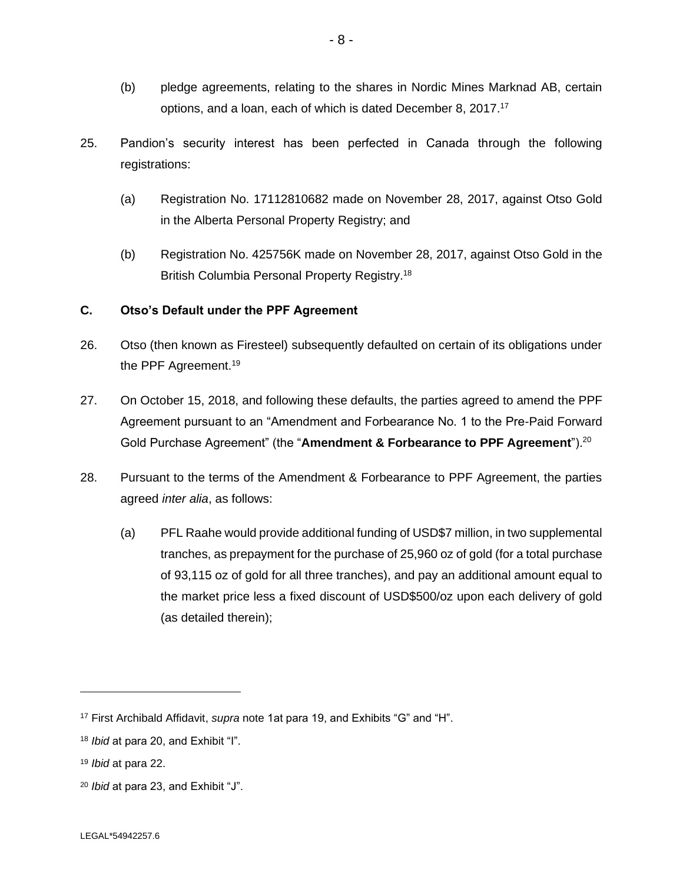(b) pledge agreements, relating to the shares in Nordic Mines Marknad AB, certain options, and a loan, each of which is dated December 8, 2017.[17]

25. Pandion's security interest has been perfected in Canada through the following registrations:

(a) Registration No. 17112810682 made on November 28, 2017, against Otso Gold in the Alberta Personal Property Registry; and

(b) Registration No. 425756K made on November 28, 2017, against Otso Gold in the British Columbia Personal Property Registry.[18]

### C. Otso's Default under the PPF Agreement

26. Otso (then known as Firesteel) subsequently defaulted on certain of its obligations under the PPF Agreement.[19]

27. On October 15, 2018, and following these defaults, the parties agreed to amend the PPF Agreement pursuant to an "Amendment and Forbearance No. 1 to the Pre-Paid Forward Gold Purchase Agreement" (the "**Amendment & Forbearance to PPF Agreement**").[20]

28. Pursuant to the terms of the Amendment & Forbearance to PPF Agreement, the parties agreed *inter alia*, as follows:

(a) PFL Raahe would provide additional funding of USD$7 million, in two supplemental tranches, as prepayment for the purchase of 25,960 oz of gold (for a total purchase of 93,115 oz of gold for all three tranches), and pay an additional amount equal to the market price less a fixed discount of USD$500/oz upon each delivery of gold (as detailed therein);

---

[17] First Archibald Affidavit, *supra* note 1at para 19, and Exhibits "G" and "H".

[18] *Ibid* at para 20, and Exhibit "I".

[19] *Ibid* at para 22.

[20] *Ibid* at para 23, and Exhibit "J".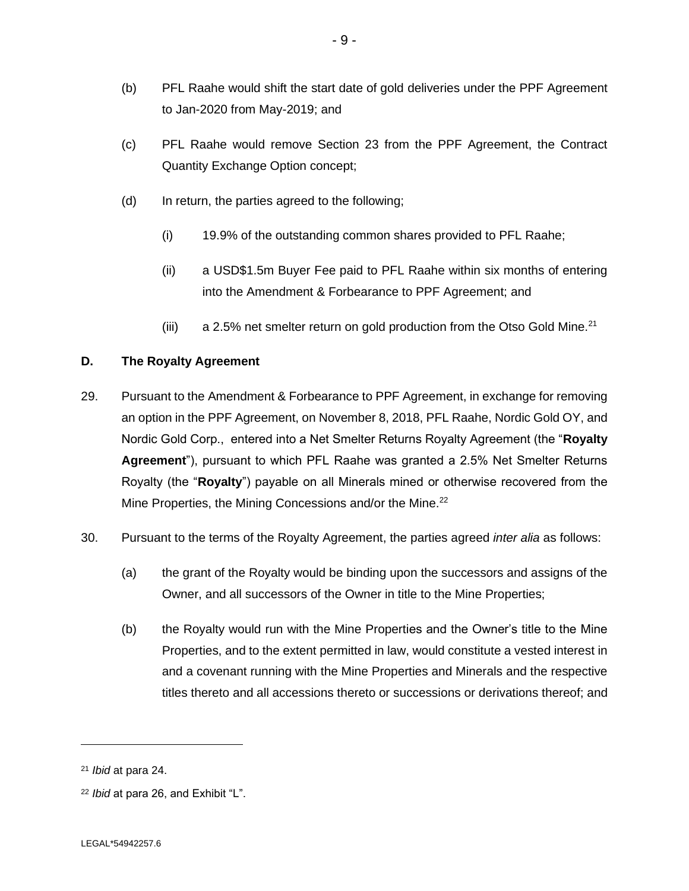(b) PFL Raahe would shift the start date of gold deliveries under the PPF Agreement to Jan-2020 from May-2019; and

(c) PFL Raahe would remove Section 23 from the PPF Agreement, the Contract Quantity Exchange Option concept;

(d) In return, the parties agreed to the following;

   (i) 19.9% of the outstanding common shares provided to PFL Raahe;

   (ii) a USD$1.5m Buyer Fee paid to PFL Raahe within six months of entering into the Amendment & Forbearance to PPF Agreement; and

   (iii) a 2.5% net smelter return on gold production from the Otso Gold Mine.[21]

**D. The Royalty Agreement**

29. Pursuant to the Amendment & Forbearance to PPF Agreement, in exchange for removing an option in the PPF Agreement, on November 8, 2018, PFL Raahe, Nordic Gold OY, and Nordic Gold Corp., entered into a Net Smelter Returns Royalty Agreement (the "**Royalty Agreement**"), pursuant to which PFL Raahe was granted a 2.5% Net Smelter Returns Royalty (the "**Royalty**") payable on all Minerals mined or otherwise recovered from the Mine Properties, the Mining Concessions and/or the Mine.[22]

30. Pursuant to the terms of the Royalty Agreement, the parties agreed *inter alia* as follows:

(a) the grant of the Royalty would be binding upon the successors and assigns of the Owner, and all successors of the Owner in title to the Mine Properties;

(b) the Royalty would run with the Mine Properties and the Owner's title to the Mine Properties, and to the extent permitted in law, would constitute a vested interest in and a covenant running with the Mine Properties and Minerals and the respective titles thereto and all accessions thereto or successions or derivations thereof; and

---

[21] *Ibid* at para 24.

[22] *Ibid* at para 26, and Exhibit "L".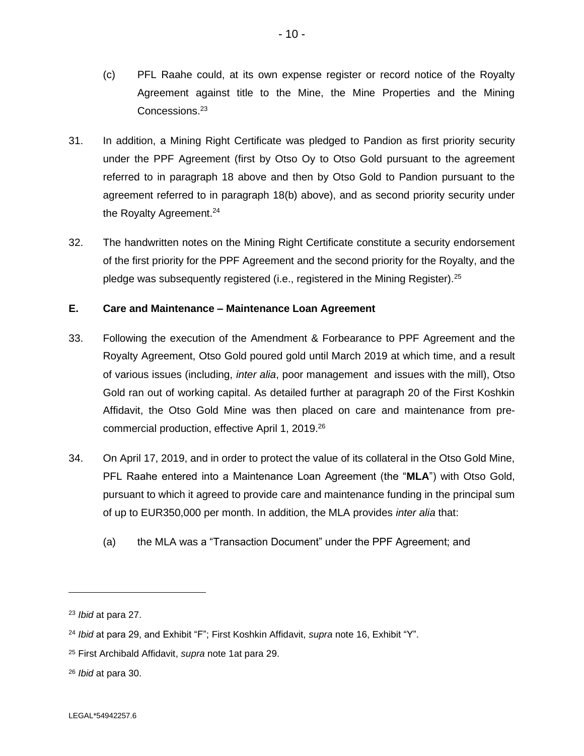(c) PFL Raahe could, at its own expense register or record notice of the Royalty Agreement against title to the Mine, the Mine Properties and the Mining Concessions.[23]

31. In addition, a Mining Right Certificate was pledged to Pandion as first priority security under the PPF Agreement (first by Otso Oy to Otso Gold pursuant to the agreement referred to in paragraph 18 above and then by Otso Gold to Pandion pursuant to the agreement referred to in paragraph 18(b) above), and as second priority security under the Royalty Agreement.[24]

32. The handwritten notes on the Mining Right Certificate constitute a security endorsement of the first priority for the PPF Agreement and the second priority for the Royalty, and the pledge was subsequently registered (i.e., registered in the Mining Register).[25]

**E. Care and Maintenance – Maintenance Loan Agreement**

33. Following the execution of the Amendment & Forbearance to PPF Agreement and the Royalty Agreement, Otso Gold poured gold until March 2019 at which time, and a result of various issues (including, *inter alia*, poor management and issues with the mill), Otso Gold ran out of working capital. As detailed further at paragraph 20 of the First Koshkin Affidavit, the Otso Gold Mine was then placed on care and maintenance from pre-commercial production, effective April 1, 2019.[26]

34. On April 17, 2019, and in order to protect the value of its collateral in the Otso Gold Mine, PFL Raahe entered into a Maintenance Loan Agreement (the "**MLA**") with Otso Gold, pursuant to which it agreed to provide care and maintenance funding in the principal sum of up to EUR350,000 per month. In addition, the MLA provides *inter alia* that:

(a) the MLA was a "Transaction Document" under the PPF Agreement; and

---

[23] *Ibid* at para 27.

[24] *Ibid* at para 29, and Exhibit "F"; First Koshkin Affidavit, *supra* note 16, Exhibit "Y".

[25] First Archibald Affidavit, *supra* note 1at para 29.

[26] *Ibid* at para 30.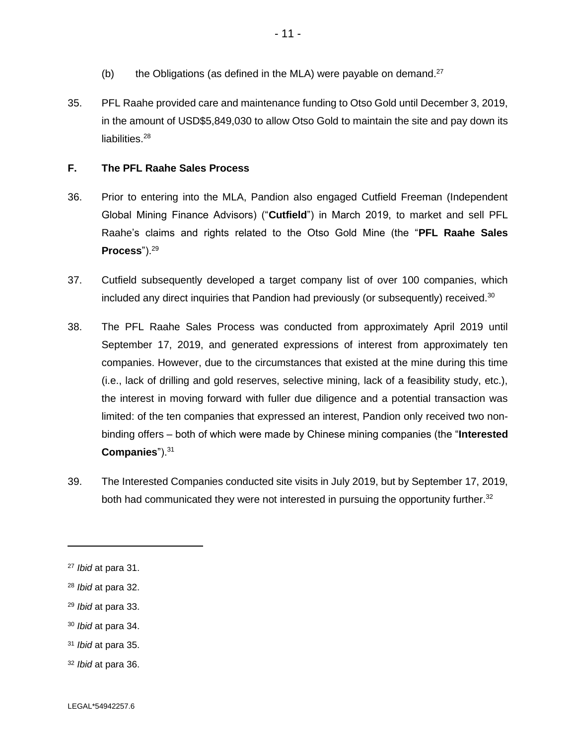(b) the Obligations (as defined in the MLA) were payable on demand.[27]

35. PFL Raahe provided care and maintenance funding to Otso Gold until December 3, 2019, in the amount of USD$5,849,030 to allow Otso Gold to maintain the site and pay down its liabilities.[28]

## F. The PFL Raahe Sales Process

36. Prior to entering into the MLA, Pandion also engaged Cutfield Freeman (Independent Global Mining Finance Advisors) ("**Cutfield**") in March 2019, to market and sell PFL Raahe's claims and rights related to the Otso Gold Mine (the "**PFL Raahe Sales Process**").[29]

37. Cutfield subsequently developed a target company list of over 100 companies, which included any direct inquiries that Pandion had previously (or subsequently) received.[30]

38. The PFL Raahe Sales Process was conducted from approximately April 2019 until September 17, 2019, and generated expressions of interest from approximately ten companies. However, due to the circumstances that existed at the mine during this time (i.e., lack of drilling and gold reserves, selective mining, lack of a feasibility study, etc.), the interest in moving forward with fuller due diligence and a potential transaction was limited: of the ten companies that expressed an interest, Pandion only received two non-binding offers – both of which were made by Chinese mining companies (the "**Interested Companies**").[31]

39. The Interested Companies conducted site visits in July 2019, but by September 17, 2019, both had communicated they were not interested in pursuing the opportunity further.[32]

---

[27] *Ibid* at para 31.

[28] *Ibid* at para 32.

[29] *Ibid* at para 33.

[30] *Ibid* at para 34.

[31] *Ibid* at para 35.

[32] *Ibid* at para 36.

LEGAL*54942257.6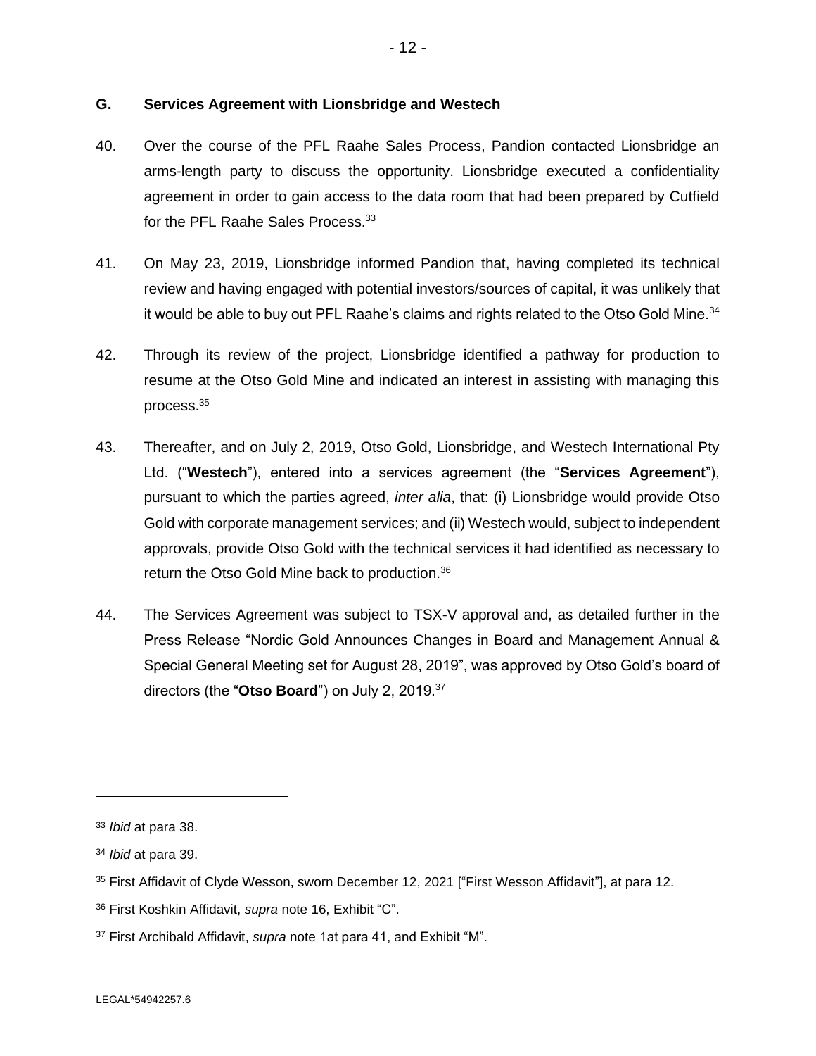## G. Services Agreement with Lionsbridge and Westech

40. Over the course of the PFL Raahe Sales Process, Pandion contacted Lionsbridge an arms-length party to discuss the opportunity. Lionsbridge executed a confidentiality agreement in order to gain access to the data room that had been prepared by Cutfield for the PFL Raahe Sales Process.[33]

41. On May 23, 2019, Lionsbridge informed Pandion that, having completed its technical review and having engaged with potential investors/sources of capital, it was unlikely that it would be able to buy out PFL Raahe's claims and rights related to the Otso Gold Mine.[34]

42. Through its review of the project, Lionsbridge identified a pathway for production to resume at the Otso Gold Mine and indicated an interest in assisting with managing this process.[35]

43. Thereafter, and on July 2, 2019, Otso Gold, Lionsbridge, and Westech International Pty Ltd. ("**Westech**"), entered into a services agreement (the "**Services Agreement**"), pursuant to which the parties agreed, *inter alia*, that: (i) Lionsbridge would provide Otso Gold with corporate management services; and (ii) Westech would, subject to independent approvals, provide Otso Gold with the technical services it had identified as necessary to return the Otso Gold Mine back to production.[36]

44. The Services Agreement was subject to TSX-V approval and, as detailed further in the Press Release "Nordic Gold Announces Changes in Board and Management Annual & Special General Meeting set for August 28, 2019", was approved by Otso Gold's board of directors (the "**Otso Board**") on July 2, 2019.[37]

---

[33] *Ibid* at para 38.

[34] *Ibid* at para 39.

[35] First Affidavit of Clyde Wesson, sworn December 12, 2021 ["First Wesson Affidavit"], at para 12.

[36] First Koshkin Affidavit, *supra* note 16, Exhibit "C".

[37] First Archibald Affidavit, *supra* note 1at para 41, and Exhibit "M".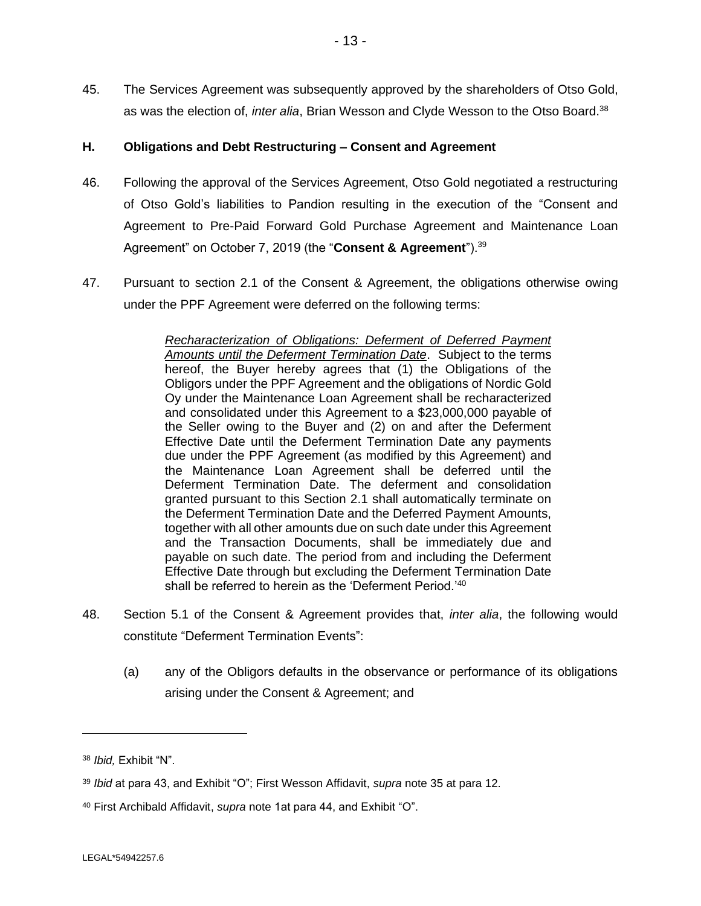45. The Services Agreement was subsequently approved by the shareholders of Otso Gold, as was the election of, *inter alia*, Brian Wesson and Clyde Wesson to the Otso Board.[38]

### H. Obligations and Debt Restructuring – Consent and Agreement

46. Following the approval of the Services Agreement, Otso Gold negotiated a restructuring of Otso Gold's liabilities to Pandion resulting in the execution of the "Consent and Agreement to Pre-Paid Forward Gold Purchase Agreement and Maintenance Loan Agreement" on October 7, 2019 (the "**Consent & Agreement**").[39]

47. Pursuant to section 2.1 of the Consent & Agreement, the obligations otherwise owing under the PPF Agreement were deferred on the following terms:

> *Recharacterization of Obligations: Deferment of Deferred Payment Amounts until the Deferment Termination Date*. Subject to the terms hereof, the Buyer hereby agrees that (1) the Obligations of the Obligors under the PPF Agreement and the obligations of Nordic Gold Oy under the Maintenance Loan Agreement shall be recharacterized and consolidated under this Agreement to a $23,000,000 payable of the Seller owing to the Buyer and (2) on and after the Deferment Effective Date until the Deferment Termination Date any payments due under the PPF Agreement (as modified by this Agreement) and the Maintenance Loan Agreement shall be deferred until the Deferment Termination Date. The deferment and consolidation granted pursuant to this Section 2.1 shall automatically terminate on the Deferment Termination Date and the Deferred Payment Amounts, together with all other amounts due on such date under this Agreement and the Transaction Documents, shall be immediately due and payable on such date. The period from and including the Deferment Effective Date through but excluding the Deferment Termination Date shall be referred to herein as the 'Deferment Period.'[40]

48. Section 5.1 of the Consent & Agreement provides that, *inter alia*, the following would constitute "Deferment Termination Events":

    (a) any of the Obligors defaults in the observance or performance of its obligations arising under the Consent & Agreement; and

---

[38] *Ibid,* Exhibit "N".

[39] *Ibid* at para 43, and Exhibit "O"; First Wesson Affidavit, *supra* note 35 at para 12.

[40] First Archibald Affidavit, *supra* note 1at para 44, and Exhibit "O".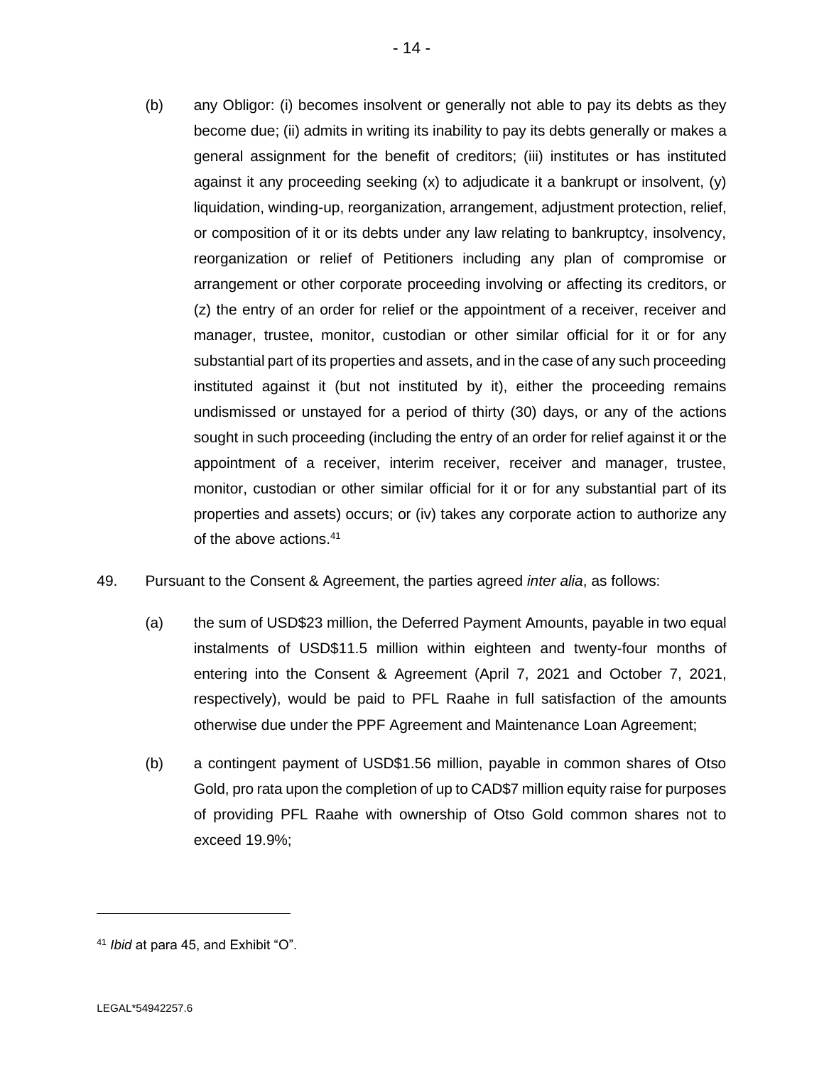(b) any Obligor: (i) becomes insolvent or generally not able to pay its debts as they become due; (ii) admits in writing its inability to pay its debts generally or makes a general assignment for the benefit of creditors; (iii) institutes or has instituted against it any proceeding seeking (x) to adjudicate it a bankrupt or insolvent, (y) liquidation, winding-up, reorganization, arrangement, adjustment protection, relief, or composition of it or its debts under any law relating to bankruptcy, insolvency, reorganization or relief of Petitioners including any plan of compromise or arrangement or other corporate proceeding involving or affecting its creditors, or (z) the entry of an order for relief or the appointment of a receiver, receiver and manager, trustee, monitor, custodian or other similar official for it or for any substantial part of its properties and assets, and in the case of any such proceeding instituted against it (but not instituted by it), either the proceeding remains undismissed or unstayed for a period of thirty (30) days, or any of the actions sought in such proceeding (including the entry of an order for relief against it or the appointment of a receiver, interim receiver, receiver and manager, trustee, monitor, custodian or other similar official for it or for any substantial part of its properties and assets) occurs; or (iv) takes any corporate action to authorize any of the above actions.[41]

49. Pursuant to the Consent & Agreement, the parties agreed *inter alia*, as follows:

(a) the sum of USD$23 million, the Deferred Payment Amounts, payable in two equal instalments of USD$11.5 million within eighteen and twenty-four months of entering into the Consent & Agreement (April 7, 2021 and October 7, 2021, respectively), would be paid to PFL Raahe in full satisfaction of the amounts otherwise due under the PPF Agreement and Maintenance Loan Agreement;

(b) a contingent payment of USD$1.56 million, payable in common shares of Otso Gold, pro rata upon the completion of up to CAD$7 million equity raise for purposes of providing PFL Raahe with ownership of Otso Gold common shares not to exceed 19.9%;

---

[41] *Ibid* at para 45, and Exhibit "O".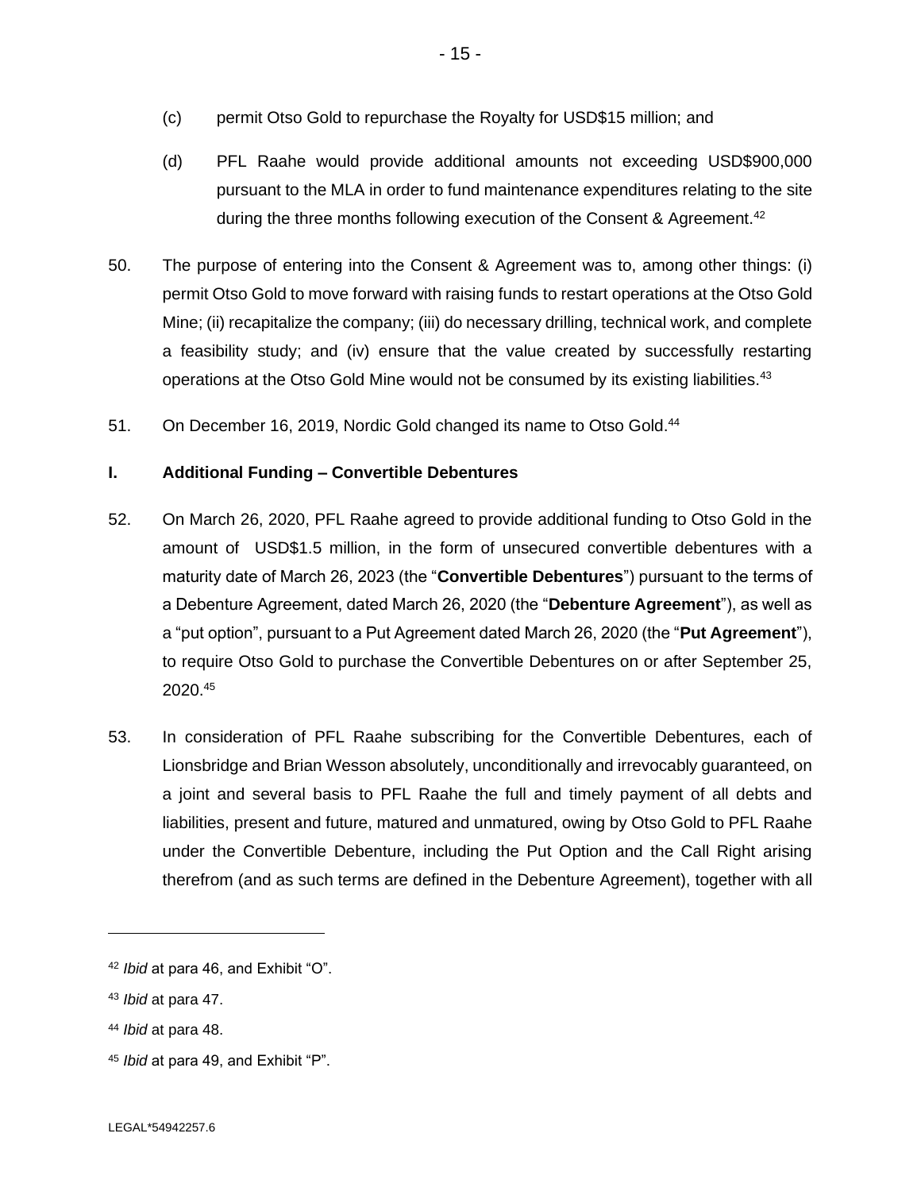(c) permit Otso Gold to repurchase the Royalty for USD$15 million; and

(d) PFL Raahe would provide additional amounts not exceeding USD$900,000 pursuant to the MLA in order to fund maintenance expenditures relating to the site during the three months following execution of the Consent & Agreement.[42]

50. The purpose of entering into the Consent & Agreement was to, among other things: (i) permit Otso Gold to move forward with raising funds to restart operations at the Otso Gold Mine; (ii) recapitalize the company; (iii) do necessary drilling, technical work, and complete a feasibility study; and (iv) ensure that the value created by successfully restarting operations at the Otso Gold Mine would not be consumed by its existing liabilities.[43]

51. On December 16, 2019, Nordic Gold changed its name to Otso Gold.[44]

### I. Additional Funding – Convertible Debentures

52. On March 26, 2020, PFL Raahe agreed to provide additional funding to Otso Gold in the amount of USD$1.5 million, in the form of unsecured convertible debentures with a maturity date of March 26, 2023 (the "**Convertible Debentures**") pursuant to the terms of a Debenture Agreement, dated March 26, 2020 (the "**Debenture Agreement**"), as well as a "put option", pursuant to a Put Agreement dated March 26, 2020 (the "**Put Agreement**"), to require Otso Gold to purchase the Convertible Debentures on or after September 25, 2020.[45]

53. In consideration of PFL Raahe subscribing for the Convertible Debentures, each of Lionsbridge and Brian Wesson absolutely, unconditionally and irrevocably guaranteed, on a joint and several basis to PFL Raahe the full and timely payment of all debts and liabilities, present and future, matured and unmatured, owing by Otso Gold to PFL Raahe under the Convertible Debenture, including the Put Option and the Call Right arising therefrom (and as such terms are defined in the Debenture Agreement), together with all

---

[42] *Ibid* at para 46, and Exhibit "O".

[43] *Ibid* at para 47.

[44] *Ibid* at para 48.

[45] *Ibid* at para 49, and Exhibit "P".

LEGAL*54942257.6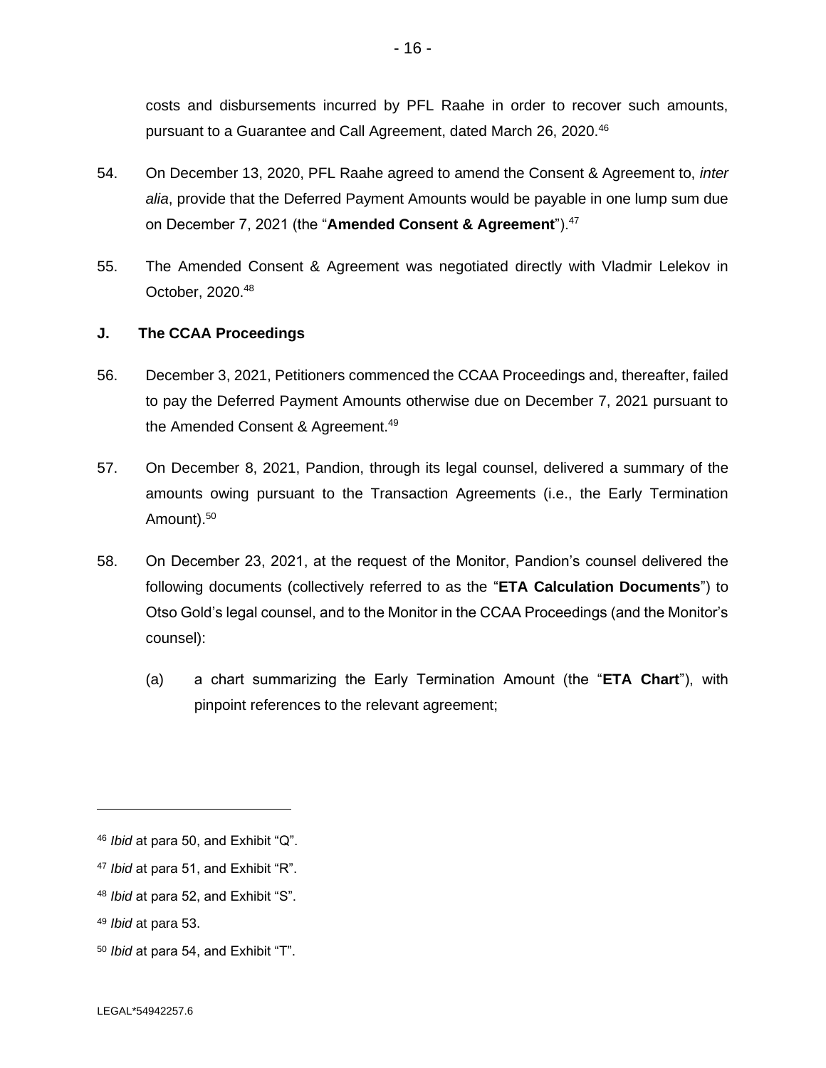costs and disbursements incurred by PFL Raahe in order to recover such amounts, pursuant to a Guarantee and Call Agreement, dated March 26, 2020.[46]

54. On December 13, 2020, PFL Raahe agreed to amend the Consent & Agreement to, *inter alia*, provide that the Deferred Payment Amounts would be payable in one lump sum due on December 7, 2021 (the "**Amended Consent & Agreement**").[47]

55. The Amended Consent & Agreement was negotiated directly with Vladmir Lelekov in October, 2020.[48]

### J. The CCAA Proceedings

56. December 3, 2021, Petitioners commenced the CCAA Proceedings and, thereafter, failed to pay the Deferred Payment Amounts otherwise due on December 7, 2021 pursuant to the Amended Consent & Agreement.[49]

57. On December 8, 2021, Pandion, through its legal counsel, delivered a summary of the amounts owing pursuant to the Transaction Agreements (i.e., the Early Termination Amount).[50]

58. On December 23, 2021, at the request of the Monitor, Pandion's counsel delivered the following documents (collectively referred to as the "**ETA Calculation Documents**") to Otso Gold's legal counsel, and to the Monitor in the CCAA Proceedings (and the Monitor's counsel):

   (a) a chart summarizing the Early Termination Amount (the "**ETA Chart**"), with pinpoint references to the relevant agreement;

---

[46] *Ibid* at para 50, and Exhibit "Q".

[47] *Ibid* at para 51, and Exhibit "R".

[48] *Ibid* at para 52, and Exhibit "S".

[49] *Ibid* at para 53.

[50] *Ibid* at para 54, and Exhibit "T".

LEGAL*54942257.6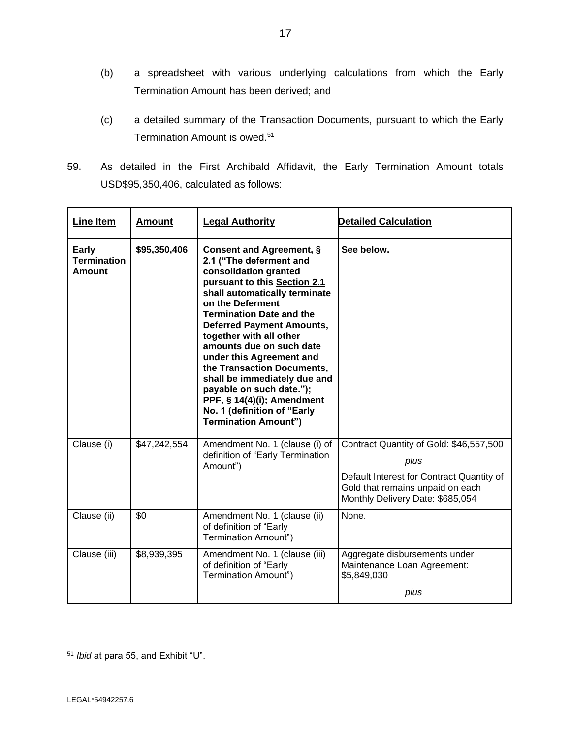(b) a spreadsheet with various underlying calculations from which the Early Termination Amount has been derived; and

(c) a detailed summary of the Transaction Documents, pursuant to which the Early Termination Amount is owed.[51]

59. As detailed in the First Archibald Affidavit, the Early Termination Amount totals USD$95,350,406, calculated as follows:

| <u>Line Item</u> | <u>Amount</u> | <u>Legal Authority</u> | <u>Detailed Calculation</u> |
|---|---|---|---|
| **Early Termination Amount** | **\$95,350,406** | **Consent and Agreement, § 2.1 ("The deferment and consolidation granted pursuant to this <u>Section 2.1</u> shall automatically terminate on the Deferment Termination Date and the Deferred Payment Amounts, together with all other amounts due on such date under this Agreement and the Transaction Documents, shall be immediately due and payable on such date."); PPF, § 14(4)(i); Amendment No. 1 (definition of "Early Termination Amount")** | **See below.** |
| Clause (i) | \$47,242,554 | Amendment No. 1 (clause (i) of definition of "Early Termination Amount") | Contract Quantity of Gold: \$46,557,500 <br> *plus* <br> Default Interest for Contract Quantity of Gold that remains unpaid on each Monthly Delivery Date: \$685,054 |
| Clause (ii) | \$0 | Amendment No. 1 (clause (ii) of definition of "Early Termination Amount") | None. |
| Clause (iii) | \$8,939,395 | Amendment No. 1 (clause (iii) of definition of "Early Termination Amount") | Aggregate disbursements under Maintenance Loan Agreement: \$5,849,030 <br> *plus* |

[51] *Ibid* at para 55, and Exhibit "U".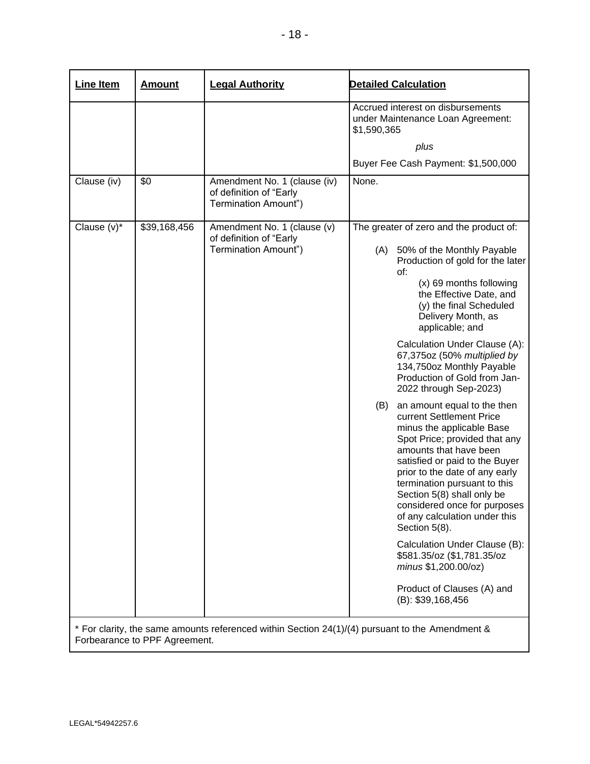| Line Item | Amount | Legal Authority | Detailed Calculation |
|---|---|---|---|
| | | | Accrued interest on disbursements under Maintenance Loan Agreement: $1,590,365<br><br>*plus*<br><br>Buyer Fee Cash Payment: $1,500,000 |
| Clause (iv) | $0 | Amendment No. 1 (clause (iv) of definition of "Early Termination Amount") | None. |
| Clause (v)* | $39,168,456 | Amendment No. 1 (clause (v) of definition of "Early Termination Amount") | The greater of zero and the product of:<br><br>(A) 50% of the Monthly Payable Production of gold for the later of: (x) 69 months following the Effective Date, and (y) the final Scheduled Delivery Month, as applicable; and<br><br>Calculation Under Clause (A): 67,375oz (50% *multiplied by* 134,750oz Monthly Payable Production of Gold from Jan-2022 through Sep-2023)<br><br>(B) an amount equal to the then current Settlement Price minus the applicable Base Spot Price; provided that any amounts that have been satisfied or paid to the Buyer prior to the date of any early termination pursuant to this Section 5(8) shall only be considered once for purposes of any calculation under this Section 5(8).<br><br>Calculation Under Clause (B): $581.35/oz ($1,781.35/oz *minus* $1,200.00/oz)<br><br>Product of Clauses (A) and (B): $39,168,456 |

* For clarity, the same amounts referenced within Section 24(1)/(4) pursuant to the Amendment & Forbearance to PPF Agreement.

LEGAL*54942257.6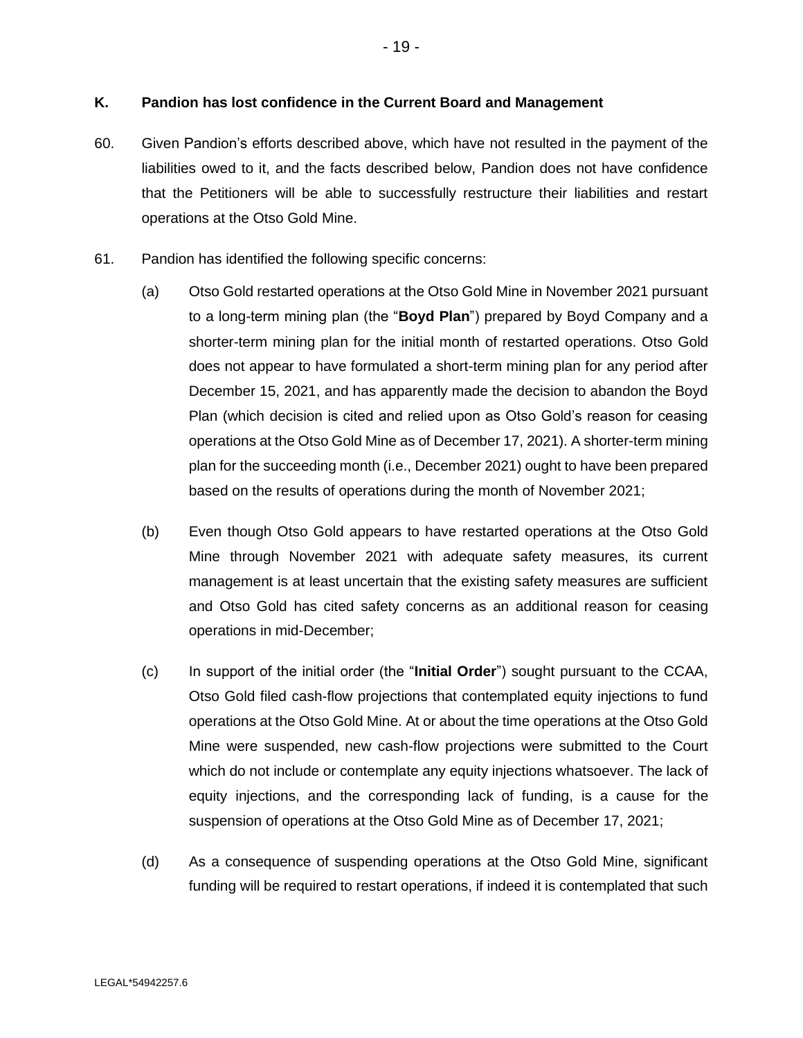## K. Pandion has lost confidence in the Current Board and Management

60. Given Pandion's efforts described above, which have not resulted in the payment of the liabilities owed to it, and the facts described below, Pandion does not have confidence that the Petitioners will be able to successfully restructure their liabilities and restart operations at the Otso Gold Mine.

61. Pandion has identified the following specific concerns:

    (a) Otso Gold restarted operations at the Otso Gold Mine in November 2021 pursuant to a long-term mining plan (the "**Boyd Plan**") prepared by Boyd Company and a shorter-term mining plan for the initial month of restarted operations. Otso Gold does not appear to have formulated a short-term mining plan for any period after December 15, 2021, and has apparently made the decision to abandon the Boyd Plan (which decision is cited and relied upon as Otso Gold's reason for ceasing operations at the Otso Gold Mine as of December 17, 2021). A shorter-term mining plan for the succeeding month (i.e., December 2021) ought to have been prepared based on the results of operations during the month of November 2021;

    (b) Even though Otso Gold appears to have restarted operations at the Otso Gold Mine through November 2021 with adequate safety measures, its current management is at least uncertain that the existing safety measures are sufficient and Otso Gold has cited safety concerns as an additional reason for ceasing operations in mid-December;

    (c) In support of the initial order (the "**Initial Order**") sought pursuant to the CCAA, Otso Gold filed cash-flow projections that contemplated equity injections to fund operations at the Otso Gold Mine. At or about the time operations at the Otso Gold Mine were suspended, new cash-flow projections were submitted to the Court which do not include or contemplate any equity injections whatsoever. The lack of equity injections, and the corresponding lack of funding, is a cause for the suspension of operations at the Otso Gold Mine as of December 17, 2021;

    (d) As a consequence of suspending operations at the Otso Gold Mine, significant funding will be required to restart operations, if indeed it is contemplated that such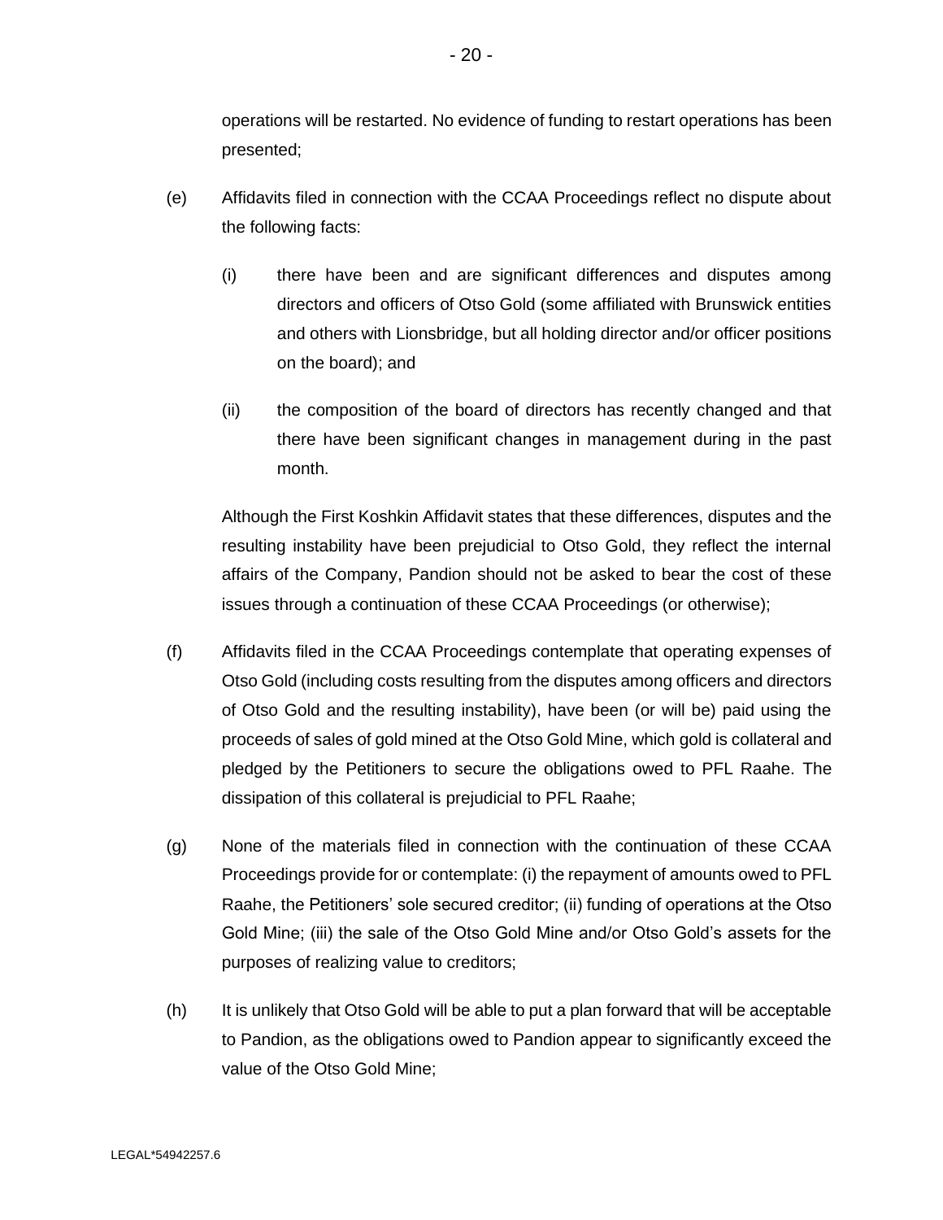operations will be restarted. No evidence of funding to restart operations has been presented;

(e) Affidavits filed in connection with the CCAA Proceedings reflect no dispute about the following facts:

   (i) there have been and are significant differences and disputes among directors and officers of Otso Gold (some affiliated with Brunswick entities and others with Lionsbridge, but all holding director and/or officer positions on the board); and

   (ii) the composition of the board of directors has recently changed and that there have been significant changes in management during in the past month.

   Although the First Koshkin Affidavit states that these differences, disputes and the resulting instability have been prejudicial to Otso Gold, they reflect the internal affairs of the Company, Pandion should not be asked to bear the cost of these issues through a continuation of these CCAA Proceedings (or otherwise);

(f) Affidavits filed in the CCAA Proceedings contemplate that operating expenses of Otso Gold (including costs resulting from the disputes among officers and directors of Otso Gold and the resulting instability), have been (or will be) paid using the proceeds of sales of gold mined at the Otso Gold Mine, which gold is collateral and pledged by the Petitioners to secure the obligations owed to PFL Raahe. The dissipation of this collateral is prejudicial to PFL Raahe;

(g) None of the materials filed in connection with the continuation of these CCAA Proceedings provide for or contemplate: (i) the repayment of amounts owed to PFL Raahe, the Petitioners' sole secured creditor; (ii) funding of operations at the Otso Gold Mine; (iii) the sale of the Otso Gold Mine and/or Otso Gold's assets for the purposes of realizing value to creditors;

(h) It is unlikely that Otso Gold will be able to put a plan forward that will be acceptable to Pandion, as the obligations owed to Pandion appear to significantly exceed the value of the Otso Gold Mine;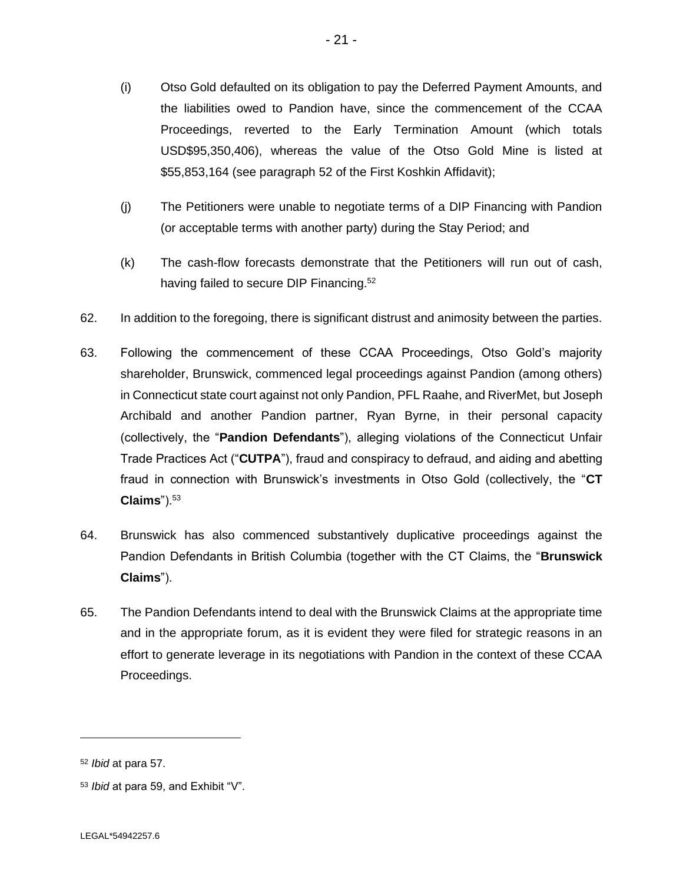(i) Otso Gold defaulted on its obligation to pay the Deferred Payment Amounts, and the liabilities owed to Pandion have, since the commencement of the CCAA Proceedings, reverted to the Early Termination Amount (which totals USD$95,350,406), whereas the value of the Otso Gold Mine is listed at $55,853,164 (see paragraph 52 of the First Koshkin Affidavit);

(j) The Petitioners were unable to negotiate terms of a DIP Financing with Pandion (or acceptable terms with another party) during the Stay Period; and

(k) The cash-flow forecasts demonstrate that the Petitioners will run out of cash, having failed to secure DIP Financing.[52]

62. In addition to the foregoing, there is significant distrust and animosity between the parties.

63. Following the commencement of these CCAA Proceedings, Otso Gold's majority shareholder, Brunswick, commenced legal proceedings against Pandion (among others) in Connecticut state court against not only Pandion, PFL Raahe, and RiverMet, but Joseph Archibald and another Pandion partner, Ryan Byrne, in their personal capacity (collectively, the "**Pandion Defendants**"), alleging violations of the Connecticut Unfair Trade Practices Act ("**CUTPA**"), fraud and conspiracy to defraud, and aiding and abetting fraud in connection with Brunswick's investments in Otso Gold (collectively, the "**CT Claims**").[53]

64. Brunswick has also commenced substantively duplicative proceedings against the Pandion Defendants in British Columbia (together with the CT Claims, the "**Brunswick Claims**").

65. The Pandion Defendants intend to deal with the Brunswick Claims at the appropriate time and in the appropriate forum, as it is evident they were filed for strategic reasons in an effort to generate leverage in its negotiations with Pandion in the context of these CCAA Proceedings.

---

[52] *Ibid* at para 57.

[53] *Ibid* at para 59, and Exhibit "V".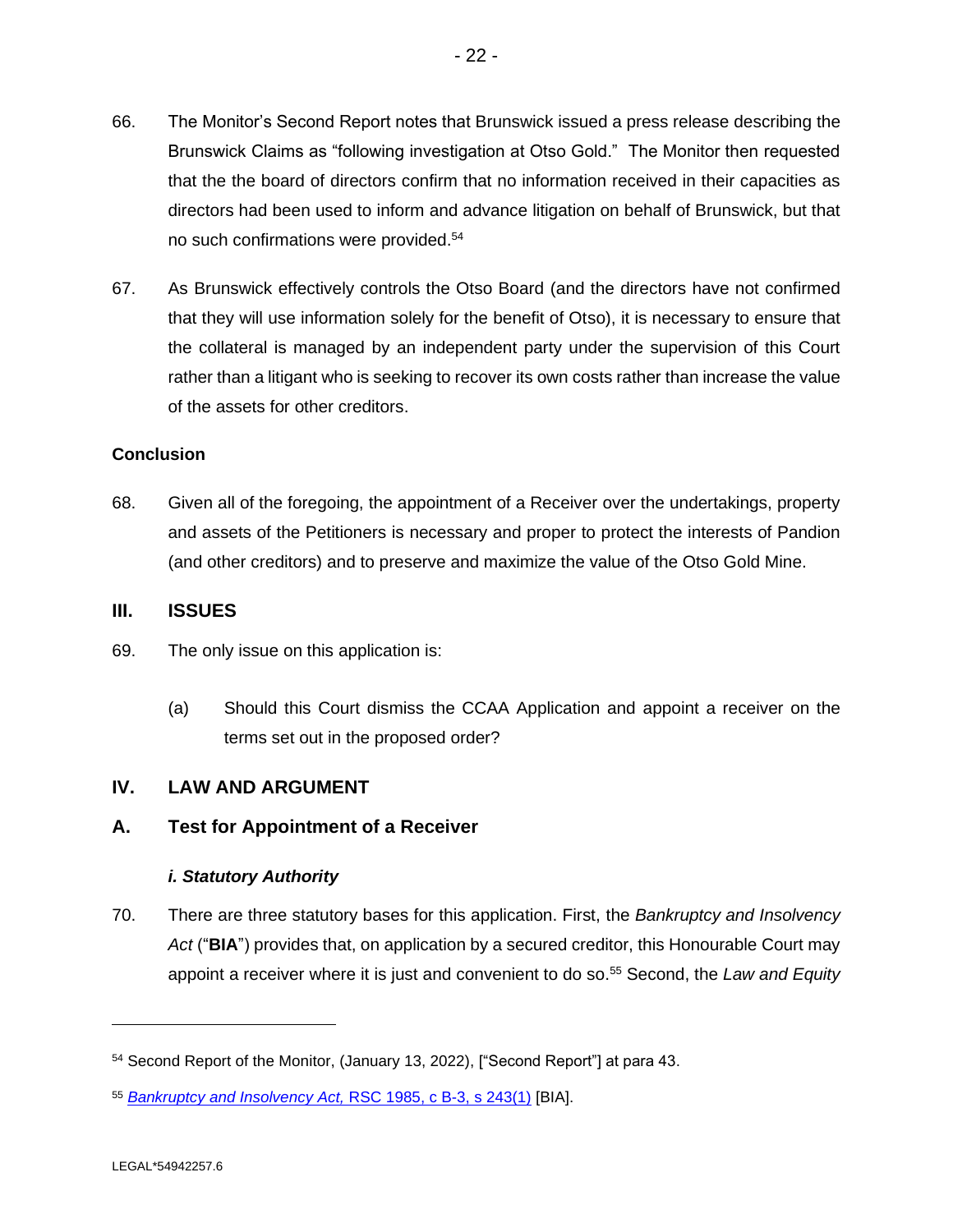66. The Monitor's Second Report notes that Brunswick issued a press release describing the Brunswick Claims as "following investigation at Otso Gold." The Monitor then requested that the the board of directors confirm that no information received in their capacities as directors had been used to inform and advance litigation on behalf of Brunswick, but that no such confirmations were provided.[54]

67. As Brunswick effectively controls the Otso Board (and the directors have not confirmed that they will use information solely for the benefit of Otso), it is necessary to ensure that the collateral is managed by an independent party under the supervision of this Court rather than a litigant who is seeking to recover its own costs rather than increase the value of the assets for other creditors.

**Conclusion**

68. Given all of the foregoing, the appointment of a Receiver over the undertakings, property and assets of the Petitioners is necessary and proper to protect the interests of Pandion (and other creditors) and to preserve and maximize the value of the Otso Gold Mine.

## III. ISSUES

69. The only issue on this application is:

(a) Should this Court dismiss the CCAA Application and appoint a receiver on the terms set out in the proposed order?

## IV. LAW AND ARGUMENT

### A. Test for Appointment of a Receiver

#### *i. Statutory Authority*

70. There are three statutory bases for this application. First, the *Bankruptcy and Insolvency Act* ("**BIA**") provides that, on application by a secured creditor, this Honourable Court may appoint a receiver where it is just and convenient to do so.[55] Second, the *Law and Equity*

---

[54] Second Report of the Monitor, (January 13, 2022), ["Second Report"] at para 43.

[55] *Bankruptcy and Insolvency Act,* RSC 1985, c B-3, s 243(1) [BIA].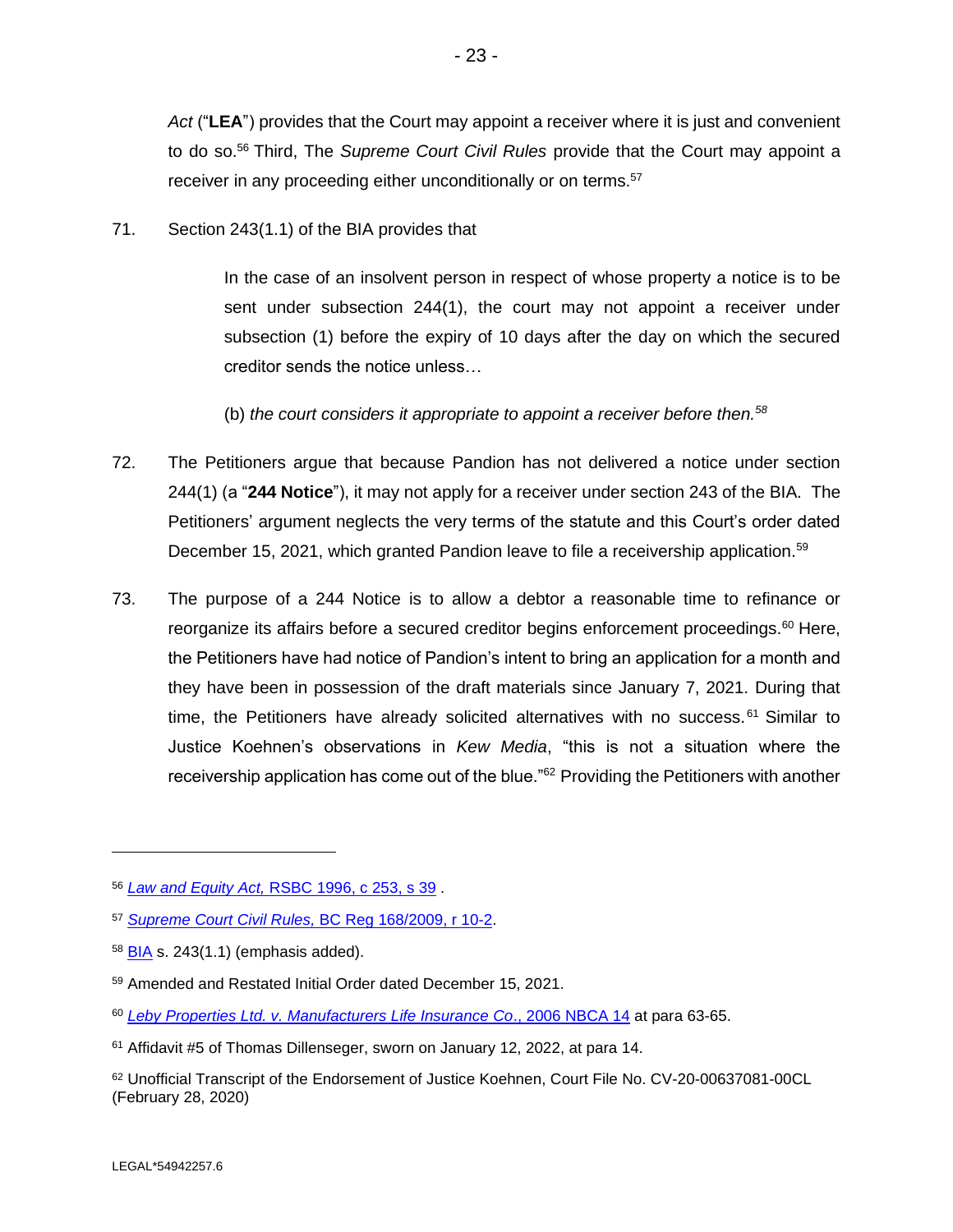*Act* ("**LEA**") provides that the Court may appoint a receiver where it is just and convenient to do so.[56] Third, The *Supreme Court Civil Rules* provide that the Court may appoint a receiver in any proceeding either unconditionally or on terms.[57]

71. Section 243(1.1) of the BIA provides that

> In the case of an insolvent person in respect of whose property a notice is to be sent under subsection 244(1), the court may not appoint a receiver under subsection (1) before the expiry of 10 days after the day on which the secured creditor sends the notice unless…
>
> (b) *the court considers it appropriate to appoint a receiver before then.*[58]

72. The Petitioners argue that because Pandion has not delivered a notice under section 244(1) (a "**244 Notice**"), it may not apply for a receiver under section 243 of the BIA. The Petitioners' argument neglects the very terms of the statute and this Court's order dated December 15, 2021, which granted Pandion leave to file a receivership application.[59]

73. The purpose of a 244 Notice is to allow a debtor a reasonable time to refinance or reorganize its affairs before a secured creditor begins enforcement proceedings.[60] Here, the Petitioners have had notice of Pandion's intent to bring an application for a month and they have been in possession of the draft materials since January 7, 2021. During that time, the Petitioners have already solicited alternatives with no success.[61] Similar to Justice Koehnen's observations in *Kew Media*, "this is not a situation where the receivership application has come out of the blue."[62] Providing the Petitioners with another

---

[56] *Law and Equity Act,* RSBC 1996, c 253, s 39 .

[57] *Supreme Court Civil Rules,* BC Reg 168/2009, r 10-2.

[58] BIA s. 243(1.1) (emphasis added).

[59] Amended and Restated Initial Order dated December 15, 2021.

[60] *Leby Properties Ltd. v. Manufacturers Life Insurance Co*., 2006 NBCA 14 at para 63-65.

[61] Affidavit #5 of Thomas Dillenseger, sworn on January 12, 2022, at para 14.

[62] Unofficial Transcript of the Endorsement of Justice Koehnen, Court File No. CV-20-00637081-00CL (February 28, 2020)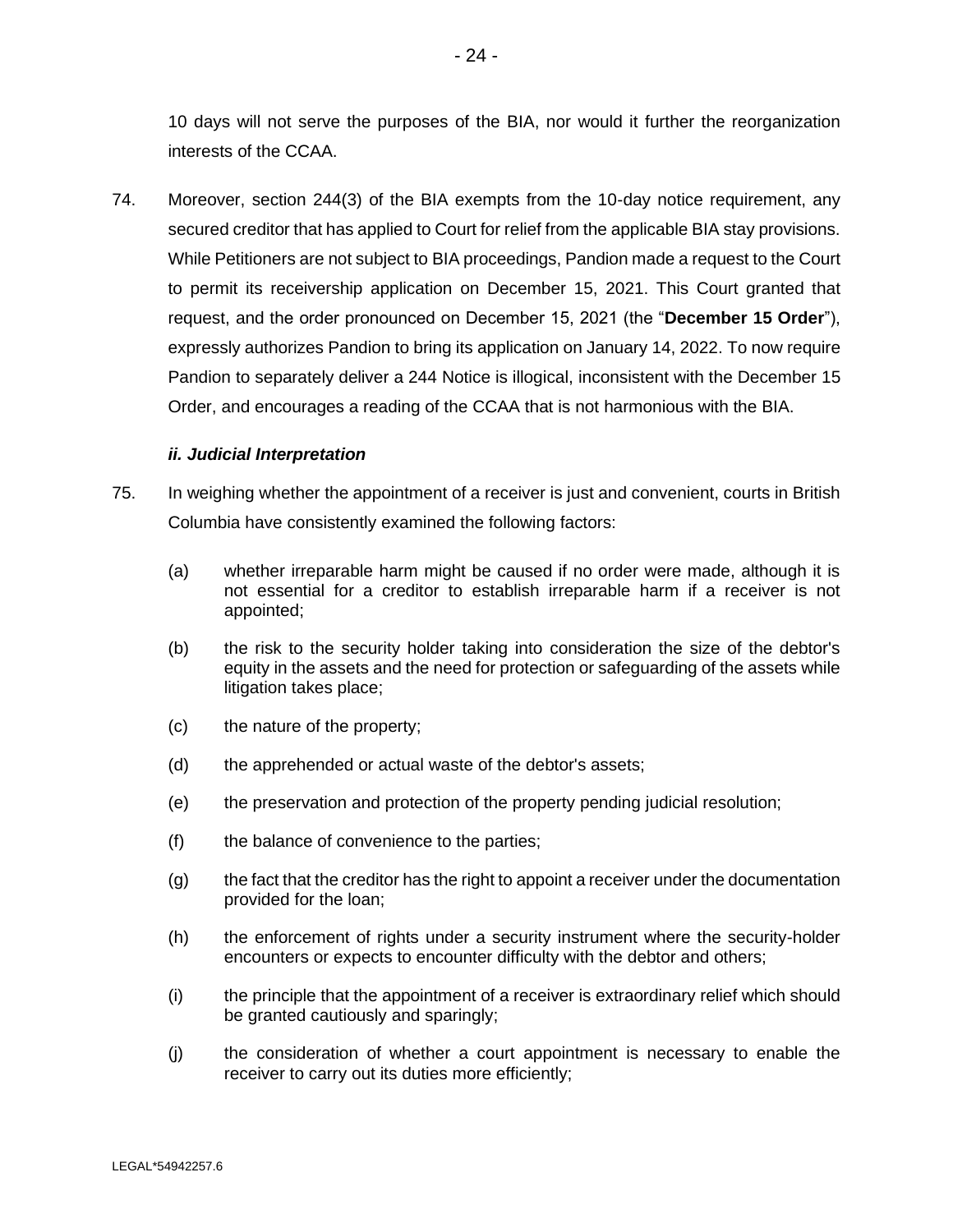10 days will not serve the purposes of the BIA, nor would it further the reorganization interests of the CCAA.

74. Moreover, section 244(3) of the BIA exempts from the 10-day notice requirement, any secured creditor that has applied to Court for relief from the applicable BIA stay provisions. While Petitioners are not subject to BIA proceedings, Pandion made a request to the Court to permit its receivership application on December 15, 2021. This Court granted that request, and the order pronounced on December 15, 2021 (the "**December 15 Order**"), expressly authorizes Pandion to bring its application on January 14, 2022. To now require Pandion to separately deliver a 244 Notice is illogical, inconsistent with the December 15 Order, and encourages a reading of the CCAA that is not harmonious with the BIA.

### *ii. Judicial Interpretation*

75. In weighing whether the appointment of a receiver is just and convenient, courts in British Columbia have consistently examined the following factors:

    (a) whether irreparable harm might be caused if no order were made, although it is not essential for a creditor to establish irreparable harm if a receiver is not appointed;

    (b) the risk to the security holder taking into consideration the size of the debtor's equity in the assets and the need for protection or safeguarding of the assets while litigation takes place;

    (c) the nature of the property;

    (d) the apprehended or actual waste of the debtor's assets;

    (e) the preservation and protection of the property pending judicial resolution;

    (f) the balance of convenience to the parties;

    (g) the fact that the creditor has the right to appoint a receiver under the documentation provided for the loan;

    (h) the enforcement of rights under a security instrument where the security-holder encounters or expects to encounter difficulty with the debtor and others;

    (i) the principle that the appointment of a receiver is extraordinary relief which should be granted cautiously and sparingly;

    (j) the consideration of whether a court appointment is necessary to enable the receiver to carry out its duties more efficiently;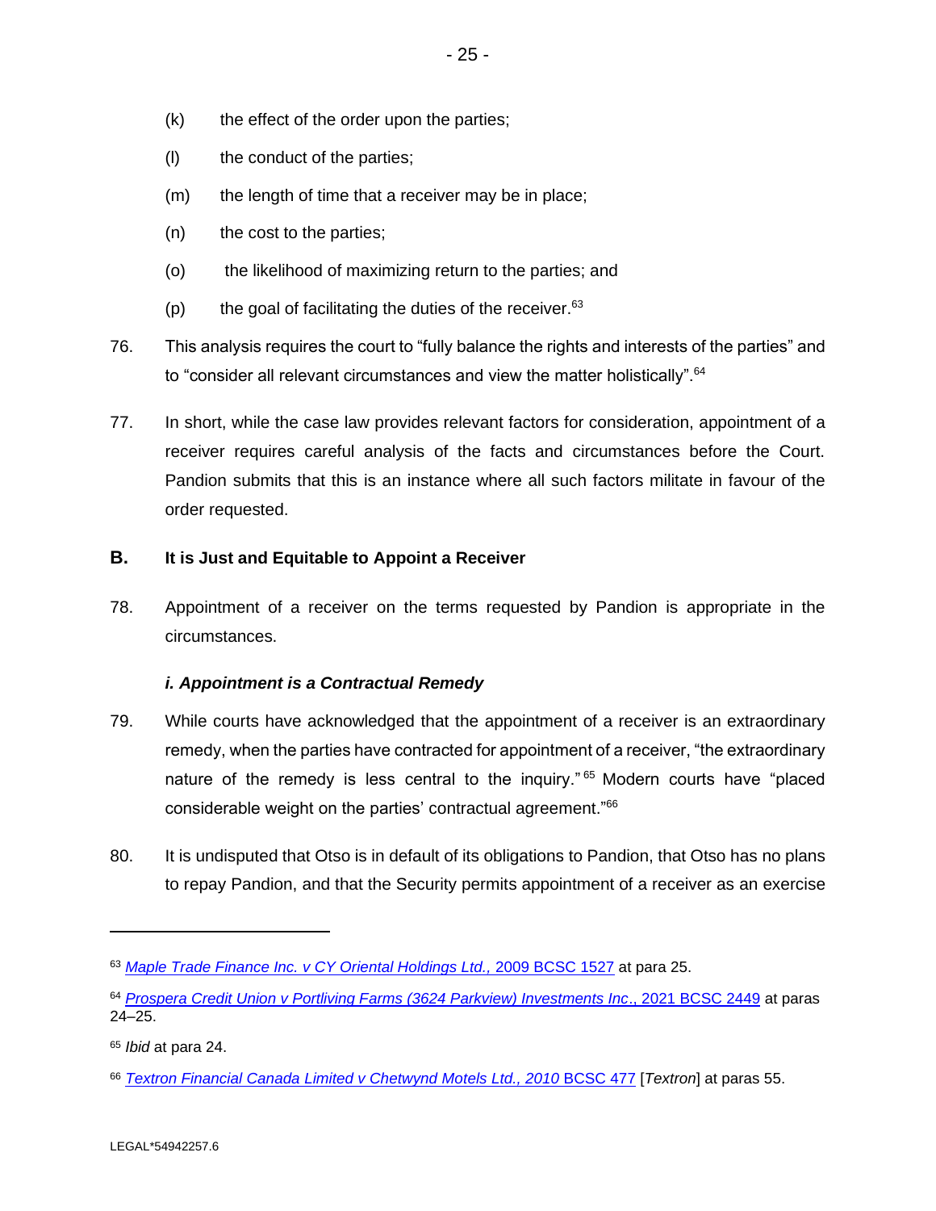(k) the effect of the order upon the parties;

(l) the conduct of the parties;

(m) the length of time that a receiver may be in place;

(n) the cost to the parties;

(o) the likelihood of maximizing return to the parties; and

(p) the goal of facilitating the duties of the receiver.[63]

76. This analysis requires the court to "fully balance the rights and interests of the parties" and to "consider all relevant circumstances and view the matter holistically".[64]

77. In short, while the case law provides relevant factors for consideration, appointment of a receiver requires careful analysis of the facts and circumstances before the Court. Pandion submits that this is an instance where all such factors militate in favour of the order requested.

## B. It is Just and Equitable to Appoint a Receiver

78. Appointment of a receiver on the terms requested by Pandion is appropriate in the circumstances.

### *i. Appointment is a Contractual Remedy*

79. While courts have acknowledged that the appointment of a receiver is an extraordinary remedy, when the parties have contracted for appointment of a receiver, "the extraordinary nature of the remedy is less central to the inquiry."[65] Modern courts have "placed considerable weight on the parties' contractual agreement."[66]

80. It is undisputed that Otso is in default of its obligations to Pandion, that Otso has no plans to repay Pandion, and that the Security permits appointment of a receiver as an exercise

---

[63] *Maple Trade Finance Inc. v CY Oriental Holdings Ltd.,* 2009 BCSC 1527 at para 25.

[64] *Prospera Credit Union v Portliving Farms (3624 Parkview) Investments Inc*., 2021 BCSC 2449 at paras 24–25.

[65] *Ibid* at para 24.

[66] *Textron Financial Canada Limited v Chetwynd Motels Ltd., 2010* BCSC 477 [*Textron*] at paras 55.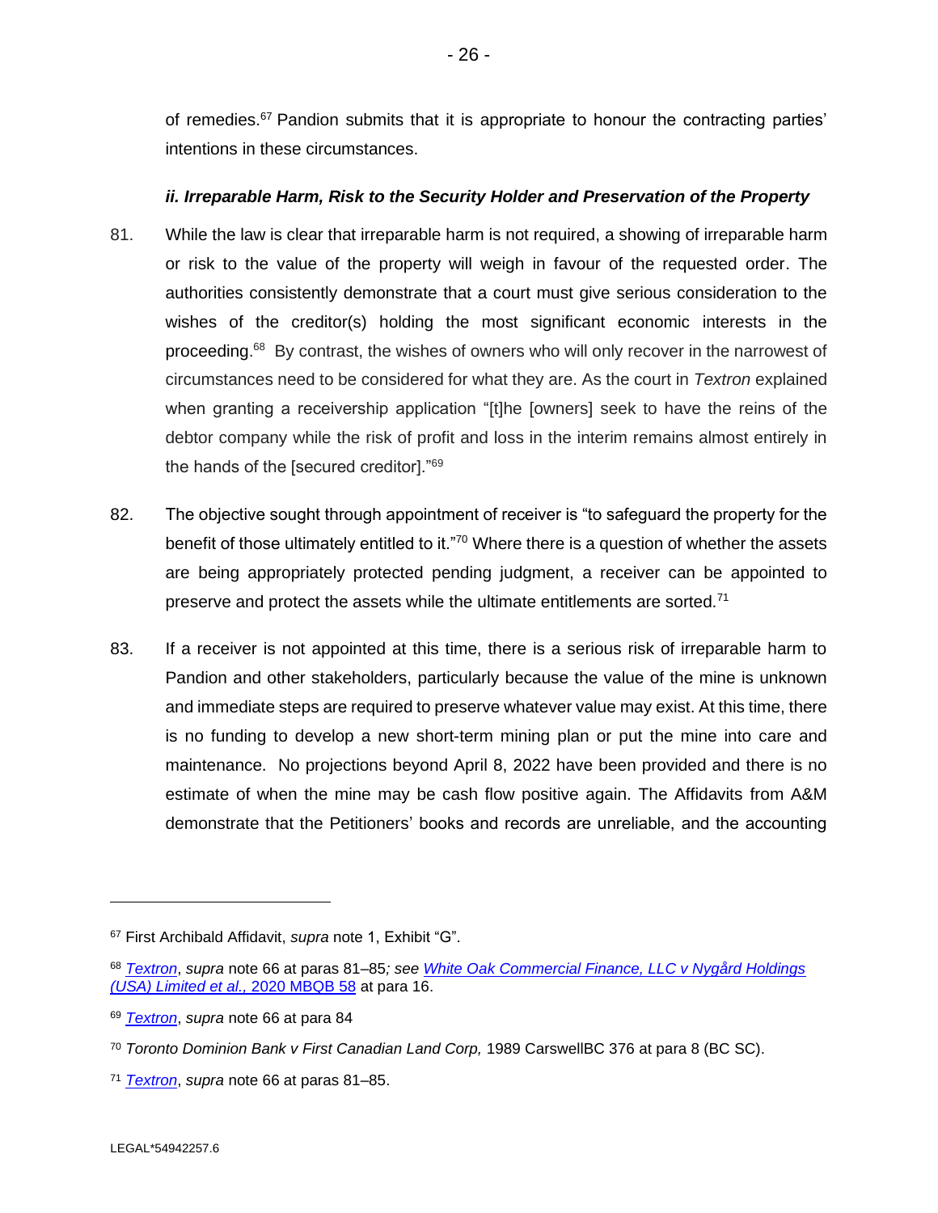of remedies.[67] Pandion submits that it is appropriate to honour the contracting parties' intentions in these circumstances.

### *ii. Irreparable Harm, Risk to the Security Holder and Preservation of the Property*

81. While the law is clear that irreparable harm is not required, a showing of irreparable harm or risk to the value of the property will weigh in favour of the requested order. The authorities consistently demonstrate that a court must give serious consideration to the wishes of the creditor(s) holding the most significant economic interests in the proceeding.[68] By contrast, the wishes of owners who will only recover in the narrowest of circumstances need to be considered for what they are. As the court in *Textron* explained when granting a receivership application "[t]he [owners] seek to have the reins of the debtor company while the risk of profit and loss in the interim remains almost entirely in the hands of the [secured creditor]."[69]

82. The objective sought through appointment of receiver is "to safeguard the property for the benefit of those ultimately entitled to it."[70] Where there is a question of whether the assets are being appropriately protected pending judgment, a receiver can be appointed to preserve and protect the assets while the ultimate entitlements are sorted.[71]

83. If a receiver is not appointed at this time, there is a serious risk of irreparable harm to Pandion and other stakeholders, particularly because the value of the mine is unknown and immediate steps are required to preserve whatever value may exist. At this time, there is no funding to develop a new short-term mining plan or put the mine into care and maintenance. No projections beyond April 8, 2022 have been provided and there is no estimate of when the mine may be cash flow positive again. The Affidavits from A&M demonstrate that the Petitioners' books and records are unreliable, and the accounting

---

[67] First Archibald Affidavit, *supra* note 1, Exhibit "G".

[68] *Textron*, *supra* note 66 at paras 81–85*; see* *White Oak Commercial Finance, LLC v Nygård Holdings (USA) Limited et al.*, 2020 MBQB 58 at para 16.

[69] *Textron*, *supra* note 66 at para 84

[70] *Toronto Dominion Bank v First Canadian Land Corp,* 1989 CarswellBC 376 at para 8 (BC SC).

[71] *Textron*, *supra* note 66 at paras 81–85.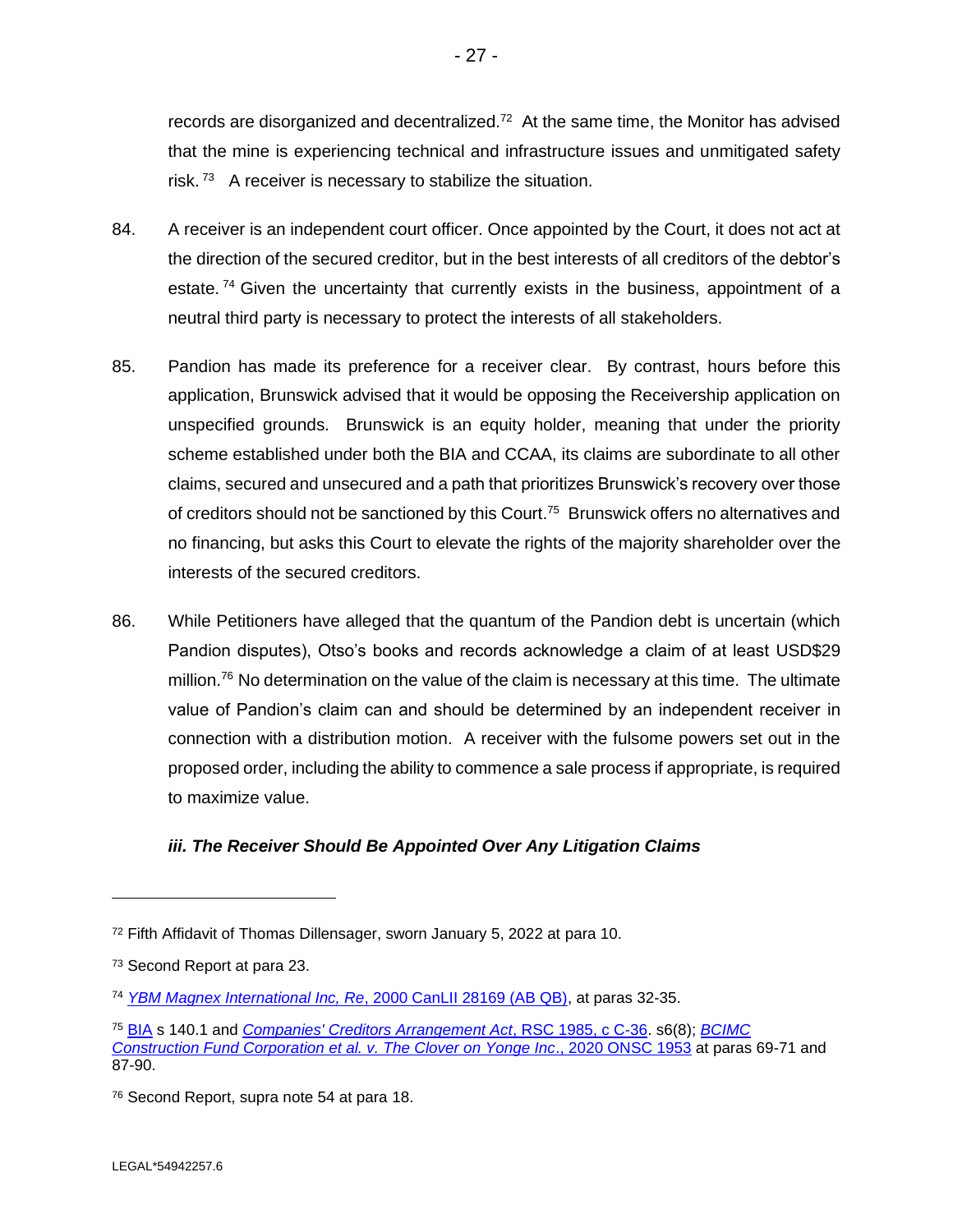records are disorganized and decentralized.[72] At the same time, the Monitor has advised that the mine is experiencing technical and infrastructure issues and unmitigated safety risk.[73] A receiver is necessary to stabilize the situation.

84. A receiver is an independent court officer. Once appointed by the Court, it does not act at the direction of the secured creditor, but in the best interests of all creditors of the debtor's estate.[74] Given the uncertainty that currently exists in the business, appointment of a neutral third party is necessary to protect the interests of all stakeholders.

85. Pandion has made its preference for a receiver clear. By contrast, hours before this application, Brunswick advised that it would be opposing the Receivership application on unspecified grounds. Brunswick is an equity holder, meaning that under the priority scheme established under both the BIA and CCAA, its claims are subordinate to all other claims, secured and unsecured and a path that prioritizes Brunswick's recovery over those of creditors should not be sanctioned by this Court.[75] Brunswick offers no alternatives and no financing, but asks this Court to elevate the rights of the majority shareholder over the interests of the secured creditors.

86. While Petitioners have alleged that the quantum of the Pandion debt is uncertain (which Pandion disputes), Otso's books and records acknowledge a claim of at least USD$29 million.[76] No determination on the value of the claim is necessary at this time. The ultimate value of Pandion's claim can and should be determined by an independent receiver in connection with a distribution motion. A receiver with the fulsome powers set out in the proposed order, including the ability to commence a sale process if appropriate, is required to maximize value.

### *iii. The Receiver Should Be Appointed Over Any Litigation Claims*

---

[72] Fifth Affidavit of Thomas Dillensager, sworn January 5, 2022 at para 10.

[73] Second Report at para 23.

[74] *YBM Magnex International Inc, Re*, 2000 CanLII 28169 (AB QB), at paras 32-35.

[75] BIA s 140.1 and *Companies' Creditors Arrangement Act*, RSC 1985, c C-36. s6(8); *BCIMC Construction Fund Corporation et al. v. The Clover on Yonge Inc*., 2020 ONSC 1953 at paras 69-71 and 87-90.

[76] Second Report, supra note 54 at para 18.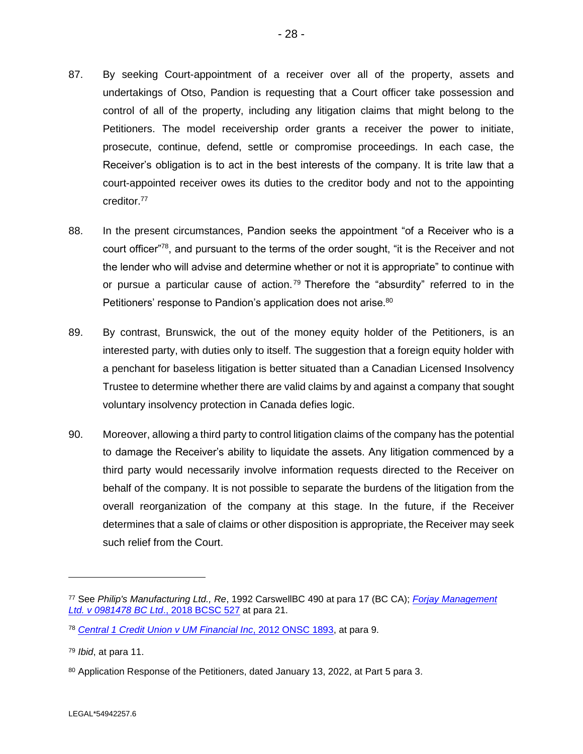87. By seeking Court-appointment of a receiver over all of the property, assets and undertakings of Otso, Pandion is requesting that a Court officer take possession and control of all of the property, including any litigation claims that might belong to the Petitioners. The model receivership order grants a receiver the power to initiate, prosecute, continue, defend, settle or compromise proceedings. In each case, the Receiver's obligation is to act in the best interests of the company. It is trite law that a court-appointed receiver owes its duties to the creditor body and not to the appointing creditor.[77]

88. In the present circumstances, Pandion seeks the appointment "of a Receiver who is a court officer"[78], and pursuant to the terms of the order sought, "it is the Receiver and not the lender who will advise and determine whether or not it is appropriate" to continue with or pursue a particular cause of action.[79] Therefore the "absurdity" referred to in the Petitioners' response to Pandion's application does not arise.[80]

89. By contrast, Brunswick, the out of the money equity holder of the Petitioners, is an interested party, with duties only to itself. The suggestion that a foreign equity holder with a penchant for baseless litigation is better situated than a Canadian Licensed Insolvency Trustee to determine whether there are valid claims by and against a company that sought voluntary insolvency protection in Canada defies logic.

90. Moreover, allowing a third party to control litigation claims of the company has the potential to damage the Receiver's ability to liquidate the assets. Any litigation commenced by a third party would necessarily involve information requests directed to the Receiver on behalf of the company. It is not possible to separate the burdens of the litigation from the overall reorganization of the company at this stage. In the future, if the Receiver determines that a sale of claims or other disposition is appropriate, the Receiver may seek such relief from the Court.

---

[77] See *Philip's Manufacturing Ltd., Re*, 1992 CarswellBC 490 at para 17 (BC CA); *Forjay Management Ltd. v 0981478 BC Ltd.*, 2018 BCSC 527 at para 21.

[78] *Central 1 Credit Union v UM Financial Inc*, 2012 ONSC 1893, at para 9.

[79] *Ibid*, at para 11.

[80] Application Response of the Petitioners, dated January 13, 2022, at Part 5 para 3.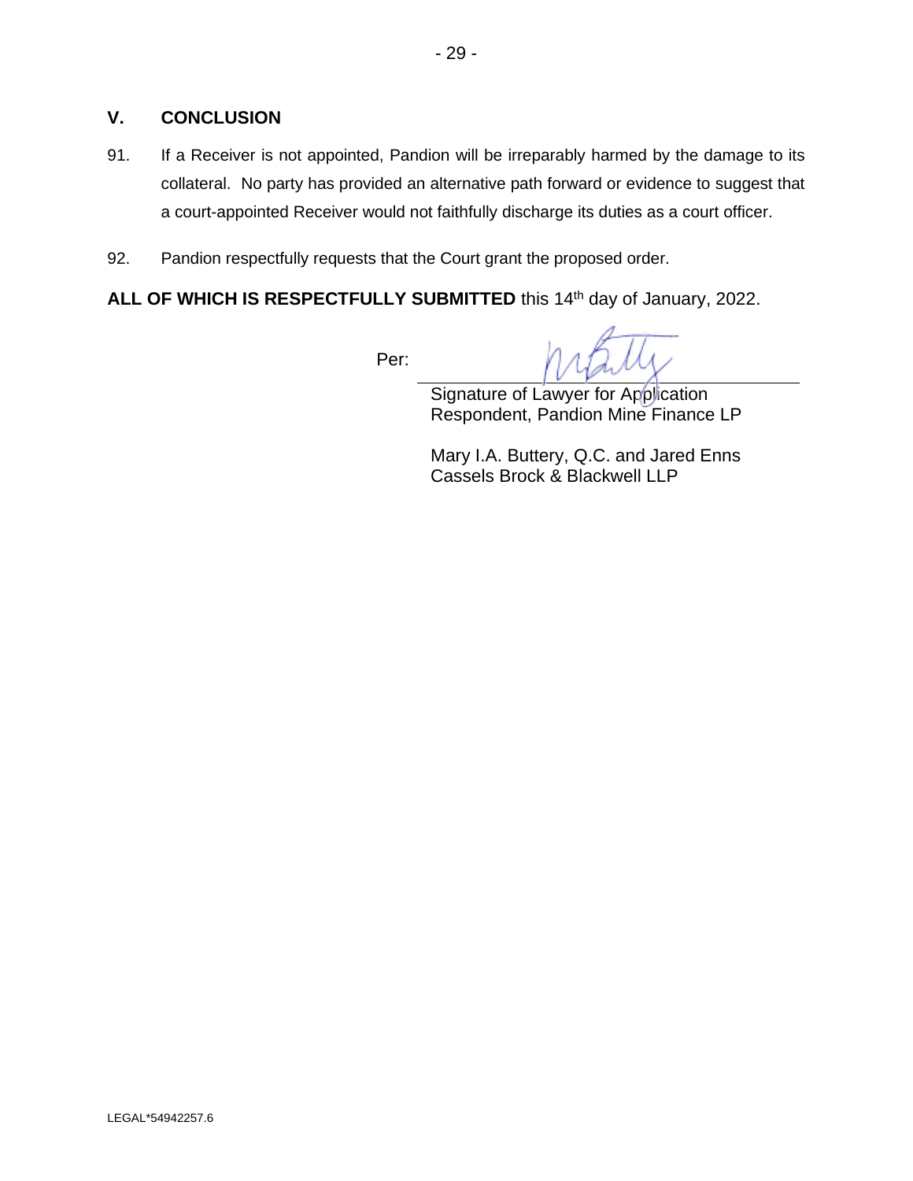## V. CONCLUSION

91. If a Receiver is not appointed, Pandion will be irreparably harmed by the damage to its collateral. No party has provided an alternative path forward or evidence to suggest that a court-appointed Receiver would not faithfully discharge its duties as a court officer.

92. Pandion respectfully requests that the Court grant the proposed order.

**ALL OF WHICH IS RESPECTFULLY SUBMITTED** this 14th day of January, 2022.

Per: ______________________________

Signature of Lawyer for Application Respondent, Pandion Mine Finance LP

Mary I.A. Buttery, Q.C. and Jared Enns
Cassels Brock & Blackwell LLP

LEGAL*54942257.6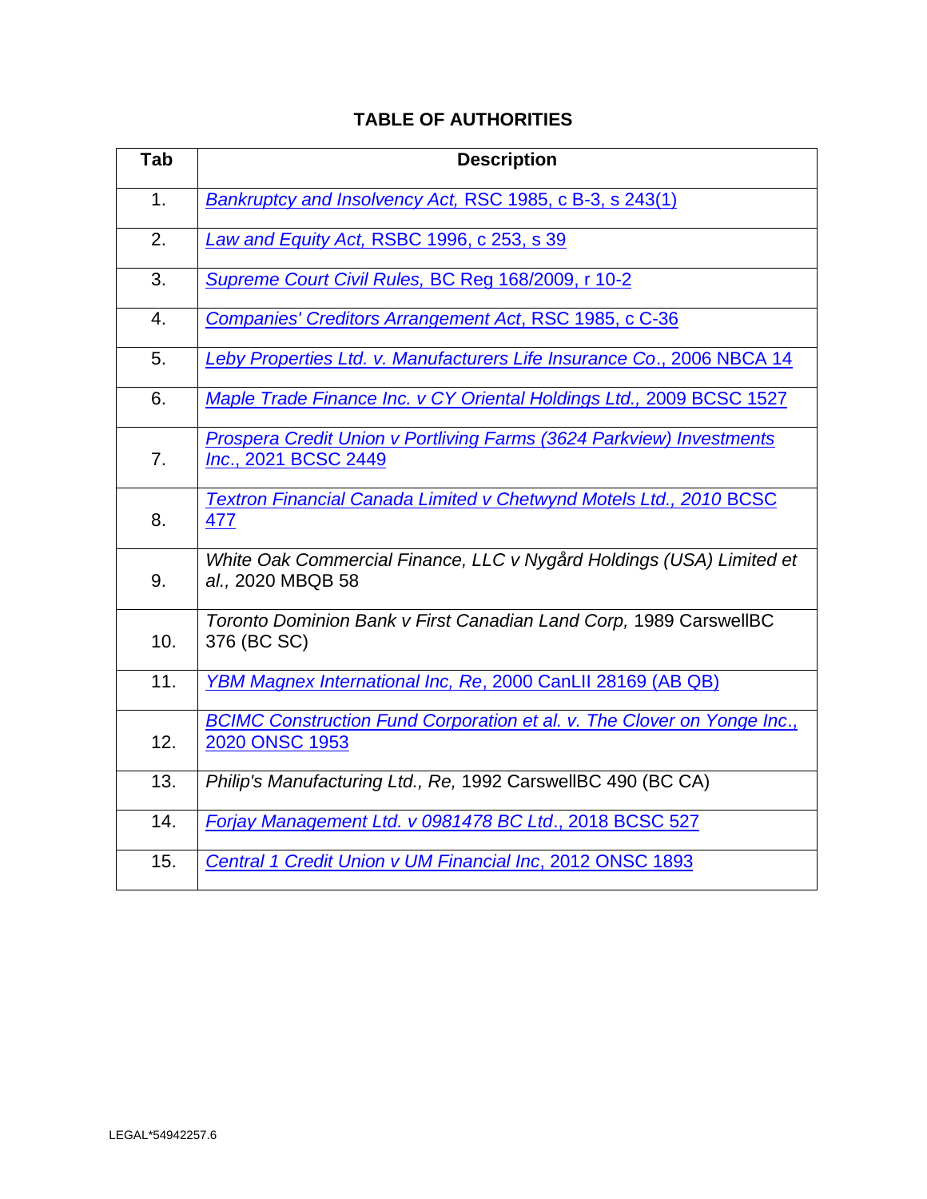## TABLE OF AUTHORITIES

| Tab | Description |
|---|---|
| 1. | *Bankruptcy and Insolvency Act,* RSC 1985, c B-3, s 243(1) |
| 2. | *Law and Equity Act,* RSBC 1996, c 253, s 39 |
| 3. | *Supreme Court Civil Rules,* BC Reg 168/2009, r 10-2 |
| 4. | *Companies' Creditors Arrangement Act*, RSC 1985, c C-36 |
| 5. | *Leby Properties Ltd. v. Manufacturers Life Insurance Co*., 2006 NBCA 14 |
| 6. | *Maple Trade Finance Inc. v CY Oriental Holdings Ltd.,* 2009 BCSC 1527 |
| 7. | *Prospera Credit Union v Portliving Farms (3624 Parkview) Investments Inc*., 2021 BCSC 2449 |
| 8. | *Textron Financial Canada Limited v Chetwynd Motels Ltd., 2010* BCSC 477 |
| 9. | *White Oak Commercial Finance, LLC v Nygård Holdings (USA) Limited et al.,* 2020 MBQB 58 |
| 10. | *Toronto Dominion Bank v First Canadian Land Corp,* 1989 CarswellBC 376 (BC SC) |
| 11. | *YBM Magnex International Inc, Re*, 2000 CanLII 28169 (AB QB) |
| 12. | *BCIMC Construction Fund Corporation et al. v. The Clover on Yonge Inc*., 2020 ONSC 1953 |
| 13. | *Philip's Manufacturing Ltd., Re,* 1992 CarswellBC 490 (BC CA) |
| 14. | *Forjay Management Ltd. v 0981478 BC Ltd*., 2018 BCSC 527 |
| 15. | *Central 1 Credit Union v UM Financial Inc*, 2012 ONSC 1893 |

LEGAL*54942257.6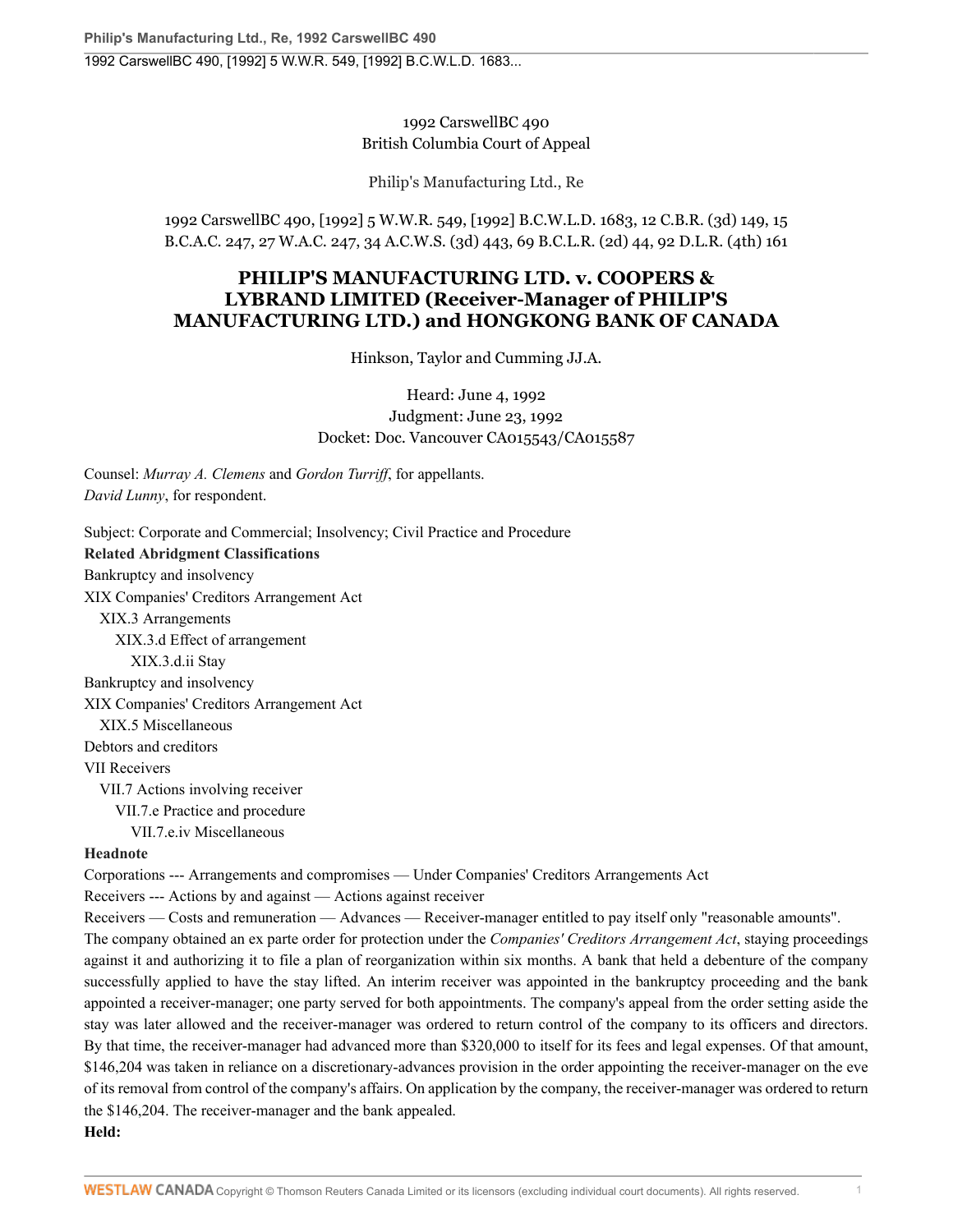1992 CarswellBC 490
British Columbia Court of Appeal

Philip's Manufacturing Ltd., Re

1992 CarswellBC 490, [1992] 5 W.W.R. 549, [1992] B.C.W.L.D. 1683, 12 C.B.R. (3d) 149, 15 B.C.A.C. 247, 27 W.A.C. 247, 34 A.C.W.S. (3d) 443, 69 B.C.L.R. (2d) 44, 92 D.L.R. (4th) 161

# PHILIP'S MANUFACTURING LTD. v. COOPERS & LYBRAND LIMITED (Receiver-Manager of PHILIP'S MANUFACTURING LTD.) and HONGKONG BANK OF CANADA

Hinkson, Taylor and Cumming JJ.A.

Heard: June 4, 1992
Judgment: June 23, 1992
Docket: Doc. Vancouver CA015543/CA015587

Counsel: *Murray A. Clemens* and *Gordon Turriff*, for appellants.
*David Lunny*, for respondent.

Subject: Corporate and Commercial; Insolvency; Civil Practice and Procedure

**Related Abridgment Classifications**

Bankruptcy and insolvency
XIX Companies' Creditors Arrangement Act
XIX.3 Arrangements
XIX.3.d Effect of arrangement
XIX.3.d.ii Stay

Bankruptcy and insolvency
XIX Companies' Creditors Arrangement Act
XIX.5 Miscellaneous

Debtors and creditors
VII Receivers
VII.7 Actions involving receiver
VII.7.e Practice and procedure
VII.7.e.iv Miscellaneous

**Headnote**

Corporations --- Arrangements and compromises — Under Companies' Creditors Arrangements Act

Receivers --- Actions by and against — Actions against receiver

Receivers — Costs and remuneration — Advances — Receiver-manager entitled to pay itself only "reasonable amounts".

The company obtained an ex parte order for protection under the *Companies' Creditors Arrangement Act*, staying proceedings against it and authorizing it to file a plan of reorganization within six months. A bank that held a debenture of the company successfully applied to have the stay lifted. An interim receiver was appointed in the bankruptcy proceeding and the bank appointed a receiver-manager; one party served for both appointments. The company's appeal from the order setting aside the stay was later allowed and the receiver-manager was ordered to return control of the company to its officers and directors. By that time, the receiver-manager had advanced more than $320,000 to itself for its fees and legal expenses. Of that amount, $146,204 was taken in reliance on a discretionary-advances provision in the order appointing the receiver-manager on the eve of its removal from control of the company's affairs. On application by the company, the receiver-manager was ordered to return the $146,204. The receiver-manager and the bank appealed.

**Held:**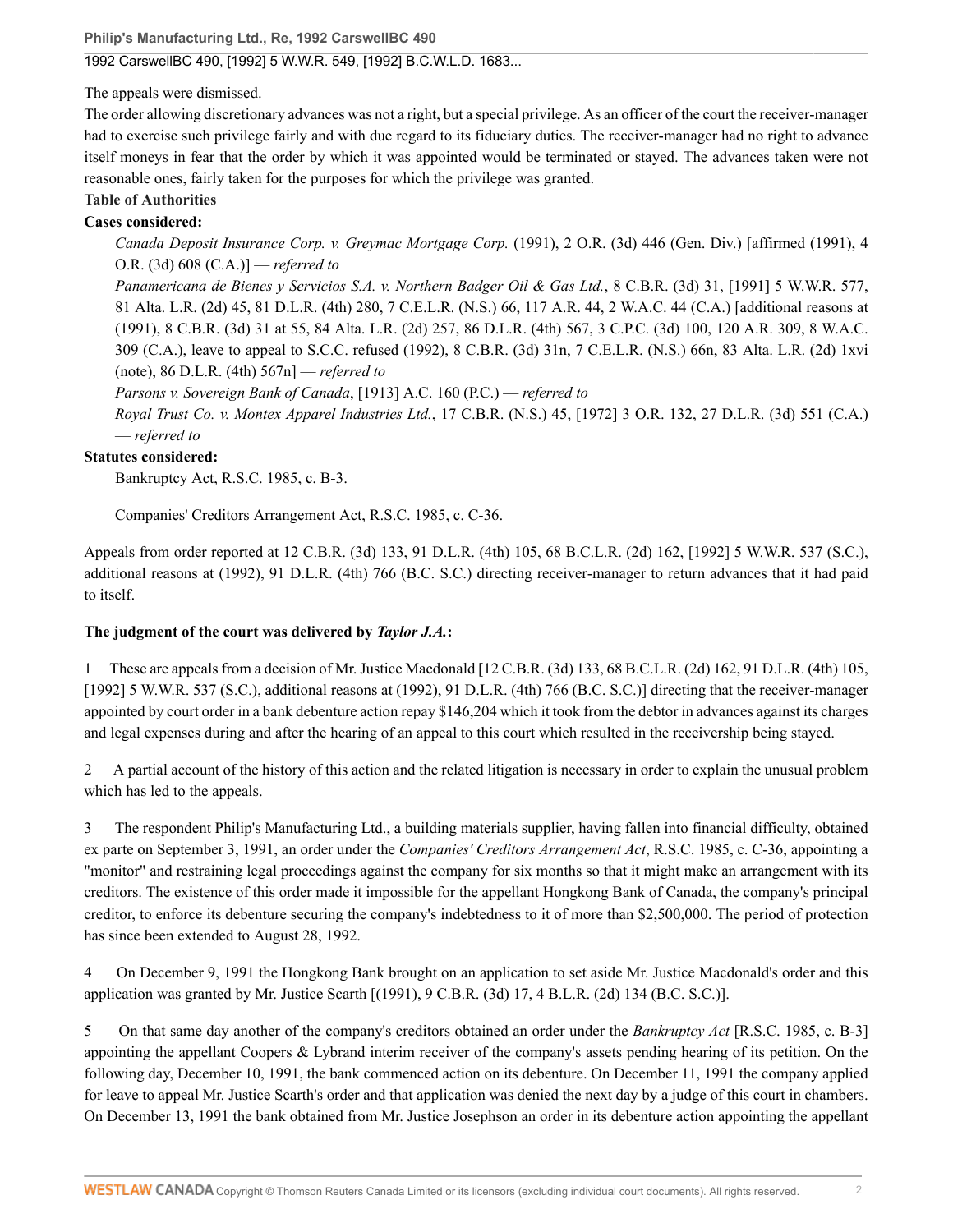The appeals were dismissed.

The order allowing discretionary advances was not a right, but a special privilege. As an officer of the court the receiver-manager had to exercise such privilege fairly and with due regard to its fiduciary duties. The receiver-manager had no right to advance itself moneys in fear that the order by which it was appointed would be terminated or stayed. The advances taken were not reasonable ones, fairly taken for the purposes for which the privilege was granted.

**Table of Authorities**

**Cases considered:**

*Canada Deposit Insurance Corp. v. Greymac Mortgage Corp.* (1991), 2 O.R. (3d) 446 (Gen. Div.) [affirmed (1991), 4 O.R. (3d) 608 (C.A.)] — *referred to*

*Panamericana de Bienes y Servicios S.A. v. Northern Badger Oil & Gas Ltd.*, 8 C.B.R. (3d) 31, [1991] 5 W.W.R. 577, 81 Alta. L.R. (2d) 45, 81 D.L.R. (4th) 280, 7 C.E.L.R. (N.S.) 66, 117 A.R. 44, 2 W.A.C. 44 (C.A.) [additional reasons at (1991), 8 C.B.R. (3d) 31 at 55, 84 Alta. L.R. (2d) 257, 86 D.L.R. (4th) 567, 3 C.P.C. (3d) 100, 120 A.R. 309, 8 W.A.C. 309 (C.A.), leave to appeal to S.C.C. refused (1992), 8 C.B.R. (3d) 31n, 7 C.E.L.R. (N.S.) 66n, 83 Alta. L.R. (2d) 1xvi (note), 86 D.L.R. (4th) 567n] — *referred to*

*Parsons v. Sovereign Bank of Canada*, [1913] A.C. 160 (P.C.) — *referred to*

*Royal Trust Co. v. Montex Apparel Industries Ltd.*, 17 C.B.R. (N.S.) 45, [1972] 3 O.R. 132, 27 D.L.R. (3d) 551 (C.A.) — *referred to*

**Statutes considered:**

Bankruptcy Act, R.S.C. 1985, c. B-3.

Companies' Creditors Arrangement Act, R.S.C. 1985, c. C-36.

Appeals from order reported at 12 C.B.R. (3d) 133, 91 D.L.R. (4th) 105, 68 B.C.L.R. (2d) 162, [1992] 5 W.W.R. 537 (S.C.), additional reasons at (1992), 91 D.L.R. (4th) 766 (B.C. S.C.) directing receiver-manager to return advances that it had paid to itself.

**The judgment of the court was delivered by *Taylor J.A.*:**

1 These are appeals from a decision of Mr. Justice Macdonald [12 C.B.R. (3d) 133, 68 B.C.L.R. (2d) 162, 91 D.L.R. (4th) 105, [1992] 5 W.W.R. 537 (S.C.), additional reasons at (1992), 91 D.L.R. (4th) 766 (B.C. S.C.)] directing that the receiver-manager appointed by court order in a bank debenture action repay $146,204 which it took from the debtor in advances against its charges and legal expenses during and after the hearing of an appeal to this court which resulted in the receivership being stayed.

2 A partial account of the history of this action and the related litigation is necessary in order to explain the unusual problem which has led to the appeals.

3 The respondent Philip's Manufacturing Ltd., a building materials supplier, having fallen into financial difficulty, obtained ex parte on September 3, 1991, an order under the *Companies' Creditors Arrangement Act*, R.S.C. 1985, c. C-36, appointing a "monitor" and restraining legal proceedings against the company for six months so that it might make an arrangement with its creditors. The existence of this order made it impossible for the appellant Hongkong Bank of Canada, the company's principal creditor, to enforce its debenture securing the company's indebtedness to it of more than $2,500,000. The period of protection has since been extended to August 28, 1992.

4 On December 9, 1991 the Hongkong Bank brought on an application to set aside Mr. Justice Macdonald's order and this application was granted by Mr. Justice Scarth [(1991), 9 C.B.R. (3d) 17, 4 B.L.R. (2d) 134 (B.C. S.C.)].

5 On that same day another of the company's creditors obtained an order under the *Bankruptcy Act* [R.S.C. 1985, c. B-3] appointing the appellant Coopers & Lybrand interim receiver of the company's assets pending hearing of its petition. On the following day, December 10, 1991, the bank commenced action on its debenture. On December 11, 1991 the company applied for leave to appeal Mr. Justice Scarth's order and that application was denied the next day by a judge of this court in chambers. On December 13, 1991 the bank obtained from Mr. Justice Josephson an order in its debenture action appointing the appellant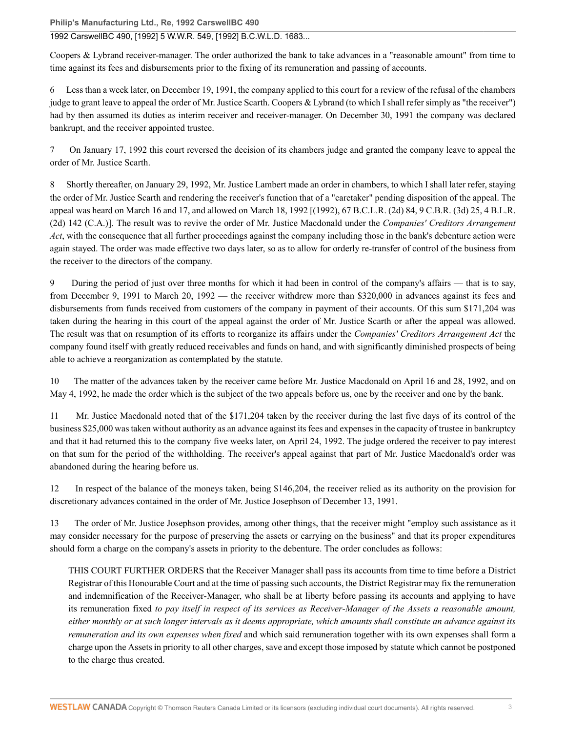Coopers & Lybrand receiver-manager. The order authorized the bank to take advances in a "reasonable amount" from time to time against its fees and disbursements prior to the fixing of its remuneration and passing of accounts.

6 Less than a week later, on December 19, 1991, the company applied to this court for a review of the refusal of the chambers judge to grant leave to appeal the order of Mr. Justice Scarth. Coopers & Lybrand (to which I shall refer simply as "the receiver") had by then assumed its duties as interim receiver and receiver-manager. On December 30, 1991 the company was declared bankrupt, and the receiver appointed trustee.

7 On January 17, 1992 this court reversed the decision of its chambers judge and granted the company leave to appeal the order of Mr. Justice Scarth.

8 Shortly thereafter, on January 29, 1992, Mr. Justice Lambert made an order in chambers, to which I shall later refer, staying the order of Mr. Justice Scarth and rendering the receiver's function that of a "caretaker" pending disposition of the appeal. The appeal was heard on March 16 and 17, and allowed on March 18, 1992 [(1992), 67 B.C.L.R. (2d) 84, 9 C.B.R. (3d) 25, 4 B.L.R. (2d) 142 (C.A.)]. The result was to revive the order of Mr. Justice Macdonald under the *Companies' Creditors Arrangement Act*, with the consequence that all further proceedings against the company including those in the bank's debenture action were again stayed. The order was made effective two days later, so as to allow for orderly re-transfer of control of the business from the receiver to the directors of the company.

9 During the period of just over three months for which it had been in control of the company's affairs — that is to say, from December 9, 1991 to March 20, 1992 — the receiver withdrew more than $320,000 in advances against its fees and disbursements from funds received from customers of the company in payment of their accounts. Of this sum $171,204 was taken during the hearing in this court of the appeal against the order of Mr. Justice Scarth or after the appeal was allowed. The result was that on resumption of its efforts to reorganize its affairs under the *Companies' Creditors Arrangement Act* the company found itself with greatly reduced receivables and funds on hand, and with significantly diminished prospects of being able to achieve a reorganization as contemplated by the statute.

10 The matter of the advances taken by the receiver came before Mr. Justice Macdonald on April 16 and 28, 1992, and on May 4, 1992, he made the order which is the subject of the two appeals before us, one by the receiver and one by the bank.

11 Mr. Justice Macdonald noted that of the $171,204 taken by the receiver during the last five days of its control of the business $25,000 was taken without authority as an advance against its fees and expenses in the capacity of trustee in bankruptcy and that it had returned this to the company five weeks later, on April 24, 1992. The judge ordered the receiver to pay interest on that sum for the period of the withholding. The receiver's appeal against that part of Mr. Justice Macdonald's order was abandoned during the hearing before us.

12 In respect of the balance of the moneys taken, being $146,204, the receiver relied as its authority on the provision for discretionary advances contained in the order of Mr. Justice Josephson of December 13, 1991.

13 The order of Mr. Justice Josephson provides, among other things, that the receiver might "employ such assistance as it may consider necessary for the purpose of preserving the assets or carrying on the business" and that its proper expenditures should form a charge on the company's assets in priority to the debenture. The order concludes as follows:

> THIS COURT FURTHER ORDERS that the Receiver Manager shall pass its accounts from time to time before a District Registrar of this Honourable Court and at the time of passing such accounts, the District Registrar may fix the remuneration and indemnification of the Receiver-Manager, who shall be at liberty before passing its accounts and applying to have its remuneration fixed *to pay itself in respect of its services as Receiver-Manager of the Assets a reasonable amount, either monthly or at such longer intervals as it deems appropriate, which amounts shall constitute an advance against its remuneration and its own expenses when fixed* and which said remuneration together with its own expenses shall form a charge upon the Assets in priority to all other charges, save and except those imposed by statute which cannot be postponed to the charge thus created.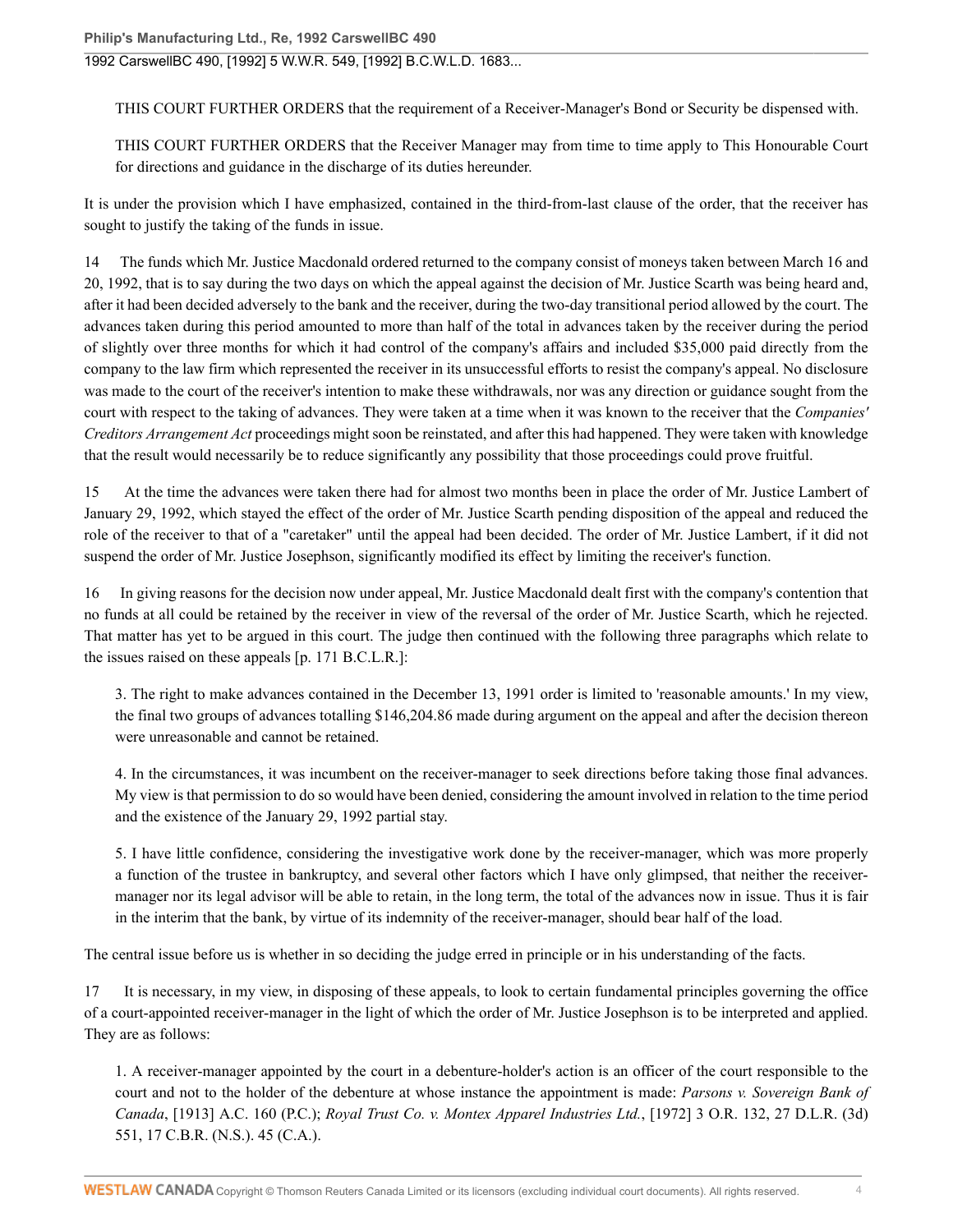THIS COURT FURTHER ORDERS that the requirement of a Receiver-Manager's Bond or Security be dispensed with.

THIS COURT FURTHER ORDERS that the Receiver Manager may from time to time apply to This Honourable Court for directions and guidance in the discharge of its duties hereunder.

It is under the provision which I have emphasized, contained in the third-from-last clause of the order, that the receiver has sought to justify the taking of the funds in issue.

14 The funds which Mr. Justice Macdonald ordered returned to the company consist of moneys taken between March 16 and 20, 1992, that is to say during the two days on which the appeal against the decision of Mr. Justice Scarth was being heard and, after it had been decided adversely to the bank and the receiver, during the two-day transitional period allowed by the court. The advances taken during this period amounted to more than half of the total in advances taken by the receiver during the period of slightly over three months for which it had control of the company's affairs and included $35,000 paid directly from the company to the law firm which represented the receiver in its unsuccessful efforts to resist the company's appeal. No disclosure was made to the court of the receiver's intention to make these withdrawals, nor was any direction or guidance sought from the court with respect to the taking of advances. They were taken at a time when it was known to the receiver that the *Companies' Creditors Arrangement Act* proceedings might soon be reinstated, and after this had happened. They were taken with knowledge that the result would necessarily be to reduce significantly any possibility that those proceedings could prove fruitful.

15 At the time the advances were taken there had for almost two months been in place the order of Mr. Justice Lambert of January 29, 1992, which stayed the effect of the order of Mr. Justice Scarth pending disposition of the appeal and reduced the role of the receiver to that of a "caretaker" until the appeal had been decided. The order of Mr. Justice Lambert, if it did not suspend the order of Mr. Justice Josephson, significantly modified its effect by limiting the receiver's function.

16 In giving reasons for the decision now under appeal, Mr. Justice Macdonald dealt first with the company's contention that no funds at all could be retained by the receiver in view of the reversal of the order of Mr. Justice Scarth, which he rejected. That matter has yet to be argued in this court. The judge then continued with the following three paragraphs which relate to the issues raised on these appeals [p. 171 B.C.L.R.]:

3. The right to make advances contained in the December 13, 1991 order is limited to 'reasonable amounts.' In my view, the final two groups of advances totalling $146,204.86 made during argument on the appeal and after the decision thereon were unreasonable and cannot be retained.

4. In the circumstances, it was incumbent on the receiver-manager to seek directions before taking those final advances. My view is that permission to do so would have been denied, considering the amount involved in relation to the time period and the existence of the January 29, 1992 partial stay.

5. I have little confidence, considering the investigative work done by the receiver-manager, which was more properly a function of the trustee in bankruptcy, and several other factors which I have only glimpsed, that neither the receiver-manager nor its legal advisor will be able to retain, in the long term, the total of the advances now in issue. Thus it is fair in the interim that the bank, by virtue of its indemnity of the receiver-manager, should bear half of the load.

The central issue before us is whether in so deciding the judge erred in principle or in his understanding of the facts.

17 It is necessary, in my view, in disposing of these appeals, to look to certain fundamental principles governing the office of a court-appointed receiver-manager in the light of which the order of Mr. Justice Josephson is to be interpreted and applied. They are as follows:

1. A receiver-manager appointed by the court in a debenture-holder's action is an officer of the court responsible to the court and not to the holder of the debenture at whose instance the appointment is made: *Parsons v. Sovereign Bank of Canada*, [1913] A.C. 160 (P.C.); *Royal Trust Co. v. Montex Apparel Industries Ltd.*, [1972] 3 O.R. 132, 27 D.L.R. (3d) 551, 17 C.B.R. (N.S.). 45 (C.A.).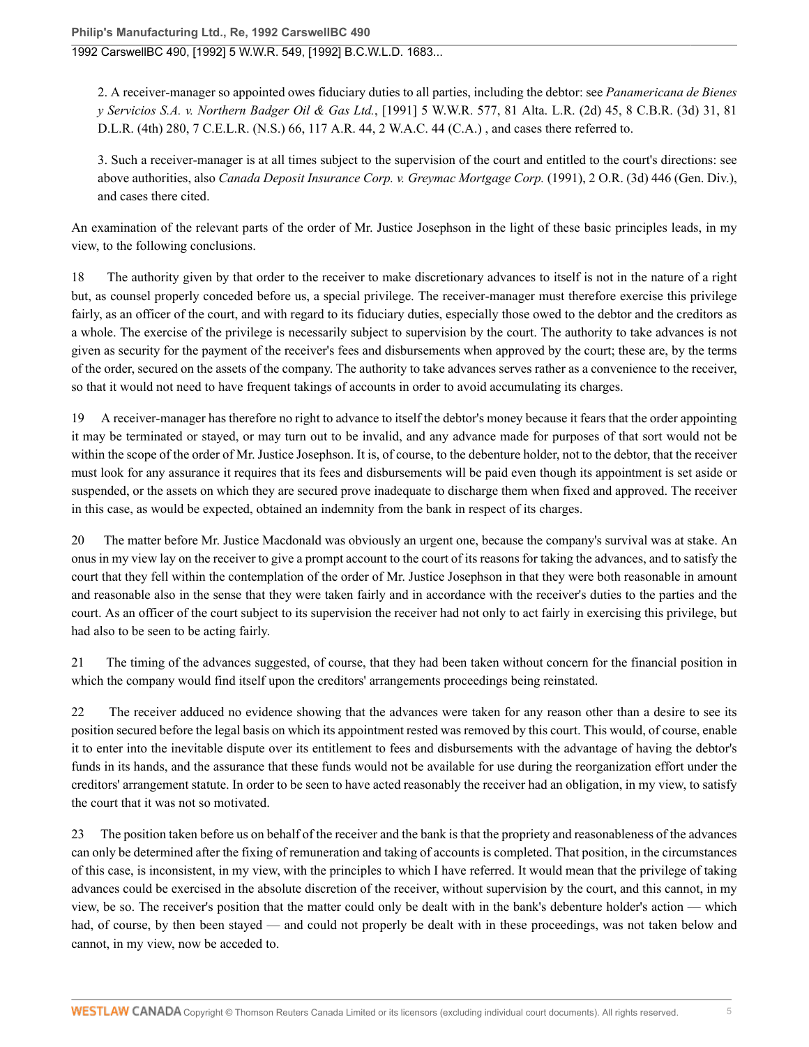2. A receiver-manager so appointed owes fiduciary duties to all parties, including the debtor: see *Panamericana de Bienes y Servicios S.A. v. Northern Badger Oil & Gas Ltd.*, [1991] 5 W.W.R. 577, 81 Alta. L.R. (2d) 45, 8 C.B.R. (3d) 31, 81 D.L.R. (4th) 280, 7 C.E.L.R. (N.S.) 66, 117 A.R. 44, 2 W.A.C. 44 (C.A.) , and cases there referred to.

3. Such a receiver-manager is at all times subject to the supervision of the court and entitled to the court's directions: see above authorities, also *Canada Deposit Insurance Corp. v. Greymac Mortgage Corp.* (1991), 2 O.R. (3d) 446 (Gen. Div.), and cases there cited.

An examination of the relevant parts of the order of Mr. Justice Josephson in the light of these basic principles leads, in my view, to the following conclusions.

18 The authority given by that order to the receiver to make discretionary advances to itself is not in the nature of a right but, as counsel properly conceded before us, a special privilege. The receiver-manager must therefore exercise this privilege fairly, as an officer of the court, and with regard to its fiduciary duties, especially those owed to the debtor and the creditors as a whole. The exercise of the privilege is necessarily subject to supervision by the court. The authority to take advances is not given as security for the payment of the receiver's fees and disbursements when approved by the court; these are, by the terms of the order, secured on the assets of the company. The authority to take advances serves rather as a convenience to the receiver, so that it would not need to have frequent takings of accounts in order to avoid accumulating its charges.

19 A receiver-manager has therefore no right to advance to itself the debtor's money because it fears that the order appointing it may be terminated or stayed, or may turn out to be invalid, and any advance made for purposes of that sort would not be within the scope of the order of Mr. Justice Josephson. It is, of course, to the debenture holder, not to the debtor, that the receiver must look for any assurance it requires that its fees and disbursements will be paid even though its appointment is set aside or suspended, or the assets on which they are secured prove inadequate to discharge them when fixed and approved. The receiver in this case, as would be expected, obtained an indemnity from the bank in respect of its charges.

20 The matter before Mr. Justice Macdonald was obviously an urgent one, because the company's survival was at stake. An onus in my view lay on the receiver to give a prompt account to the court of its reasons for taking the advances, and to satisfy the court that they fell within the contemplation of the order of Mr. Justice Josephson in that they were both reasonable in amount and reasonable also in the sense that they were taken fairly and in accordance with the receiver's duties to the parties and the court. As an officer of the court subject to its supervision the receiver had not only to act fairly in exercising this privilege, but had also to be seen to be acting fairly.

21 The timing of the advances suggested, of course, that they had been taken without concern for the financial position in which the company would find itself upon the creditors' arrangements proceedings being reinstated.

22 The receiver adduced no evidence showing that the advances were taken for any reason other than a desire to see its position secured before the legal basis on which its appointment rested was removed by this court. This would, of course, enable it to enter into the inevitable dispute over its entitlement to fees and disbursements with the advantage of having the debtor's funds in its hands, and the assurance that these funds would not be available for use during the reorganization effort under the creditors' arrangement statute. In order to be seen to have acted reasonably the receiver had an obligation, in my view, to satisfy the court that it was not so motivated.

23 The position taken before us on behalf of the receiver and the bank is that the propriety and reasonableness of the advances can only be determined after the fixing of remuneration and taking of accounts is completed. That position, in the circumstances of this case, is inconsistent, in my view, with the principles to which I have referred. It would mean that the privilege of taking advances could be exercised in the absolute discretion of the receiver, without supervision by the court, and this cannot, in my view, be so. The receiver's position that the matter could only be dealt with in the bank's debenture holder's action — which had, of course, by then been stayed — and could not properly be dealt with in these proceedings, was not taken below and cannot, in my view, now be acceded to.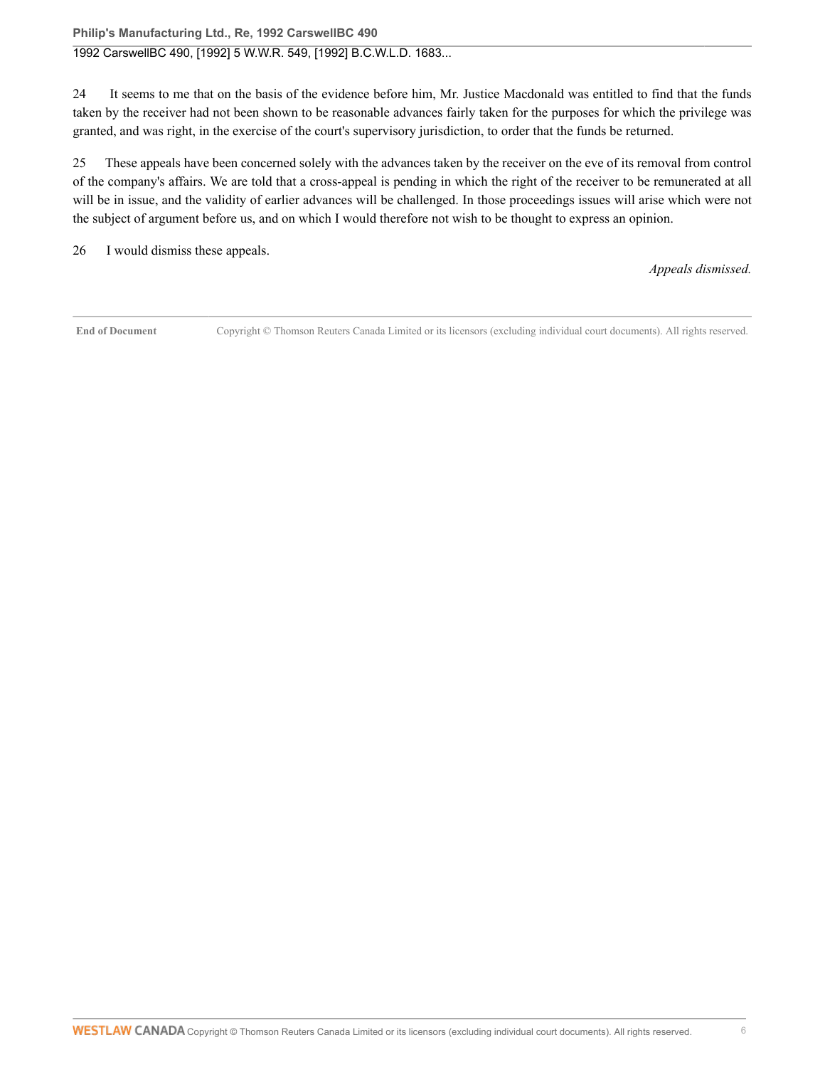24 It seems to me that on the basis of the evidence before him, Mr. Justice Macdonald was entitled to find that the funds taken by the receiver had not been shown to be reasonable advances fairly taken for the purposes for which the privilege was granted, and was right, in the exercise of the court's supervisory jurisdiction, to order that the funds be returned.

25 These appeals have been concerned solely with the advances taken by the receiver on the eve of its removal from control of the company's affairs. We are told that a cross-appeal is pending in which the right of the receiver to be remunerated at all will be in issue, and the validity of earlier advances will be challenged. In those proceedings issues will arise which were not the subject of argument before us, and on which I would therefore not wish to be thought to express an opinion.

26 I would dismiss these appeals.

*Appeals dismissed.*

**End of Document** Copyright © Thomson Reuters Canada Limited or its licensors (excluding individual court documents). All rights reserved.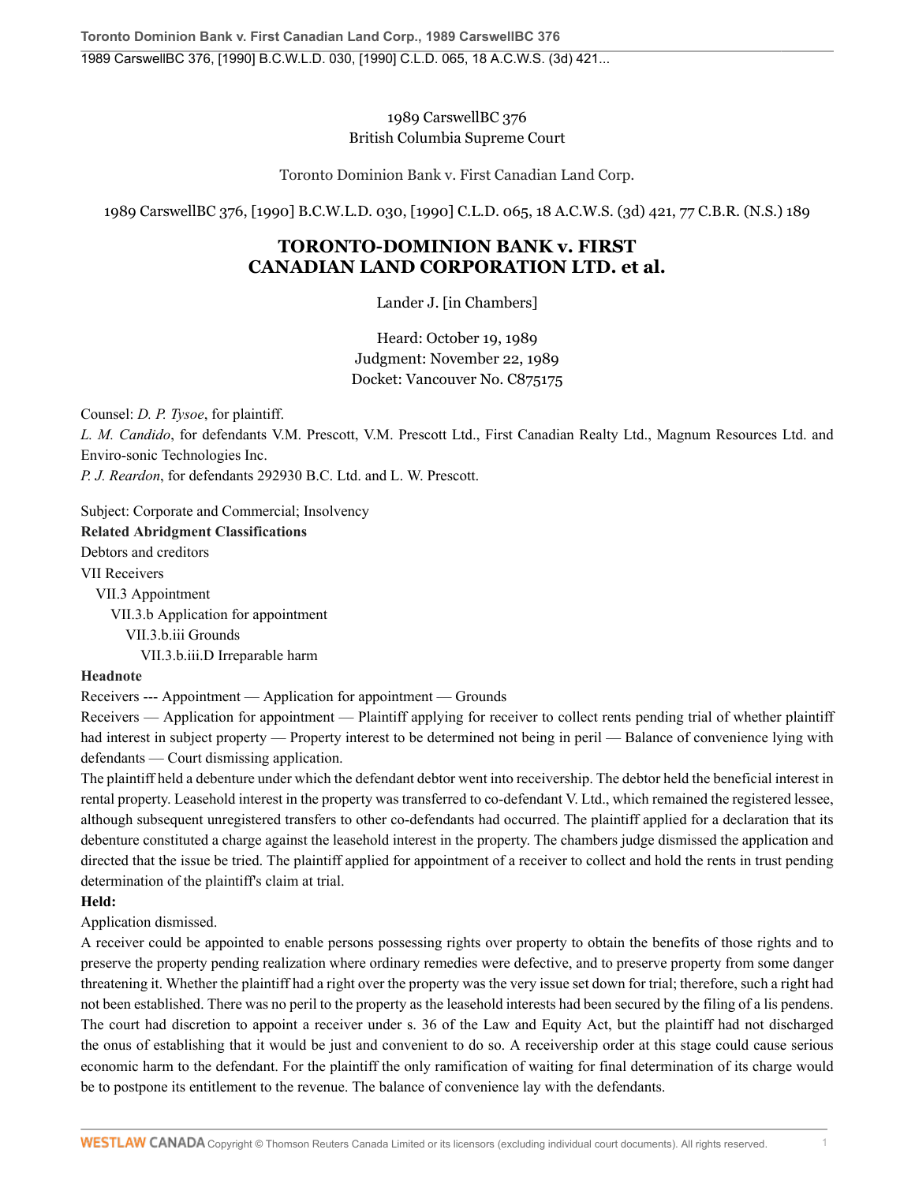1989 CarswellBC 376
British Columbia Supreme Court

Toronto Dominion Bank v. First Canadian Land Corp.

1989 CarswellBC 376, [1990] B.C.W.L.D. 030, [1990] C.L.D. 065, 18 A.C.W.S. (3d) 421, 77 C.B.R. (N.S.) 189

# TORONTO-DOMINION BANK v. FIRST CANADIAN LAND CORPORATION LTD. et al.

Lander J. [in Chambers]

Heard: October 19, 1989
Judgment: November 22, 1989
Docket: Vancouver No. C875175

Counsel: *D. P. Tysoe*, for plaintiff.
*L. M. Candido*, for defendants V.M. Prescott, V.M. Prescott Ltd., First Canadian Realty Ltd., Magnum Resources Ltd. and Enviro-sonic Technologies Inc.
*P. J. Reardon*, for defendants 292930 B.C. Ltd. and L. W. Prescott.

Subject: Corporate and Commercial; Insolvency

**Related Abridgment Classifications**

Debtors and creditors
VII Receivers
VII.3 Appointment
VII.3.b Application for appointment
VII.3.b.iii Grounds
VII.3.b.iii.D Irreparable harm

**Headnote**

Receivers --- Appointment — Application for appointment — Grounds

Receivers — Application for appointment — Plaintiff applying for receiver to collect rents pending trial of whether plaintiff had interest in subject property — Property interest to be determined not being in peril — Balance of convenience lying with defendants — Court dismissing application.

The plaintiff held a debenture under which the defendant debtor went into receivership. The debtor held the beneficial interest in rental property. Leasehold interest in the property was transferred to co-defendant V. Ltd., which remained the registered lessee, although subsequent unregistered transfers to other co-defendants had occurred. The plaintiff applied for a declaration that its debenture constituted a charge against the leasehold interest in the property. The chambers judge dismissed the application and directed that the issue be tried. The plaintiff applied for appointment of a receiver to collect and hold the rents in trust pending determination of the plaintiff's claim at trial.

**Held:**

Application dismissed.

A receiver could be appointed to enable persons possessing rights over property to obtain the benefits of those rights and to preserve the property pending realization where ordinary remedies were defective, and to preserve property from some danger threatening it. Whether the plaintiff had a right over the property was the very issue set down for trial; therefore, such a right had not been established. There was no peril to the property as the leasehold interests had been secured by the filing of a lis pendens. The court had discretion to appoint a receiver under s. 36 of the Law and Equity Act, but the plaintiff had not discharged the onus of establishing that it would be just and convenient to do so. A receivership order at this stage could cause serious economic harm to the defendant. For the plaintiff the only ramification of waiting for final determination of its charge would be to postpone its entitlement to the revenue. The balance of convenience lay with the defendants.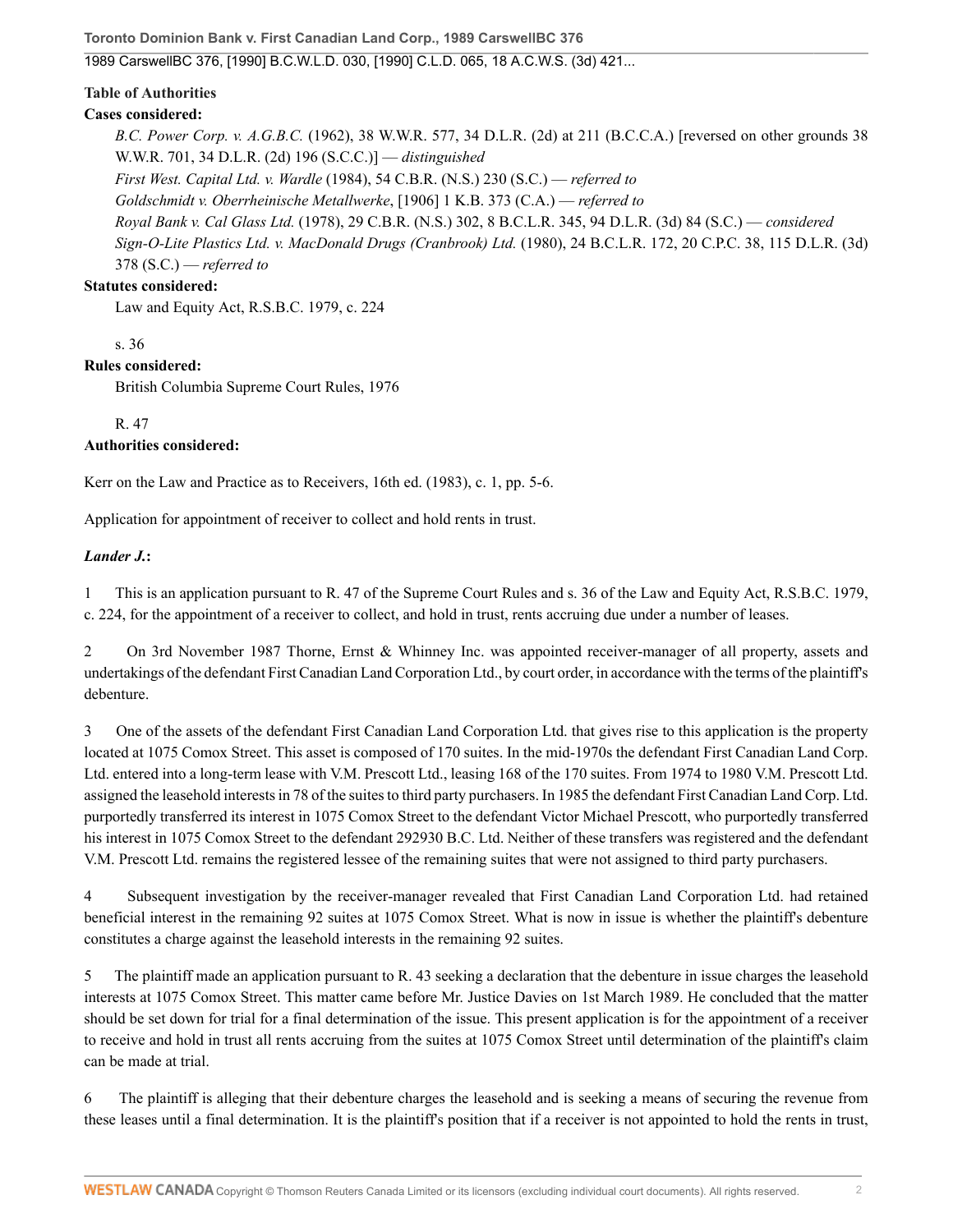**Table of Authorities**

**Cases considered:**

*B.C. Power Corp. v. A.G.B.C.* (1962), 38 W.W.R. 577, 34 D.L.R. (2d) at 211 (B.C.C.A.) [reversed on other grounds 38 W.W.R. 701, 34 D.L.R. (2d) 196 (S.C.C.)] — *distinguished*

*First West. Capital Ltd. v. Wardle* (1984), 54 C.B.R. (N.S.) 230 (S.C.) — *referred to*

*Goldschmidt v. Oberrheinische Metallwerke*, [1906] 1 K.B. 373 (C.A.) — *referred to*

*Royal Bank v. Cal Glass Ltd.* (1978), 29 C.B.R. (N.S.) 302, 8 B.C.L.R. 345, 94 D.L.R. (3d) 84 (S.C.) — *considered*

*Sign-O-Lite Plastics Ltd. v. MacDonald Drugs (Cranbrook) Ltd.* (1980), 24 B.C.L.R. 172, 20 C.P.C. 38, 115 D.L.R. (3d) 378 (S.C.) — *referred to*

**Statutes considered:**

Law and Equity Act, R.S.B.C. 1979, c. 224

s. 36

**Rules considered:**

British Columbia Supreme Court Rules, 1976

R. 47

**Authorities considered:**

Kerr on the Law and Practice as to Receivers, 16th ed. (1983), c. 1, pp. 5-6.

Application for appointment of receiver to collect and hold rents in trust.

***Lander J.*:**

1 This is an application pursuant to R. 47 of the Supreme Court Rules and s. 36 of the Law and Equity Act, R.S.B.C. 1979, c. 224, for the appointment of a receiver to collect, and hold in trust, rents accruing due under a number of leases.

2 On 3rd November 1987 Thorne, Ernst & Whinney Inc. was appointed receiver-manager of all property, assets and undertakings of the defendant First Canadian Land Corporation Ltd., by court order, in accordance with the terms of the plaintiff's debenture.

3 One of the assets of the defendant First Canadian Land Corporation Ltd. that gives rise to this application is the property located at 1075 Comox Street. This asset is composed of 170 suites. In the mid-1970s the defendant First Canadian Land Corp. Ltd. entered into a long-term lease with V.M. Prescott Ltd., leasing 168 of the 170 suites. From 1974 to 1980 V.M. Prescott Ltd. assigned the leasehold interests in 78 of the suites to third party purchasers. In 1985 the defendant First Canadian Land Corp. Ltd. purportedly transferred its interest in 1075 Comox Street to the defendant Victor Michael Prescott, who purportedly transferred his interest in 1075 Comox Street to the defendant 292930 B.C. Ltd. Neither of these transfers was registered and the defendant V.M. Prescott Ltd. remains the registered lessee of the remaining suites that were not assigned to third party purchasers.

4 Subsequent investigation by the receiver-manager revealed that First Canadian Land Corporation Ltd. had retained beneficial interest in the remaining 92 suites at 1075 Comox Street. What is now in issue is whether the plaintiff's debenture constitutes a charge against the leasehold interests in the remaining 92 suites.

5 The plaintiff made an application pursuant to R. 43 seeking a declaration that the debenture in issue charges the leasehold interests at 1075 Comox Street. This matter came before Mr. Justice Davies on 1st March 1989. He concluded that the matter should be set down for trial for a final determination of the issue. This present application is for the appointment of a receiver to receive and hold in trust all rents accruing from the suites at 1075 Comox Street until determination of the plaintiff's claim can be made at trial.

6 The plaintiff is alleging that their debenture charges the leasehold and is seeking a means of securing the revenue from these leases until a final determination. It is the plaintiff's position that if a receiver is not appointed to hold the rents in trust,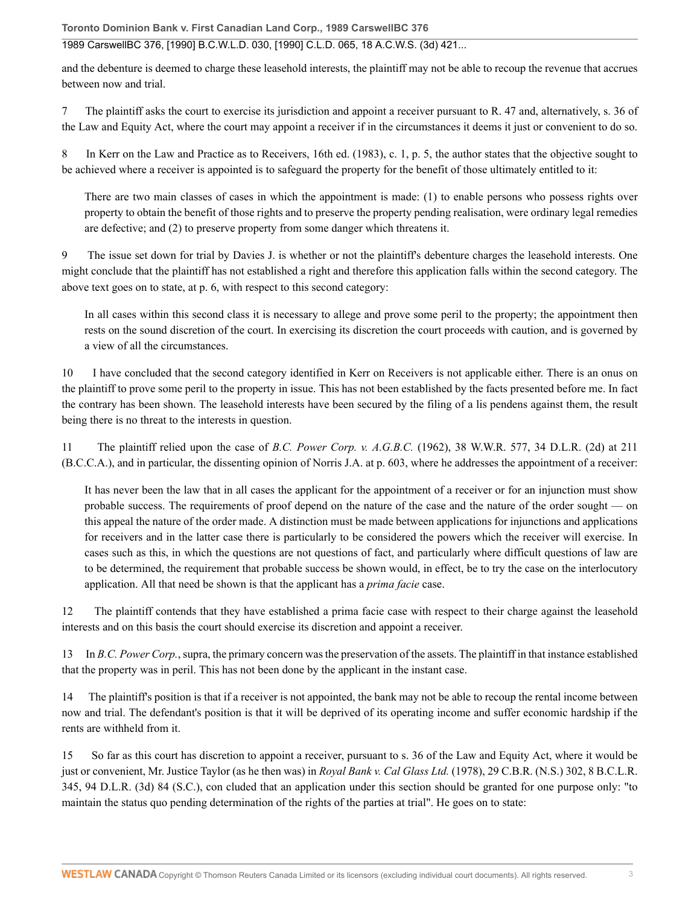and the debenture is deemed to charge these leasehold interests, the plaintiff may not be able to recoup the revenue that accrues between now and trial.

7 The plaintiff asks the court to exercise its jurisdiction and appoint a receiver pursuant to R. 47 and, alternatively, s. 36 of the Law and Equity Act, where the court may appoint a receiver if in the circumstances it deems it just or convenient to do so.

8 In Kerr on the Law and Practice as to Receivers, 16th ed. (1983), c. 1, p. 5, the author states that the objective sought to be achieved where a receiver is appointed is to safeguard the property for the benefit of those ultimately entitled to it:

> There are two main classes of cases in which the appointment is made: (1) to enable persons who possess rights over property to obtain the benefit of those rights and to preserve the property pending realisation, were ordinary legal remedies are defective; and (2) to preserve property from some danger which threatens it.

9 The issue set down for trial by Davies J. is whether or not the plaintiff's debenture charges the leasehold interests. One might conclude that the plaintiff has not established a right and therefore this application falls within the second category. The above text goes on to state, at p. 6, with respect to this second category:

> In all cases within this second class it is necessary to allege and prove some peril to the property; the appointment then rests on the sound discretion of the court. In exercising its discretion the court proceeds with caution, and is governed by a view of all the circumstances.

10 I have concluded that the second category identified in Kerr on Receivers is not applicable either. There is an onus on the plaintiff to prove some peril to the property in issue. This has not been established by the facts presented before me. In fact the contrary has been shown. The leasehold interests have been secured by the filing of a lis pendens against them, the result being there is no threat to the interests in question.

11 The plaintiff relied upon the case of *B.C. Power Corp. v. A.G.B.C.* (1962), 38 W.W.R. 577, 34 D.L.R. (2d) at 211 (B.C.C.A.), and in particular, the dissenting opinion of Norris J.A. at p. 603, where he addresses the appointment of a receiver:

> It has never been the law that in all cases the applicant for the appointment of a receiver or for an injunction must show probable success. The requirements of proof depend on the nature of the case and the nature of the order sought — on this appeal the nature of the order made. A distinction must be made between applications for injunctions and applications for receivers and in the latter case there is particularly to be considered the powers which the receiver will exercise. In cases such as this, in which the questions are not questions of fact, and particularly where difficult questions of law are to be determined, the requirement that probable success be shown would, in effect, be to try the case on the interlocutory application. All that need be shown is that the applicant has a *prima facie* case.

12 The plaintiff contends that they have established a prima facie case with respect to their charge against the leasehold interests and on this basis the court should exercise its discretion and appoint a receiver.

13 In *B.C. Power Corp.*, supra, the primary concern was the preservation of the assets. The plaintiff in that instance established that the property was in peril. This has not been done by the applicant in the instant case.

14 The plaintiff's position is that if a receiver is not appointed, the bank may not be able to recoup the rental income between now and trial. The defendant's position is that it will be deprived of its operating income and suffer economic hardship if the rents are withheld from it.

15 So far as this court has discretion to appoint a receiver, pursuant to s. 36 of the Law and Equity Act, where it would be just or convenient, Mr. Justice Taylor (as he then was) in *Royal Bank v. Cal Glass Ltd.* (1978), 29 C.B.R. (N.S.) 302, 8 B.C.L.R. 345, 94 D.L.R. (3d) 84 (S.C.), con cluded that an application under this section should be granted for one purpose only: "to maintain the status quo pending determination of the rights of the parties at trial". He goes on to state: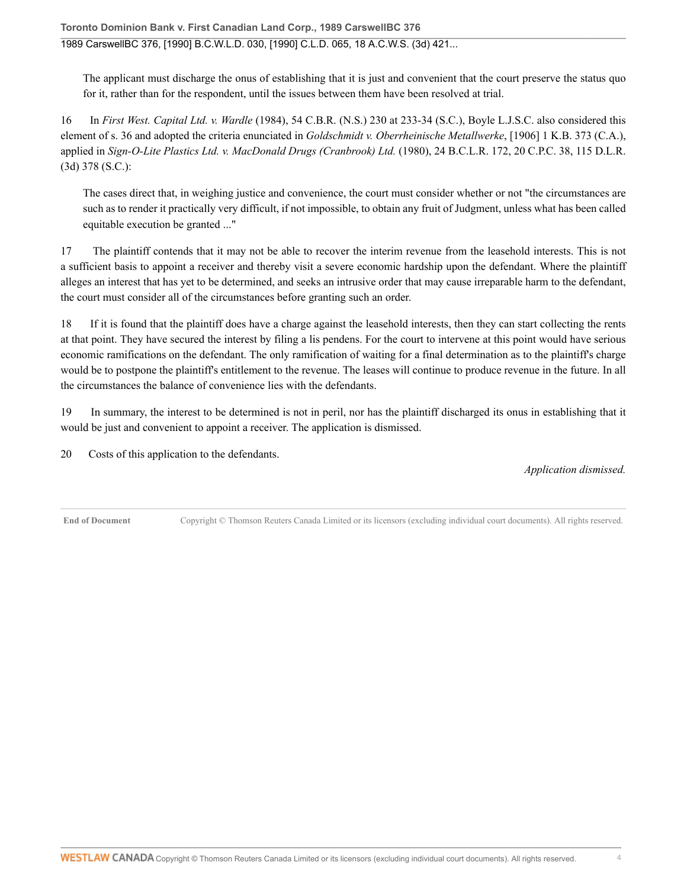The applicant must discharge the onus of establishing that it is just and convenient that the court preserve the status quo for it, rather than for the respondent, until the issues between them have been resolved at trial.

16 In *First West. Capital Ltd. v. Wardle* (1984), 54 C.B.R. (N.S.) 230 at 233-34 (S.C.), Boyle L.J.S.C. also considered this element of s. 36 and adopted the criteria enunciated in *Goldschmidt v. Oberrheinische Metallwerke*, [1906] 1 K.B. 373 (C.A.), applied in *Sign-O-Lite Plastics Ltd. v. MacDonald Drugs (Cranbrook) Ltd.* (1980), 24 B.C.L.R. 172, 20 C.P.C. 38, 115 D.L.R. (3d) 378 (S.C.):

> The cases direct that, in weighing justice and convenience, the court must consider whether or not "the circumstances are such as to render it practically very difficult, if not impossible, to obtain any fruit of Judgment, unless what has been called equitable execution be granted ..."

17 The plaintiff contends that it may not be able to recover the interim revenue from the leasehold interests. This is not a sufficient basis to appoint a receiver and thereby visit a severe economic hardship upon the defendant. Where the plaintiff alleges an interest that has yet to be determined, and seeks an intrusive order that may cause irreparable harm to the defendant, the court must consider all of the circumstances before granting such an order.

18 If it is found that the plaintiff does have a charge against the leasehold interests, then they can start collecting the rents at that point. They have secured the interest by filing a lis pendens. For the court to intervene at this point would have serious economic ramifications on the defendant. The only ramification of waiting for a final determination as to the plaintiff's charge would be to postpone the plaintiff's entitlement to the revenue. The leases will continue to produce revenue in the future. In all the circumstances the balance of convenience lies with the defendants.

19 In summary, the interest to be determined is not in peril, nor has the plaintiff discharged its onus in establishing that it would be just and convenient to appoint a receiver. The application is dismissed.

20 Costs of this application to the defendants.

*Application dismissed.*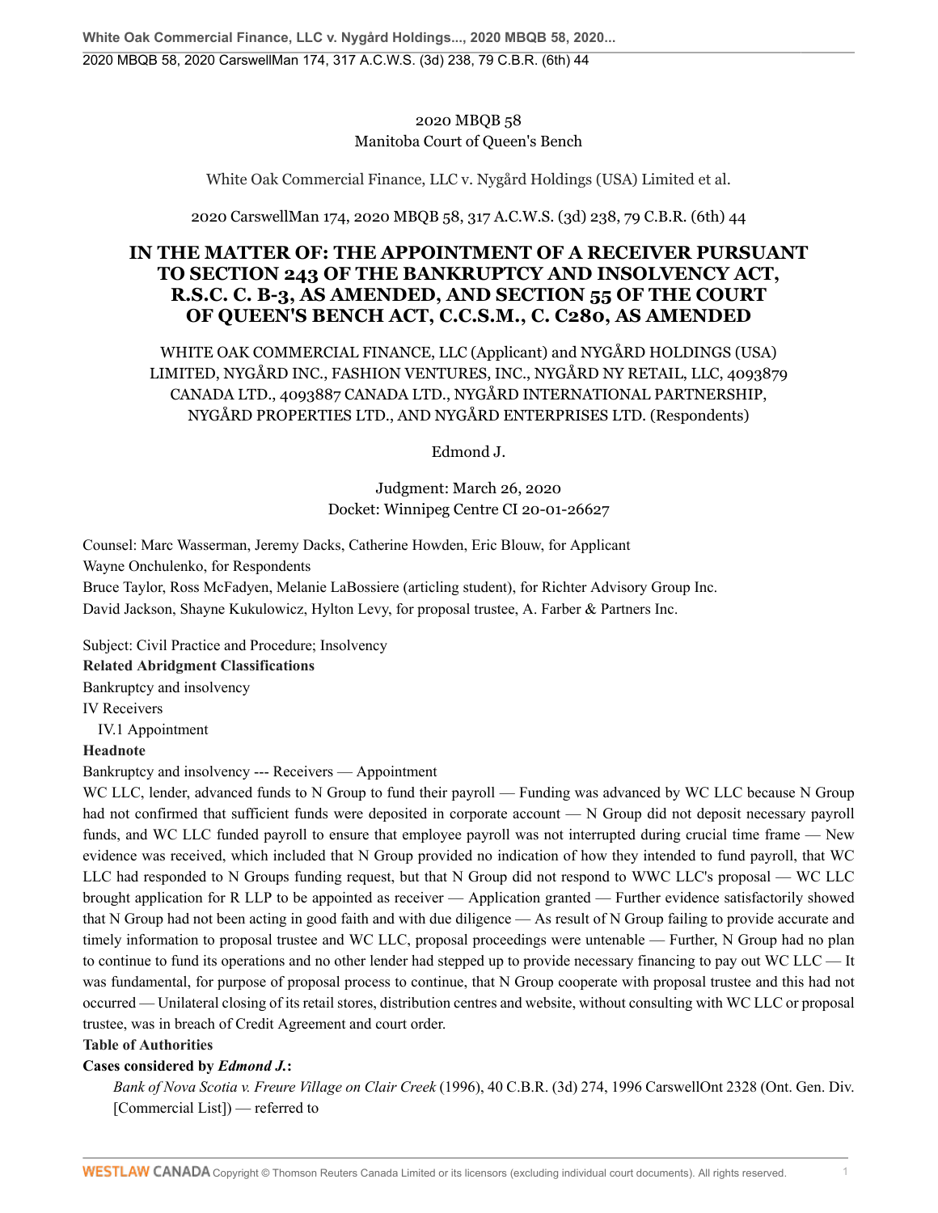2020 MBQB 58
Manitoba Court of Queen's Bench

White Oak Commercial Finance, LLC v. Nygård Holdings (USA) Limited et al.

2020 CarswellMan 174, 2020 MBQB 58, 317 A.C.W.S. (3d) 238, 79 C.B.R. (6th) 44

# IN THE MATTER OF: THE APPOINTMENT OF A RECEIVER PURSUANT TO SECTION 243 OF THE BANKRUPTCY AND INSOLVENCY ACT, R.S.C. C. B-3, AS AMENDED, AND SECTION 55 OF THE COURT OF QUEEN'S BENCH ACT, C.C.S.M., C. C280, AS AMENDED

WHITE OAK COMMERCIAL FINANCE, LLC (Applicant) and NYGÅRD HOLDINGS (USA) LIMITED, NYGÅRD INC., FASHION VENTURES, INC., NYGÅRD NY RETAIL, LLC, 4093879 CANADA LTD., 4093887 CANADA LTD., NYGÅRD INTERNATIONAL PARTNERSHIP, NYGÅRD PROPERTIES LTD., AND NYGÅRD ENTERPRISES LTD. (Respondents)

Edmond J.

Judgment: March 26, 2020
Docket: Winnipeg Centre CI 20-01-26627

Counsel: Marc Wasserman, Jeremy Dacks, Catherine Howden, Eric Blouw, for Applicant
Wayne Onchulenko, for Respondents
Bruce Taylor, Ross McFadyen, Melanie LaBossiere (articling student), for Richter Advisory Group Inc.
David Jackson, Shayne Kukulowicz, Hylton Levy, for proposal trustee, A. Farber & Partners Inc.

Subject: Civil Practice and Procedure; Insolvency

**Related Abridgment Classifications**

Bankruptcy and insolvency

IV Receivers

IV.1 Appointment

**Headnote**

Bankruptcy and insolvency --- Receivers — Appointment

WC LLC, lender, advanced funds to N Group to fund their payroll — Funding was advanced by WC LLC because N Group had not confirmed that sufficient funds were deposited in corporate account — N Group did not deposit necessary payroll funds, and WC LLC funded payroll to ensure that employee payroll was not interrupted during crucial time frame — New evidence was received, which included that N Group provided no indication of how they intended to fund payroll, that WC LLC had responded to N Groups funding request, but that N Group did not respond to WWC LLC's proposal — WC LLC brought application for R LLP to be appointed as receiver — Application granted — Further evidence satisfactorily showed that N Group had not been acting in good faith and with due diligence — As result of N Group failing to provide accurate and timely information to proposal trustee and WC LLC, proposal proceedings were untenable — Further, N Group had no plan to continue to fund its operations and no other lender had stepped up to provide necessary financing to pay out WC LLC — It was fundamental, for purpose of proposal process to continue, that N Group cooperate with proposal trustee and this had not occurred — Unilateral closing of its retail stores, distribution centres and website, without consulting with WC LLC or proposal trustee, was in breach of Credit Agreement and court order.

**Table of Authorities**

**Cases considered by *Edmond J.*:**

*Bank of Nova Scotia v. Freure Village on Clair Creek* (1996), 40 C.B.R. (3d) 274, 1996 CarswellOnt 2328 (Ont. Gen. Div. [Commercial List]) — referred to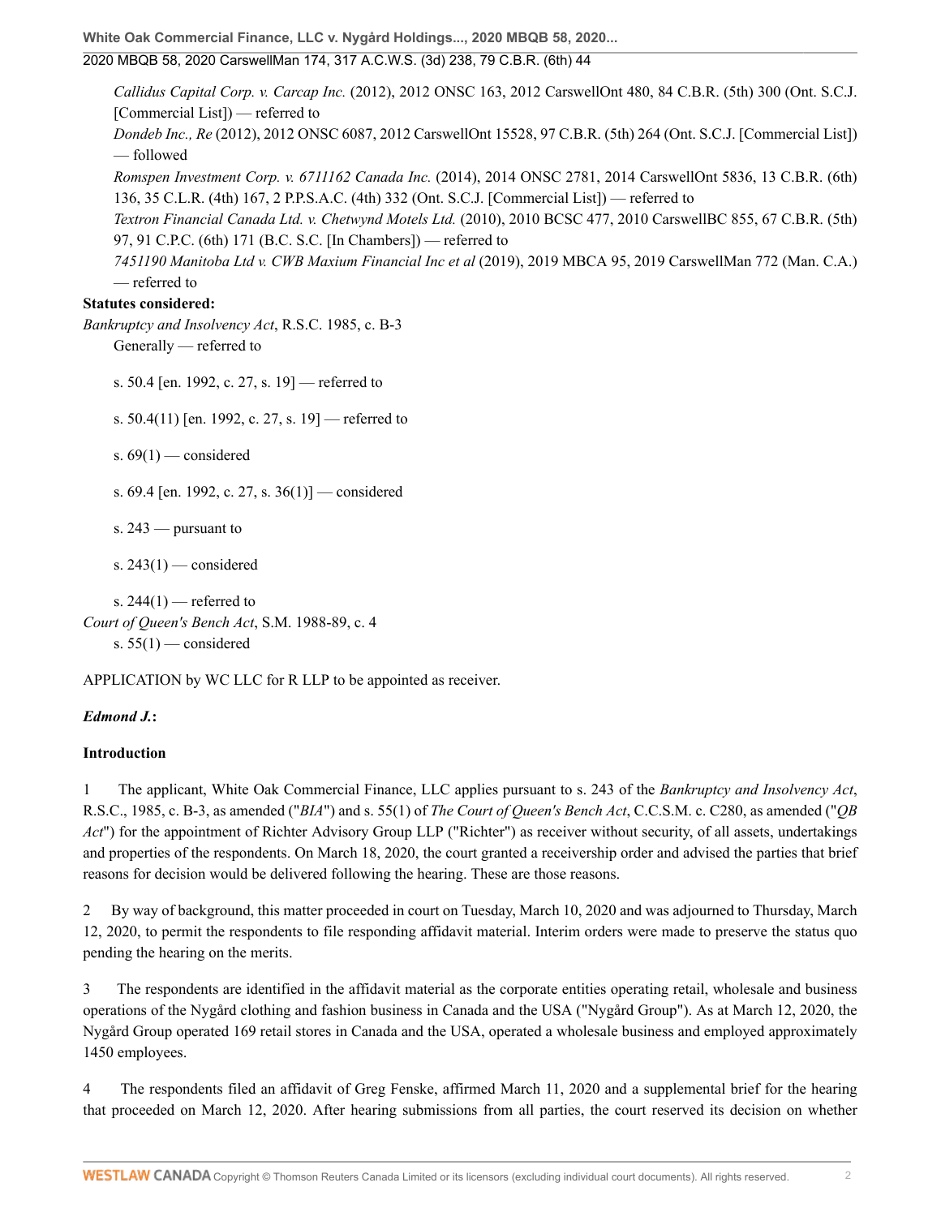*Callidus Capital Corp. v. Carcap Inc.* (2012), 2012 ONSC 163, 2012 CarswellOnt 480, 84 C.B.R. (5th) 300 (Ont. S.C.J. [Commercial List]) — referred to

*Dondeb Inc., Re* (2012), 2012 ONSC 6087, 2012 CarswellOnt 15528, 97 C.B.R. (5th) 264 (Ont. S.C.J. [Commercial List]) — followed

*Romspen Investment Corp. v. 6711162 Canada Inc.* (2014), 2014 ONSC 2781, 2014 CarswellOnt 5836, 13 C.B.R. (6th) 136, 35 C.L.R. (4th) 167, 2 P.P.S.A.C. (4th) 332 (Ont. S.C.J. [Commercial List]) — referred to

*Textron Financial Canada Ltd. v. Chetwynd Motels Ltd.* (2010), 2010 BCSC 477, 2010 CarswellBC 855, 67 C.B.R. (5th) 97, 91 C.P.C. (6th) 171 (B.C. S.C. [In Chambers]) — referred to

*7451190 Manitoba Ltd v. CWB Maxium Financial Inc et al* (2019), 2019 MBCA 95, 2019 CarswellMan 772 (Man. C.A.) — referred to

**Statutes considered:**

*Bankruptcy and Insolvency Act*, R.S.C. 1985, c. B-3

Generally — referred to

s. 50.4 [en. 1992, c. 27, s. 19] — referred to

s. 50.4(11) [en. 1992, c. 27, s. 19] — referred to

s. 69(1) — considered

s. 69.4 [en. 1992, c. 27, s. 36(1)] — considered

s. 243 — pursuant to

s. 243(1) — considered

s. 244(1) — referred to

*Court of Queen's Bench Act*, S.M. 1988-89, c. 4

s. 55(1) — considered

APPLICATION by WC LLC for R LLP to be appointed as receiver.

***Edmond J.*:**

**Introduction**

1 The applicant, White Oak Commercial Finance, LLC applies pursuant to s. 243 of the *Bankruptcy and Insolvency Act*, R.S.C., 1985, c. B-3, as amended ("*BIA*") and s. 55(1) of *The Court of Queen's Bench Act*, C.C.S.M. c. C280, as amended ("*QB Act*") for the appointment of Richter Advisory Group LLP ("Richter") as receiver without security, of all assets, undertakings and properties of the respondents. On March 18, 2020, the court granted a receivership order and advised the parties that brief reasons for decision would be delivered following the hearing. These are those reasons.

2 By way of background, this matter proceeded in court on Tuesday, March 10, 2020 and was adjourned to Thursday, March 12, 2020, to permit the respondents to file responding affidavit material. Interim orders were made to preserve the status quo pending the hearing on the merits.

3 The respondents are identified in the affidavit material as the corporate entities operating retail, wholesale and business operations of the Nygård clothing and fashion business in Canada and the USA ("Nygård Group"). As at March 12, 2020, the Nygård Group operated 169 retail stores in Canada and the USA, operated a wholesale business and employed approximately 1450 employees.

4 The respondents filed an affidavit of Greg Fenske, affirmed March 11, 2020 and a supplemental brief for the hearing that proceeded on March 12, 2020. After hearing submissions from all parties, the court reserved its decision on whether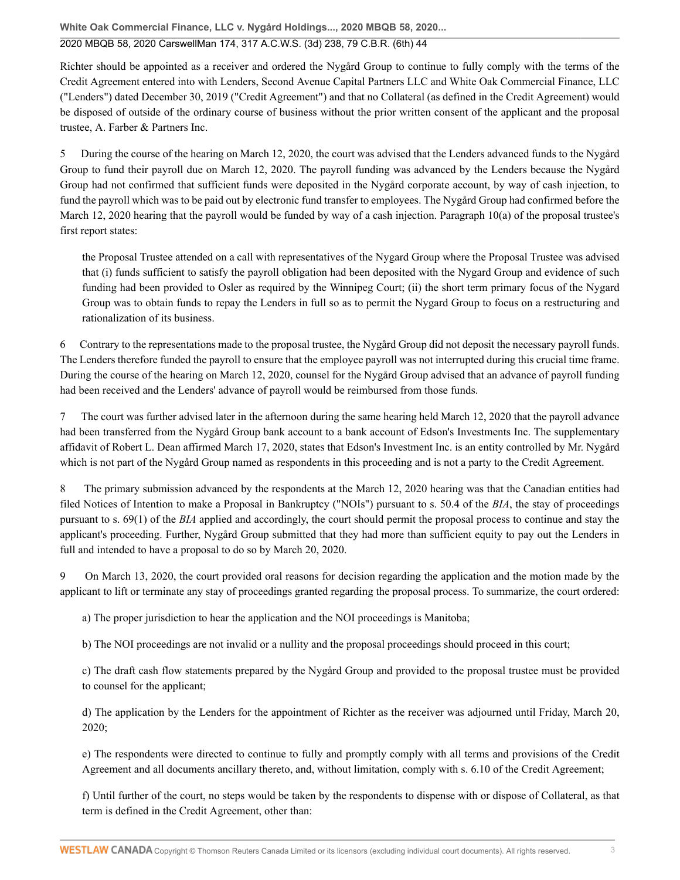Richter should be appointed as a receiver and ordered the Nygård Group to continue to fully comply with the terms of the Credit Agreement entered into with Lenders, Second Avenue Capital Partners LLC and White Oak Commercial Finance, LLC ("Lenders") dated December 30, 2019 ("Credit Agreement") and that no Collateral (as defined in the Credit Agreement) would be disposed of outside of the ordinary course of business without the prior written consent of the applicant and the proposal trustee, A. Farber & Partners Inc.

5 During the course of the hearing on March 12, 2020, the court was advised that the Lenders advanced funds to the Nygård Group to fund their payroll due on March 12, 2020. The payroll funding was advanced by the Lenders because the Nygård Group had not confirmed that sufficient funds were deposited in the Nygård corporate account, by way of cash injection, to fund the payroll which was to be paid out by electronic fund transfer to employees. The Nygård Group had confirmed before the March 12, 2020 hearing that the payroll would be funded by way of a cash injection. Paragraph 10(a) of the proposal trustee's first report states:

> the Proposal Trustee attended on a call with representatives of the Nygard Group where the Proposal Trustee was advised that (i) funds sufficient to satisfy the payroll obligation had been deposited with the Nygard Group and evidence of such funding had been provided to Osler as required by the Winnipeg Court; (ii) the short term primary focus of the Nygard Group was to obtain funds to repay the Lenders in full so as to permit the Nygard Group to focus on a restructuring and rationalization of its business.

6 Contrary to the representations made to the proposal trustee, the Nygård Group did not deposit the necessary payroll funds. The Lenders therefore funded the payroll to ensure that the employee payroll was not interrupted during this crucial time frame. During the course of the hearing on March 12, 2020, counsel for the Nygård Group advised that an advance of payroll funding had been received and the Lenders' advance of payroll would be reimbursed from those funds.

7 The court was further advised later in the afternoon during the same hearing held March 12, 2020 that the payroll advance had been transferred from the Nygård Group bank account to a bank account of Edson's Investments Inc. The supplementary affidavit of Robert L. Dean affirmed March 17, 2020, states that Edson's Investment Inc. is an entity controlled by Mr. Nygård which is not part of the Nygård Group named as respondents in this proceeding and is not a party to the Credit Agreement.

8 The primary submission advanced by the respondents at the March 12, 2020 hearing was that the Canadian entities had filed Notices of Intention to make a Proposal in Bankruptcy ("NOIs") pursuant to s. 50.4 of the *BIA*, the stay of proceedings pursuant to s. 69(1) of the *BIA* applied and accordingly, the court should permit the proposal process to continue and stay the applicant's proceeding. Further, Nygård Group submitted that they had more than sufficient equity to pay out the Lenders in full and intended to have a proposal to do so by March 20, 2020.

9 On March 13, 2020, the court provided oral reasons for decision regarding the application and the motion made by the applicant to lift or terminate any stay of proceedings granted regarding the proposal process. To summarize, the court ordered:

> a) The proper jurisdiction to hear the application and the NOI proceedings is Manitoba;
>
> b) The NOI proceedings are not invalid or a nullity and the proposal proceedings should proceed in this court;
>
> c) The draft cash flow statements prepared by the Nygård Group and provided to the proposal trustee must be provided to counsel for the applicant;
>
> d) The application by the Lenders for the appointment of Richter as the receiver was adjourned until Friday, March 20, 2020;
>
> e) The respondents were directed to continue to fully and promptly comply with all terms and provisions of the Credit Agreement and all documents ancillary thereto, and, without limitation, comply with s. 6.10 of the Credit Agreement;
>
> f) Until further of the court, no steps would be taken by the respondents to dispense with or dispose of Collateral, as that term is defined in the Credit Agreement, other than: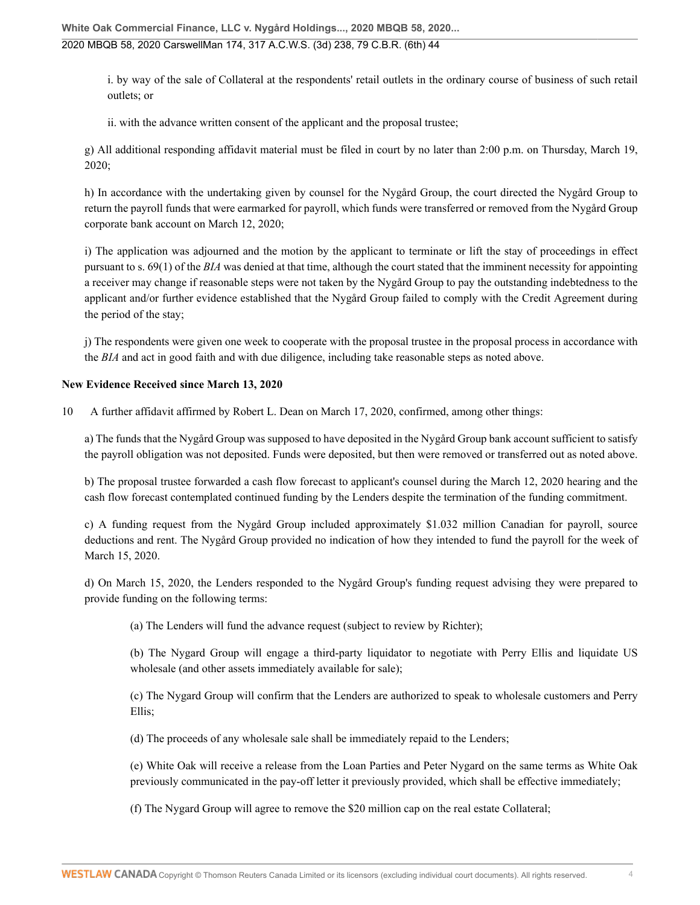i. by way of the sale of Collateral at the respondents' retail outlets in the ordinary course of business of such retail outlets; or

ii. with the advance written consent of the applicant and the proposal trustee;

g) All additional responding affidavit material must be filed in court by no later than 2:00 p.m. on Thursday, March 19, 2020;

h) In accordance with the undertaking given by counsel for the Nygård Group, the court directed the Nygård Group to return the payroll funds that were earmarked for payroll, which funds were transferred or removed from the Nygård Group corporate bank account on March 12, 2020;

i) The application was adjourned and the motion by the applicant to terminate or lift the stay of proceedings in effect pursuant to s. 69(1) of the *BIA* was denied at that time, although the court stated that the imminent necessity for appointing a receiver may change if reasonable steps were not taken by the Nygård Group to pay the outstanding indebtedness to the applicant and/or further evidence established that the Nygård Group failed to comply with the Credit Agreement during the period of the stay;

j) The respondents were given one week to cooperate with the proposal trustee in the proposal process in accordance with the *BIA* and act in good faith and with due diligence, including take reasonable steps as noted above.

**New Evidence Received since March 13, 2020**

10 A further affidavit affirmed by Robert L. Dean on March 17, 2020, confirmed, among other things:

a) The funds that the Nygård Group was supposed to have deposited in the Nygård Group bank account sufficient to satisfy the payroll obligation was not deposited. Funds were deposited, but then were removed or transferred out as noted above.

b) The proposal trustee forwarded a cash flow forecast to applicant's counsel during the March 12, 2020 hearing and the cash flow forecast contemplated continued funding by the Lenders despite the termination of the funding commitment.

c) A funding request from the Nygård Group included approximately $1.032 million Canadian for payroll, source deductions and rent. The Nygård Group provided no indication of how they intended to fund the payroll for the week of March 15, 2020.

d) On March 15, 2020, the Lenders responded to the Nygård Group's funding request advising they were prepared to provide funding on the following terms:

(a) The Lenders will fund the advance request (subject to review by Richter);

(b) The Nygard Group will engage a third-party liquidator to negotiate with Perry Ellis and liquidate US wholesale (and other assets immediately available for sale);

(c) The Nygard Group will confirm that the Lenders are authorized to speak to wholesale customers and Perry Ellis;

(d) The proceeds of any wholesale sale shall be immediately repaid to the Lenders;

(e) White Oak will receive a release from the Loan Parties and Peter Nygard on the same terms as White Oak previously communicated in the pay-off letter it previously provided, which shall be effective immediately;

(f) The Nygard Group will agree to remove the $20 million cap on the real estate Collateral;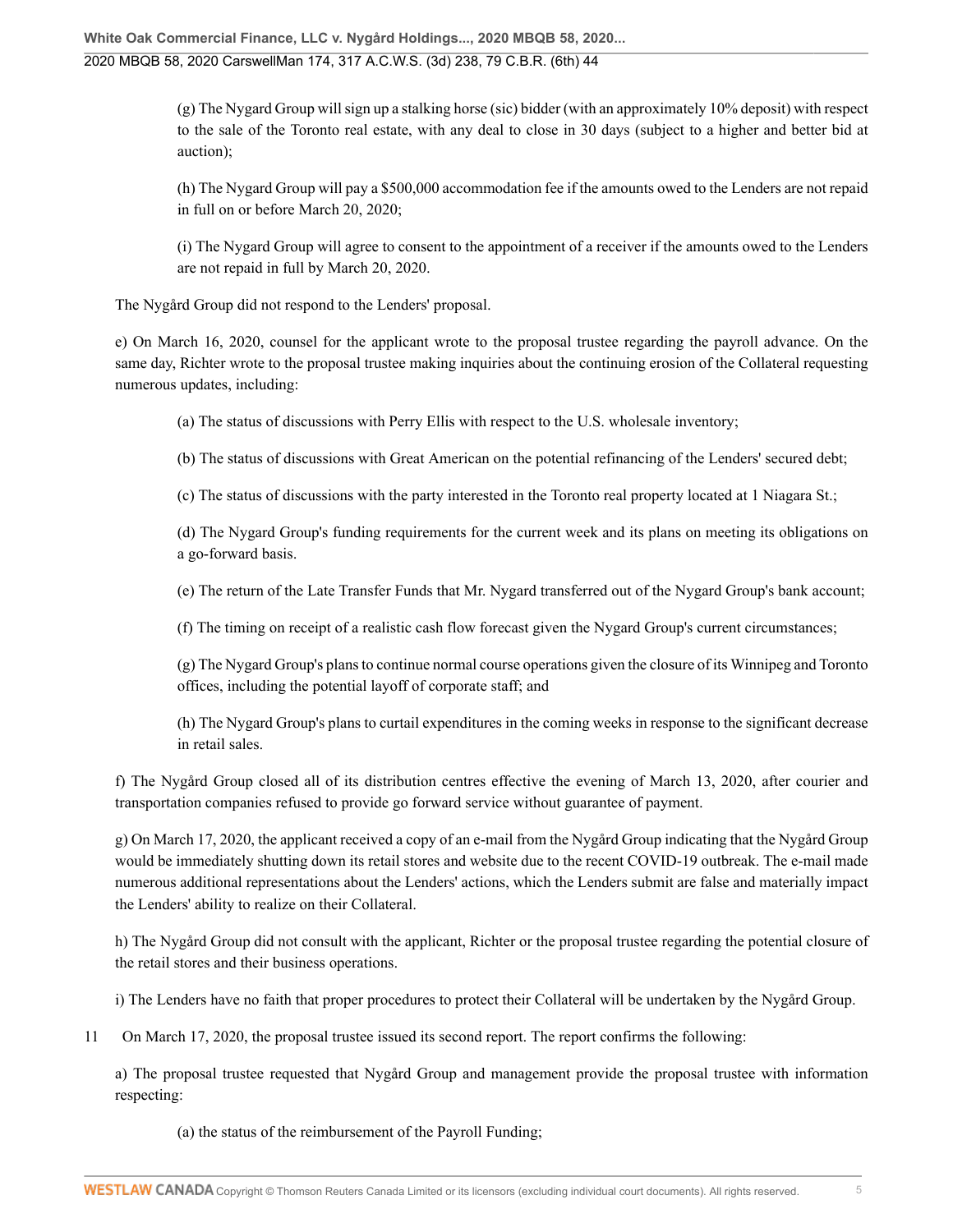(g) The Nygard Group will sign up a stalking horse (sic) bidder (with an approximately 10% deposit) with respect to the sale of the Toronto real estate, with any deal to close in 30 days (subject to a higher and better bid at auction);

(h) The Nygard Group will pay a $500,000 accommodation fee if the amounts owed to the Lenders are not repaid in full on or before March 20, 2020;

(i) The Nygard Group will agree to consent to the appointment of a receiver if the amounts owed to the Lenders are not repaid in full by March 20, 2020.

The Nygård Group did not respond to the Lenders' proposal.

e) On March 16, 2020, counsel for the applicant wrote to the proposal trustee regarding the payroll advance. On the same day, Richter wrote to the proposal trustee making inquiries about the continuing erosion of the Collateral requesting numerous updates, including:

(a) The status of discussions with Perry Ellis with respect to the U.S. wholesale inventory;

(b) The status of discussions with Great American on the potential refinancing of the Lenders' secured debt;

(c) The status of discussions with the party interested in the Toronto real property located at 1 Niagara St.;

(d) The Nygard Group's funding requirements for the current week and its plans on meeting its obligations on a go-forward basis.

(e) The return of the Late Transfer Funds that Mr. Nygard transferred out of the Nygard Group's bank account;

(f) The timing on receipt of a realistic cash flow forecast given the Nygard Group's current circumstances;

(g) The Nygard Group's plans to continue normal course operations given the closure of its Winnipeg and Toronto offices, including the potential layoff of corporate staff; and

(h) The Nygard Group's plans to curtail expenditures in the coming weeks in response to the significant decrease in retail sales.

f) The Nygård Group closed all of its distribution centres effective the evening of March 13, 2020, after courier and transportation companies refused to provide go forward service without guarantee of payment.

g) On March 17, 2020, the applicant received a copy of an e-mail from the Nygård Group indicating that the Nygård Group would be immediately shutting down its retail stores and website due to the recent COVID-19 outbreak. The e-mail made numerous additional representations about the Lenders' actions, which the Lenders submit are false and materially impact the Lenders' ability to realize on their Collateral.

h) The Nygård Group did not consult with the applicant, Richter or the proposal trustee regarding the potential closure of the retail stores and their business operations.

i) The Lenders have no faith that proper procedures to protect their Collateral will be undertaken by the Nygård Group.

11 On March 17, 2020, the proposal trustee issued its second report. The report confirms the following:

a) The proposal trustee requested that Nygård Group and management provide the proposal trustee with information respecting:

(a) the status of the reimbursement of the Payroll Funding;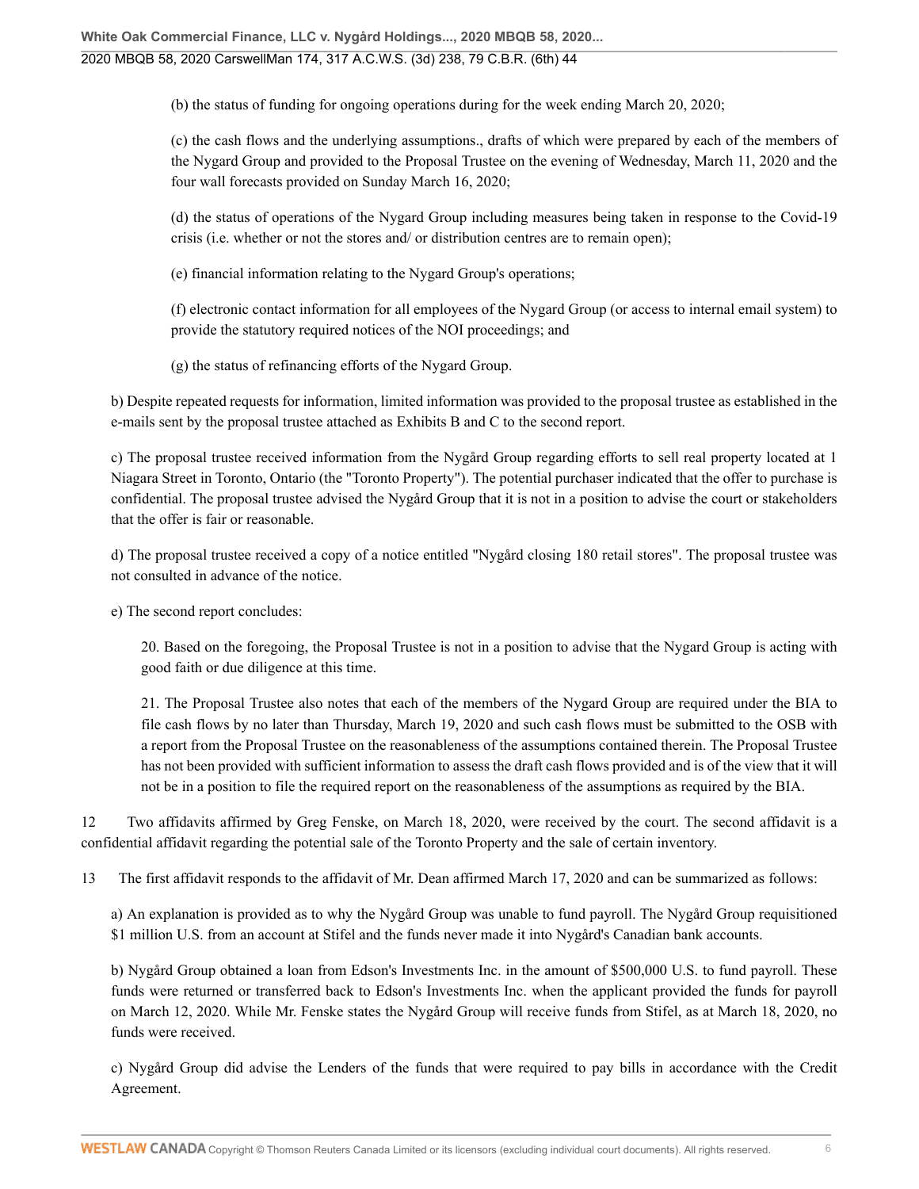(b) the status of funding for ongoing operations during for the week ending March 20, 2020;

(c) the cash flows and the underlying assumptions., drafts of which were prepared by each of the members of the Nygard Group and provided to the Proposal Trustee on the evening of Wednesday, March 11, 2020 and the four wall forecasts provided on Sunday March 16, 2020;

(d) the status of operations of the Nygard Group including measures being taken in response to the Covid-19 crisis (i.e. whether or not the stores and/ or distribution centres are to remain open);

(e) financial information relating to the Nygard Group's operations;

(f) electronic contact information for all employees of the Nygard Group (or access to internal email system) to provide the statutory required notices of the NOI proceedings; and

(g) the status of refinancing efforts of the Nygard Group.

b) Despite repeated requests for information, limited information was provided to the proposal trustee as established in the e-mails sent by the proposal trustee attached as Exhibits B and C to the second report.

c) The proposal trustee received information from the Nygård Group regarding efforts to sell real property located at 1 Niagara Street in Toronto, Ontario (the "Toronto Property"). The potential purchaser indicated that the offer to purchase is confidential. The proposal trustee advised the Nygård Group that it is not in a position to advise the court or stakeholders that the offer is fair or reasonable.

d) The proposal trustee received a copy of a notice entitled "Nygård closing 180 retail stores". The proposal trustee was not consulted in advance of the notice.

e) The second report concludes:

> 20. Based on the foregoing, the Proposal Trustee is not in a position to advise that the Nygard Group is acting with good faith or due diligence at this time.
>
> 21. The Proposal Trustee also notes that each of the members of the Nygard Group are required under the BIA to file cash flows by no later than Thursday, March 19, 2020 and such cash flows must be submitted to the OSB with a report from the Proposal Trustee on the reasonableness of the assumptions contained therein. The Proposal Trustee has not been provided with sufficient information to assess the draft cash flows provided and is of the view that it will not be in a position to file the required report on the reasonableness of the assumptions as required by the BIA.

12 Two affidavits affirmed by Greg Fenske, on March 18, 2020, were received by the court. The second affidavit is a confidential affidavit regarding the potential sale of the Toronto Property and the sale of certain inventory.

13 The first affidavit responds to the affidavit of Mr. Dean affirmed March 17, 2020 and can be summarized as follows:

a) An explanation is provided as to why the Nygård Group was unable to fund payroll. The Nygård Group requisitioned $1 million U.S. from an account at Stifel and the funds never made it into Nygård's Canadian bank accounts.

b) Nygård Group obtained a loan from Edson's Investments Inc. in the amount of $500,000 U.S. to fund payroll. These funds were returned or transferred back to Edson's Investments Inc. when the applicant provided the funds for payroll on March 12, 2020. While Mr. Fenske states the Nygård Group will receive funds from Stifel, as at March 18, 2020, no funds were received.

c) Nygård Group did advise the Lenders of the funds that were required to pay bills in accordance with the Credit Agreement.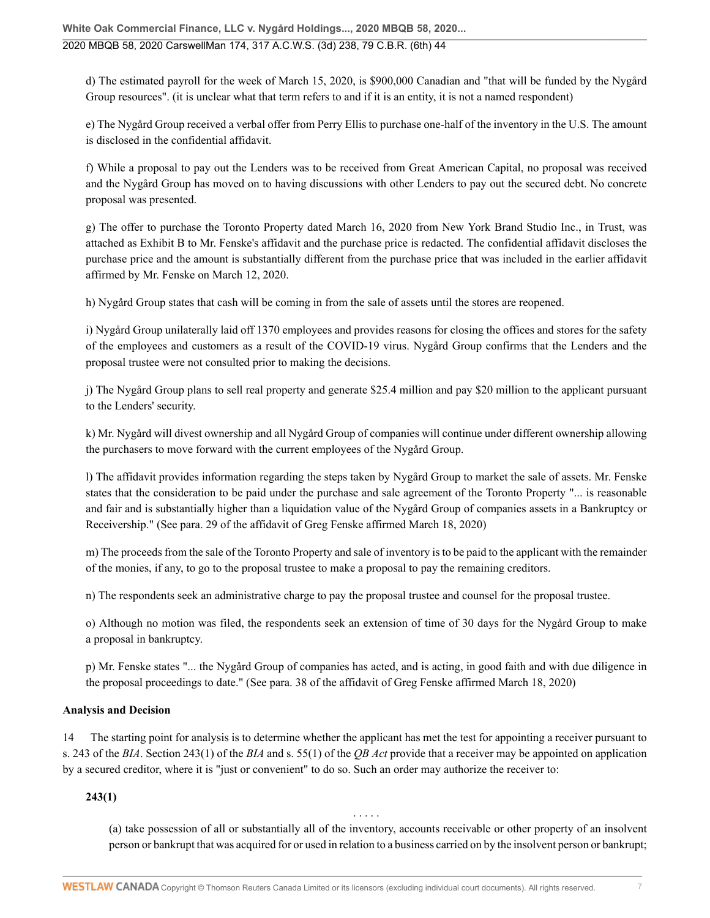d) The estimated payroll for the week of March 15, 2020, is $900,000 Canadian and "that will be funded by the Nygård Group resources". (it is unclear what that term refers to and if it is an entity, it is not a named respondent)

e) The Nygård Group received a verbal offer from Perry Ellis to purchase one-half of the inventory in the U.S. The amount is disclosed in the confidential affidavit.

f) While a proposal to pay out the Lenders was to be received from Great American Capital, no proposal was received and the Nygård Group has moved on to having discussions with other Lenders to pay out the secured debt. No concrete proposal was presented.

g) The offer to purchase the Toronto Property dated March 16, 2020 from New York Brand Studio Inc., in Trust, was attached as Exhibit B to Mr. Fenske's affidavit and the purchase price is redacted. The confidential affidavit discloses the purchase price and the amount is substantially different from the purchase price that was included in the earlier affidavit affirmed by Mr. Fenske on March 12, 2020.

h) Nygård Group states that cash will be coming in from the sale of assets until the stores are reopened.

i) Nygård Group unilaterally laid off 1370 employees and provides reasons for closing the offices and stores for the safety of the employees and customers as a result of the COVID-19 virus. Nygård Group confirms that the Lenders and the proposal trustee were not consulted prior to making the decisions.

j) The Nygård Group plans to sell real property and generate $25.4 million and pay $20 million to the applicant pursuant to the Lenders' security.

k) Mr. Nygård will divest ownership and all Nygård Group of companies will continue under different ownership allowing the purchasers to move forward with the current employees of the Nygård Group.

l) The affidavit provides information regarding the steps taken by Nygård Group to market the sale of assets. Mr. Fenske states that the consideration to be paid under the purchase and sale agreement of the Toronto Property "... is reasonable and fair and is substantially higher than a liquidation value of the Nygård Group of companies assets in a Bankruptcy or Receivership." (See para. 29 of the affidavit of Greg Fenske affirmed March 18, 2020)

m) The proceeds from the sale of the Toronto Property and sale of inventory is to be paid to the applicant with the remainder of the monies, if any, to go to the proposal trustee to make a proposal to pay the remaining creditors.

n) The respondents seek an administrative charge to pay the proposal trustee and counsel for the proposal trustee.

o) Although no motion was filed, the respondents seek an extension of time of 30 days for the Nygård Group to make a proposal in bankruptcy.

p) Mr. Fenske states "... the Nygård Group of companies has acted, and is acting, in good faith and with due diligence in the proposal proceedings to date." (See para. 38 of the affidavit of Greg Fenske affirmed March 18, 2020)

**Analysis and Decision**

14 The starting point for analysis is to determine whether the applicant has met the test for appointing a receiver pursuant to s. 243 of the *BIA*. Section 243(1) of the *BIA* and s. 55(1) of the *QB Act* provide that a receiver may be appointed on application by a secured creditor, where it is "just or convenient" to do so. Such an order may authorize the receiver to:

**243(1)**

. . . . .

(a) take possession of all or substantially all of the inventory, accounts receivable or other property of an insolvent person or bankrupt that was acquired for or used in relation to a business carried on by the insolvent person or bankrupt;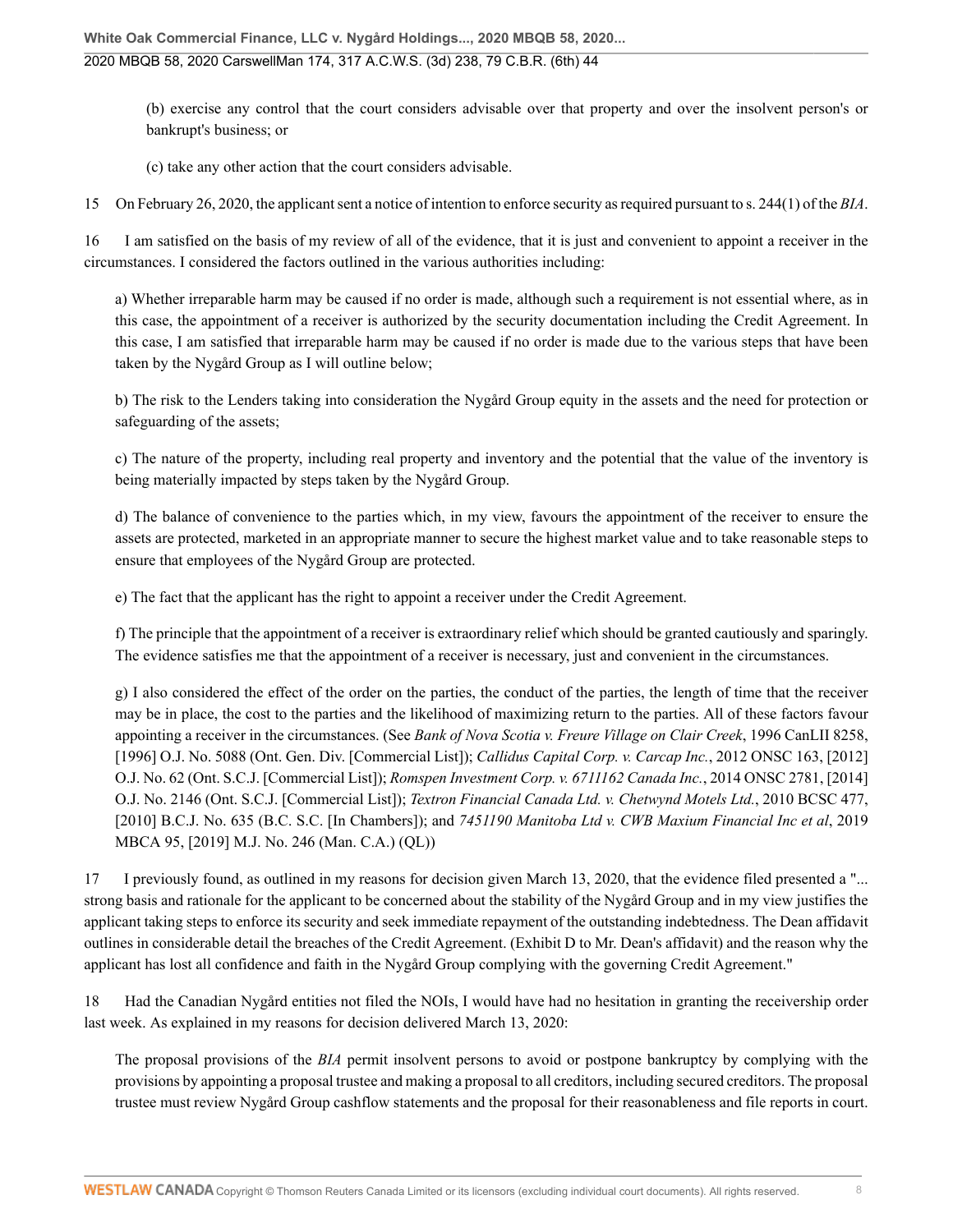(b) exercise any control that the court considers advisable over that property and over the insolvent person's or bankrupt's business; or

(c) take any other action that the court considers advisable.

15 On February 26, 2020, the applicant sent a notice of intention to enforce security as required pursuant to s. 244(1) of the *BIA*.

16 I am satisfied on the basis of my review of all of the evidence, that it is just and convenient to appoint a receiver in the circumstances. I considered the factors outlined in the various authorities including:

a) Whether irreparable harm may be caused if no order is made, although such a requirement is not essential where, as in this case, the appointment of a receiver is authorized by the security documentation including the Credit Agreement. In this case, I am satisfied that irreparable harm may be caused if no order is made due to the various steps that have been taken by the Nygård Group as I will outline below;

b) The risk to the Lenders taking into consideration the Nygård Group equity in the assets and the need for protection or safeguarding of the assets;

c) The nature of the property, including real property and inventory and the potential that the value of the inventory is being materially impacted by steps taken by the Nygård Group.

d) The balance of convenience to the parties which, in my view, favours the appointment of the receiver to ensure the assets are protected, marketed in an appropriate manner to secure the highest market value and to take reasonable steps to ensure that employees of the Nygård Group are protected.

e) The fact that the applicant has the right to appoint a receiver under the Credit Agreement.

f) The principle that the appointment of a receiver is extraordinary relief which should be granted cautiously and sparingly. The evidence satisfies me that the appointment of a receiver is necessary, just and convenient in the circumstances.

g) I also considered the effect of the order on the parties, the conduct of the parties, the length of time that the receiver may be in place, the cost to the parties and the likelihood of maximizing return to the parties. All of these factors favour appointing a receiver in the circumstances. (See *Bank of Nova Scotia v. Freure Village on Clair Creek*, 1996 CanLII 8258, [1996] O.J. No. 5088 (Ont. Gen. Div. [Commercial List]); *Callidus Capital Corp. v. Carcap Inc.*, 2012 ONSC 163, [2012] O.J. No. 62 (Ont. S.C.J. [Commercial List]); *Romspen Investment Corp. v. 6711162 Canada Inc.*, 2014 ONSC 2781, [2014] O.J. No. 2146 (Ont. S.C.J. [Commercial List]); *Textron Financial Canada Ltd. v. Chetwynd Motels Ltd.*, 2010 BCSC 477, [2010] B.C.J. No. 635 (B.C. S.C. [In Chambers]); and *7451190 Manitoba Ltd v. CWB Maxium Financial Inc et al*, 2019 MBCA 95, [2019] M.J. No. 246 (Man. C.A.) (QL))

17 I previously found, as outlined in my reasons for decision given March 13, 2020, that the evidence filed presented a "... strong basis and rationale for the applicant to be concerned about the stability of the Nygård Group and in my view justifies the applicant taking steps to enforce its security and seek immediate repayment of the outstanding indebtedness. The Dean affidavit outlines in considerable detail the breaches of the Credit Agreement. (Exhibit D to Mr. Dean's affidavit) and the reason why the applicant has lost all confidence and faith in the Nygård Group complying with the governing Credit Agreement."

18 Had the Canadian Nygård entities not filed the NOIs, I would have had no hesitation in granting the receivership order last week. As explained in my reasons for decision delivered March 13, 2020:

The proposal provisions of the *BIA* permit insolvent persons to avoid or postpone bankruptcy by complying with the provisions by appointing a proposal trustee and making a proposal to all creditors, including secured creditors. The proposal trustee must review Nygård Group cashflow statements and the proposal for their reasonableness and file reports in court.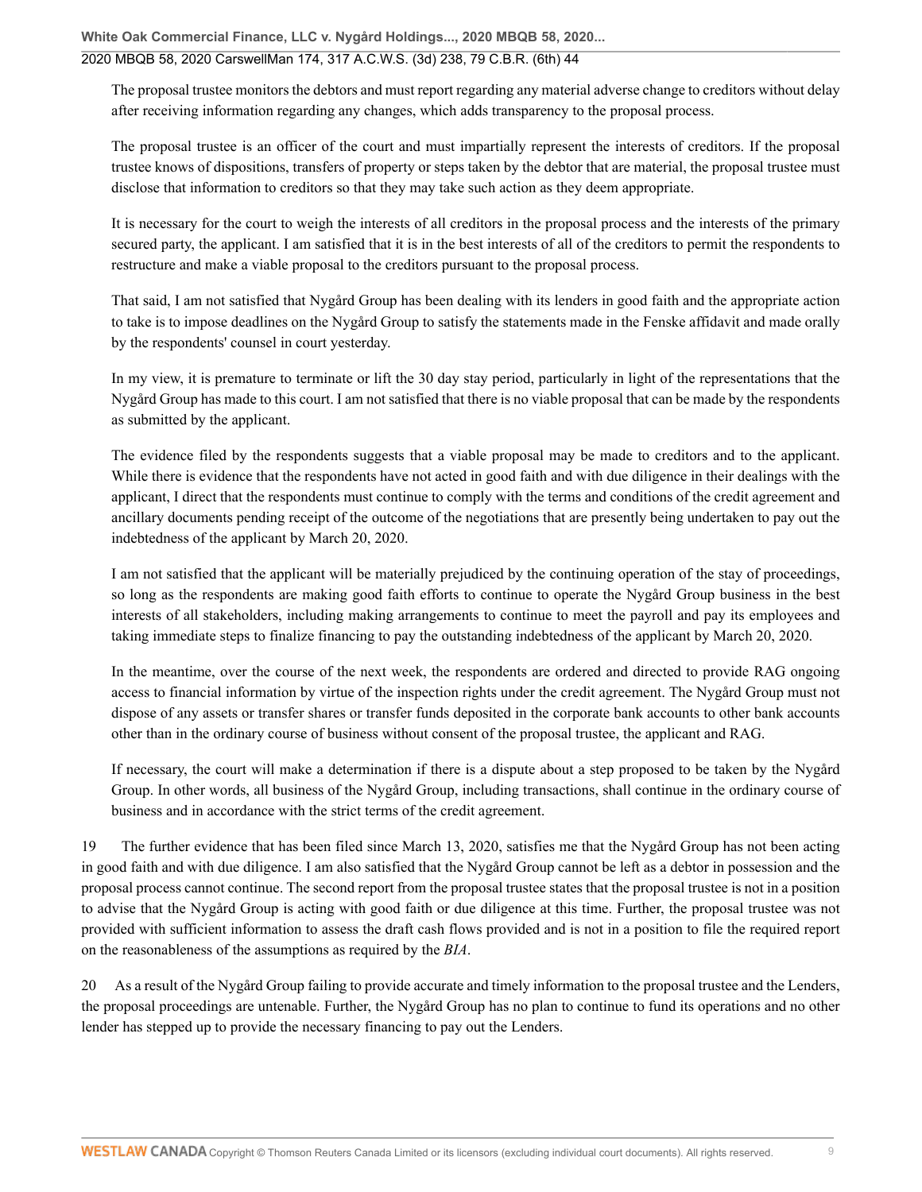The proposal trustee monitors the debtors and must report regarding any material adverse change to creditors without delay after receiving information regarding any changes, which adds transparency to the proposal process.

> The proposal trustee is an officer of the court and must impartially represent the interests of creditors. If the proposal trustee knows of dispositions, transfers of property or steps taken by the debtor that are material, the proposal trustee must disclose that information to creditors so that they may take such action as they deem appropriate.

> It is necessary for the court to weigh the interests of all creditors in the proposal process and the interests of the primary secured party, the applicant. I am satisfied that it is in the best interests of all of the creditors to permit the respondents to restructure and make a viable proposal to the creditors pursuant to the proposal process.

> That said, I am not satisfied that Nygård Group has been dealing with its lenders in good faith and the appropriate action to take is to impose deadlines on the Nygård Group to satisfy the statements made in the Fenske affidavit and made orally by the respondents' counsel in court yesterday.

> In my view, it is premature to terminate or lift the 30 day stay period, particularly in light of the representations that the Nygård Group has made to this court. I am not satisfied that there is no viable proposal that can be made by the respondents as submitted by the applicant.

> The evidence filed by the respondents suggests that a viable proposal may be made to creditors and to the applicant. While there is evidence that the respondents have not acted in good faith and with due diligence in their dealings with the applicant, I direct that the respondents must continue to comply with the terms and conditions of the credit agreement and ancillary documents pending receipt of the outcome of the negotiations that are presently being undertaken to pay out the indebtedness of the applicant by March 20, 2020.

> I am not satisfied that the applicant will be materially prejudiced by the continuing operation of the stay of proceedings, so long as the respondents are making good faith efforts to continue to operate the Nygård Group business in the best interests of all stakeholders, including making arrangements to continue to meet the payroll and pay its employees and taking immediate steps to finalize financing to pay the outstanding indebtedness of the applicant by March 20, 2020.

> In the meantime, over the course of the next week, the respondents are ordered and directed to provide RAG ongoing access to financial information by virtue of the inspection rights under the credit agreement. The Nygård Group must not dispose of any assets or transfer shares or transfer funds deposited in the corporate bank accounts to other bank accounts other than in the ordinary course of business without consent of the proposal trustee, the applicant and RAG.

> If necessary, the court will make a determination if there is a dispute about a step proposed to be taken by the Nygård Group. In other words, all business of the Nygård Group, including transactions, shall continue in the ordinary course of business and in accordance with the strict terms of the credit agreement.

19 The further evidence that has been filed since March 13, 2020, satisfies me that the Nygård Group has not been acting in good faith and with due diligence. I am also satisfied that the Nygård Group cannot be left as a debtor in possession and the proposal process cannot continue. The second report from the proposal trustee states that the proposal trustee is not in a position to advise that the Nygård Group is acting with good faith or due diligence at this time. Further, the proposal trustee was not provided with sufficient information to assess the draft cash flows provided and is not in a position to file the required report on the reasonableness of the assumptions as required by the *BIA*.

20 As a result of the Nygård Group failing to provide accurate and timely information to the proposal trustee and the Lenders, the proposal proceedings are untenable. Further, the Nygård Group has no plan to continue to fund its operations and no other lender has stepped up to provide the necessary financing to pay out the Lenders.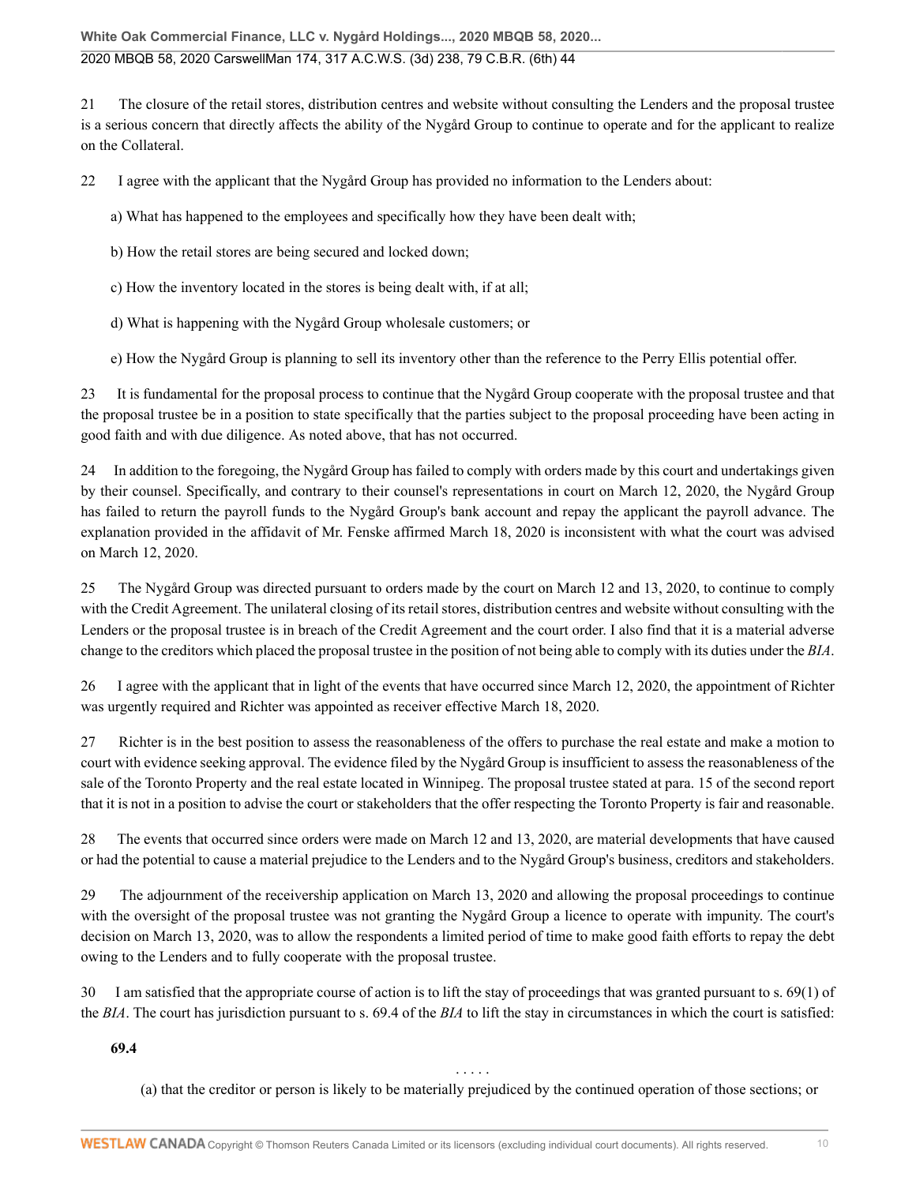21 The closure of the retail stores, distribution centres and website without consulting the Lenders and the proposal trustee is a serious concern that directly affects the ability of the Nygård Group to continue to operate and for the applicant to realize on the Collateral.

22 I agree with the applicant that the Nygård Group has provided no information to the Lenders about:

a) What has happened to the employees and specifically how they have been dealt with;

b) How the retail stores are being secured and locked down;

c) How the inventory located in the stores is being dealt with, if at all;

d) What is happening with the Nygård Group wholesale customers; or

e) How the Nygård Group is planning to sell its inventory other than the reference to the Perry Ellis potential offer.

23 It is fundamental for the proposal process to continue that the Nygård Group cooperate with the proposal trustee and that the proposal trustee be in a position to state specifically that the parties subject to the proposal proceeding have been acting in good faith and with due diligence. As noted above, that has not occurred.

24 In addition to the foregoing, the Nygård Group has failed to comply with orders made by this court and undertakings given by their counsel. Specifically, and contrary to their counsel's representations in court on March 12, 2020, the Nygård Group has failed to return the payroll funds to the Nygård Group's bank account and repay the applicant the payroll advance. The explanation provided in the affidavit of Mr. Fenske affirmed March 18, 2020 is inconsistent with what the court was advised on March 12, 2020.

25 The Nygård Group was directed pursuant to orders made by the court on March 12 and 13, 2020, to continue to comply with the Credit Agreement. The unilateral closing of its retail stores, distribution centres and website without consulting with the Lenders or the proposal trustee is in breach of the Credit Agreement and the court order. I also find that it is a material adverse change to the creditors which placed the proposal trustee in the position of not being able to comply with its duties under the *BIA*.

26 I agree with the applicant that in light of the events that have occurred since March 12, 2020, the appointment of Richter was urgently required and Richter was appointed as receiver effective March 18, 2020.

27 Richter is in the best position to assess the reasonableness of the offers to purchase the real estate and make a motion to court with evidence seeking approval. The evidence filed by the Nygård Group is insufficient to assess the reasonableness of the sale of the Toronto Property and the real estate located in Winnipeg. The proposal trustee stated at para. 15 of the second report that it is not in a position to advise the court or stakeholders that the offer respecting the Toronto Property is fair and reasonable.

28 The events that occurred since orders were made on March 12 and 13, 2020, are material developments that have caused or had the potential to cause a material prejudice to the Lenders and to the Nygård Group's business, creditors and stakeholders.

29 The adjournment of the receivership application on March 13, 2020 and allowing the proposal proceedings to continue with the oversight of the proposal trustee was not granting the Nygård Group a licence to operate with impunity. The court's decision on March 13, 2020, was to allow the respondents a limited period of time to make good faith efforts to repay the debt owing to the Lenders and to fully cooperate with the proposal trustee.

30 I am satisfied that the appropriate course of action is to lift the stay of proceedings that was granted pursuant to s. 69(1) of the *BIA*. The court has jurisdiction pursuant to s. 69.4 of the *BIA* to lift the stay in circumstances in which the court is satisfied:

**69.4**

. . . . .

(a) that the creditor or person is likely to be materially prejudiced by the continued operation of those sections; or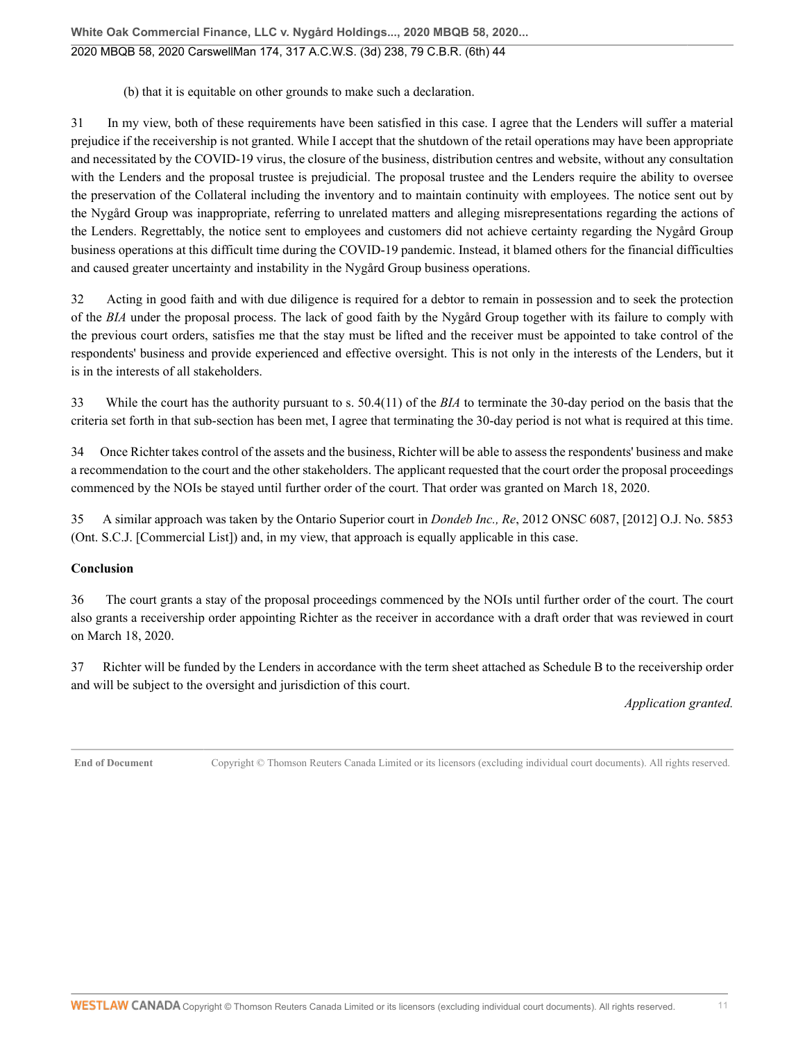(b) that it is equitable on other grounds to make such a declaration.

31 In my view, both of these requirements have been satisfied in this case. I agree that the Lenders will suffer a material prejudice if the receivership is not granted. While I accept that the shutdown of the retail operations may have been appropriate and necessitated by the COVID-19 virus, the closure of the business, distribution centres and website, without any consultation with the Lenders and the proposal trustee is prejudicial. The proposal trustee and the Lenders require the ability to oversee the preservation of the Collateral including the inventory and to maintain continuity with employees. The notice sent out by the Nygård Group was inappropriate, referring to unrelated matters and alleging misrepresentations regarding the actions of the Lenders. Regrettably, the notice sent to employees and customers did not achieve certainty regarding the Nygård Group business operations at this difficult time during the COVID-19 pandemic. Instead, it blamed others for the financial difficulties and caused greater uncertainty and instability in the Nygård Group business operations.

32 Acting in good faith and with due diligence is required for a debtor to remain in possession and to seek the protection of the *BIA* under the proposal process. The lack of good faith by the Nygård Group together with its failure to comply with the previous court orders, satisfies me that the stay must be lifted and the receiver must be appointed to take control of the respondents' business and provide experienced and effective oversight. This is not only in the interests of the Lenders, but it is in the interests of all stakeholders.

33 While the court has the authority pursuant to s. 50.4(11) of the *BIA* to terminate the 30-day period on the basis that the criteria set forth in that sub-section has been met, I agree that terminating the 30-day period is not what is required at this time.

34 Once Richter takes control of the assets and the business, Richter will be able to assess the respondents' business and make a recommendation to the court and the other stakeholders. The applicant requested that the court order the proposal proceedings commenced by the NOIs be stayed until further order of the court. That order was granted on March 18, 2020.

35 A similar approach was taken by the Ontario Superior court in *Dondeb Inc., Re*, 2012 ONSC 6087, [2012] O.J. No. 5853 (Ont. S.C.J. [Commercial List]) and, in my view, that approach is equally applicable in this case.

## Conclusion

36 The court grants a stay of the proposal proceedings commenced by the NOIs until further order of the court. The court also grants a receivership order appointing Richter as the receiver in accordance with a draft order that was reviewed in court on March 18, 2020.

37 Richter will be funded by the Lenders in accordance with the term sheet attached as Schedule B to the receivership order and will be subject to the oversight and jurisdiction of this court.

*Application granted.*